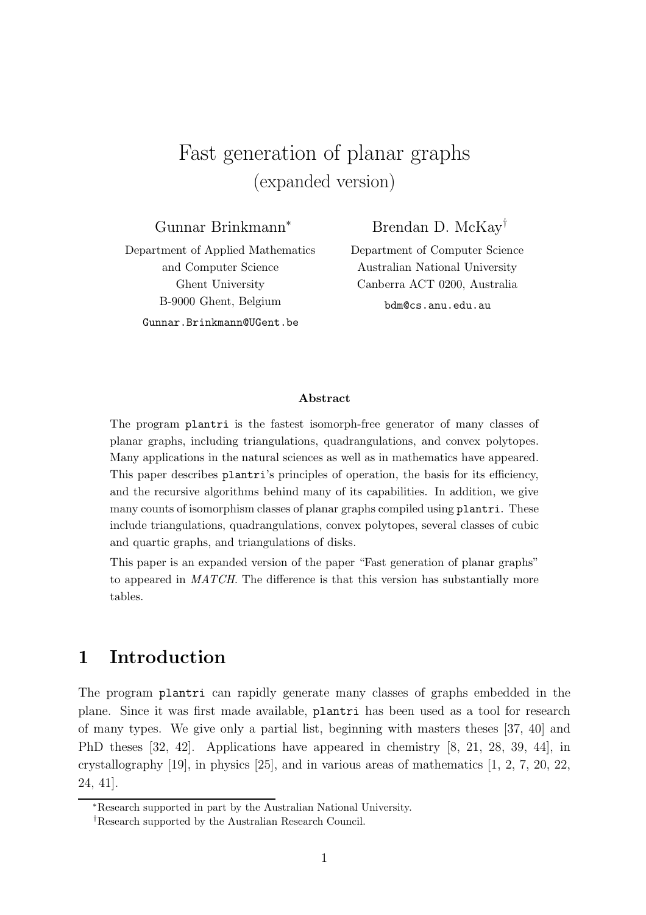# Fast generation of planar graphs
## (expanded version)

Gunnar Brinkmann*

Department of Applied Mathematics
and Computer Science
Ghent University
B-9000 Ghent, Belgium
Gunnar.Brinkmann@UGent.be

Brendan D. McKay†

Department of Computer Science
Australian National University
Canberra ACT 0200, Australia
bdm@cs.anu.edu.au

**Abstract**

The program plantri is the fastest isomorph-free generator of many classes of planar graphs, including triangulations, quadrangulations, and convex polytopes. Many applications in the natural sciences as well as in mathematics have appeared. This paper describes plantri's principles of operation, the basis for its efficiency, and the recursive algorithms behind many of its capabilities. In addition, we give many counts of isomorphism classes of planar graphs compiled using plantri. These include triangulations, quadrangulations, convex polytopes, several classes of cubic and quartic graphs, and triangulations of disks.

This paper is an expanded version of the paper "Fast generation of planar graphs" to appeared in *MATCH*. The difference is that this version has substantially more tables.

## 1 Introduction

The program plantri can rapidly generate many classes of graphs embedded in the plane. Since it was first made available, plantri has been used as a tool for research of many types. We give only a partial list, beginning with masters theses [37, 40] and PhD theses [32, 42]. Applications have appeared in chemistry [8, 21, 28, 39, 44], in crystallography [19], in physics [25], and in various areas of mathematics [1, 2, 7, 20, 22, 24, 41].

*Research supported in part by the Australian National University.

†Research supported by the Australian Research Council.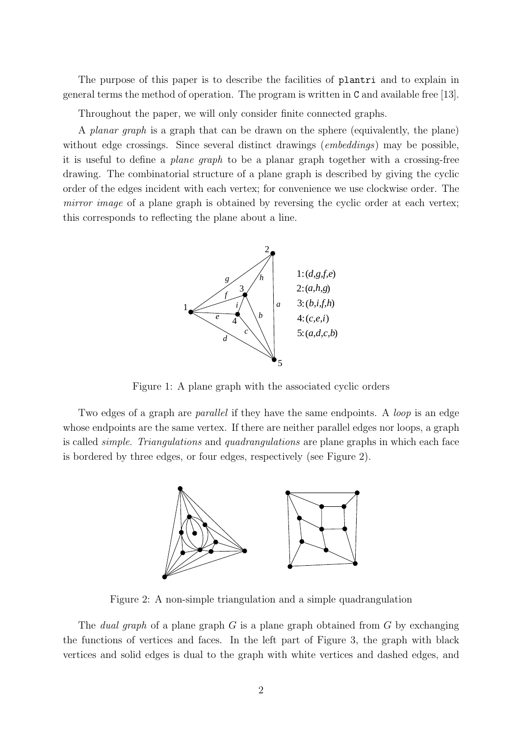The purpose of this paper is to describe the facilities of `plantri` and to explain in general terms the method of operation. The program is written in `C` and available free [13].

Throughout the paper, we will only consider finite connected graphs.

A *planar graph* is a graph that can be drawn on the sphere (equivalently, the plane) without edge crossings. Since several distinct drawings (*embeddings*) may be possible, it is useful to define a *plane graph* to be a planar graph together with a crossing-free drawing. The combinatorial structure of a plane graph is described by giving the cyclic order of the edges incident with each vertex; for convenience we use clockwise order. The *mirror image* of a plane graph is obtained by reversing the cyclic order at each vertex; this corresponds to reflecting the plane about a line.

1: $(d,g,f,e)$
2: $(a,h,g)$
3: $(b,i,f,h)$
4: $(c,e,i)$
5: $(a,d,c,b)$

Figure 1: A plane graph with the associated cyclic orders

Two edges of a graph are *parallel* if they have the same endpoints. A *loop* is an edge whose endpoints are the same vertex. If there are neither parallel edges nor loops, a graph is called *simple*. *Triangulations* and *quadrangulations* are plane graphs in which each face is bordered by three edges, or four edges, respectively (see Figure 2).

Figure 2: A non-simple triangulation and a simple quadrangulation

The *dual graph* of a plane graph $G$ is a plane graph obtained from $G$ by exchanging the functions of vertices and faces. In the left part of Figure 3, the graph with black vertices and solid edges is dual to the graph with white vertices and dashed edges, and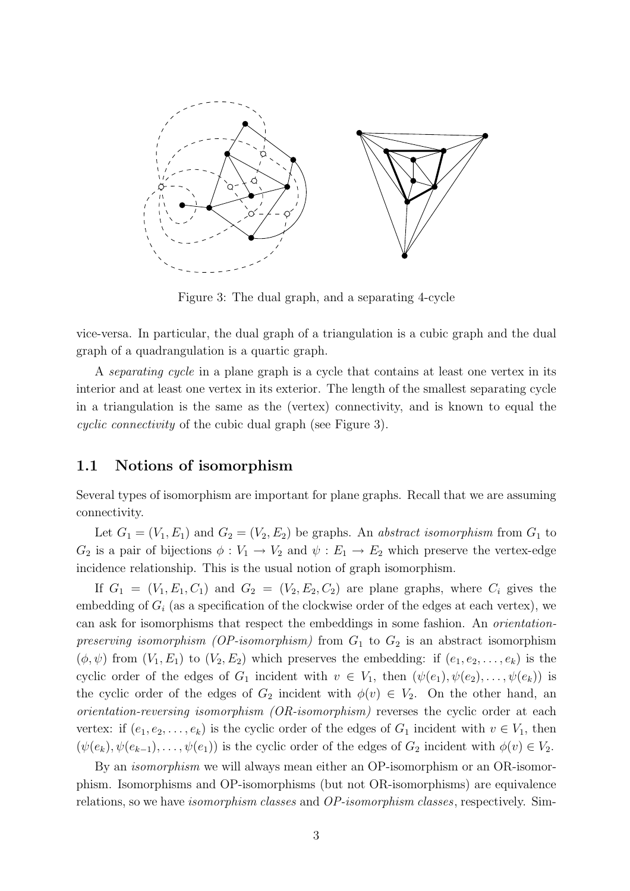Figure 3: The dual graph, and a separating 4-cycle

vice-versa. In particular, the dual graph of a triangulation is a cubic graph and the dual graph of a quadrangulation is a quartic graph.

A *separating cycle* in a plane graph is a cycle that contains at least one vertex in its interior and at least one vertex in its exterior. The length of the smallest separating cycle in a triangulation is the same as the (vertex) connectivity, and is known to equal the *cyclic connectivity* of the cubic dual graph (see Figure 3).

## 1.1 Notions of isomorphism

Several types of isomorphism are important for plane graphs. Recall that we are assuming connectivity.

Let $G_1 = (V_1, E_1)$ and $G_2 = (V_2, E_2)$ be graphs. An *abstract isomorphism* from $G_1$ to $G_2$ is a pair of bijections $\phi : V_1 \to V_2$ and $\psi : E_1 \to E_2$ which preserve the vertex-edge incidence relationship. This is the usual notion of graph isomorphism.

If $G_1 = (V_1, E_1, C_1)$ and $G_2 = (V_2, E_2, C_2)$ are plane graphs, where $C_i$ gives the embedding of $G_i$ (as a specification of the clockwise order of the edges at each vertex), we can ask for isomorphisms that respect the embeddings in some fashion. An *orientation-preserving isomorphism (OP-isomorphism)* from $G_1$ to $G_2$ is an abstract isomorphism $(\phi, \psi)$ from $(V_1, E_1)$ to $(V_2, E_2)$ which preserves the embedding: if $(e_1, e_2, \ldots, e_k)$ is the cyclic order of the edges of $G_1$ incident with $v \in V_1$, then $(\psi(e_1), \psi(e_2), \ldots, \psi(e_k))$ is the cyclic order of the edges of $G_2$ incident with $\phi(v) \in V_2$. On the other hand, an *orientation-reversing isomorphism (OR-isomorphism)* reverses the cyclic order at each vertex: if $(e_1, e_2, \ldots, e_k)$ is the cyclic order of the edges of $G_1$ incident with $v \in V_1$, then $(\psi(e_k), \psi(e_{k-1}), \ldots, \psi(e_1))$ is the cyclic order of the edges of $G_2$ incident with $\phi(v) \in V_2$.

By an *isomorphism* we will always mean either an OP-isomorphism or an OR-isomorphism. Isomorphisms and OP-isomorphisms (but not OR-isomorphisms) are equivalence relations, so we have *isomorphism classes* and *OP-isomorphism classes*, respectively. Sim-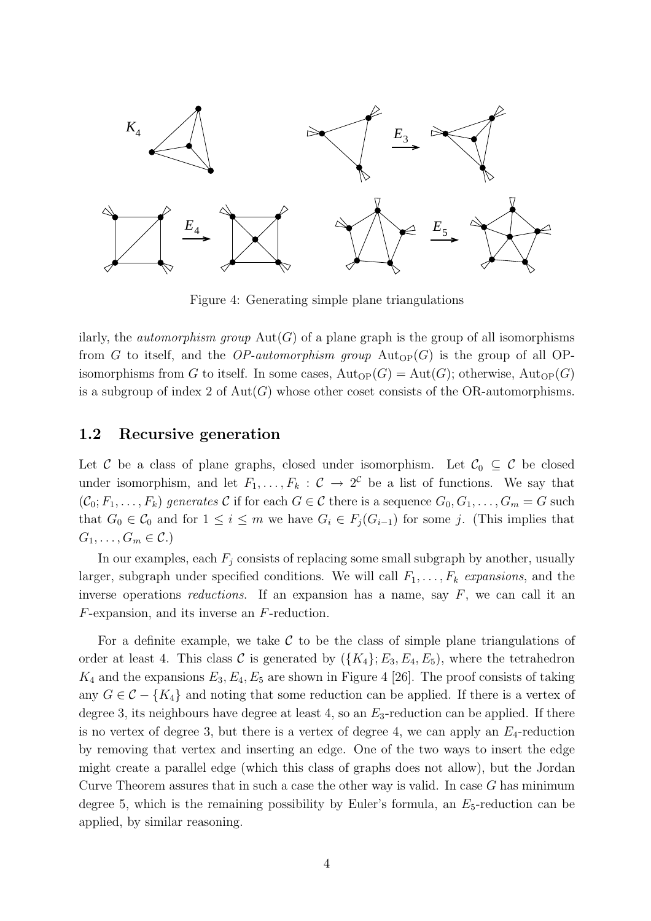Figure 4: Generating simple plane triangulations

ilarly, the *automorphism group* $\text{Aut}(G)$ of a plane graph is the group of all isomorphisms from $G$ to itself, and the *OP-automorphism group* $\text{Aut}_{\text{OP}}(G)$ is the group of all OP-isomorphisms from $G$ to itself. In some cases, $\text{Aut}_{\text{OP}}(G) = \text{Aut}(G)$; otherwise, $\text{Aut}_{\text{OP}}(G)$ is a subgroup of index 2 of $\text{Aut}(G)$ whose other coset consists of the OR-automorphisms.

## 1.2 Recursive generation

Let $\mathcal{C}$ be a class of plane graphs, closed under isomorphism. Let $\mathcal{C}_0 \subseteq \mathcal{C}$ be closed under isomorphism, and let $F_1, \ldots, F_k : \mathcal{C} \to 2^{\mathcal{C}}$ be a list of functions. We say that $(\mathcal{C}_0; F_1, \ldots, F_k)$ *generates* $\mathcal{C}$ if for each $G \in \mathcal{C}$ there is a sequence $G_0, G_1, \ldots, G_m = G$ such that $G_0 \in \mathcal{C}_0$ and for $1 \leq i \leq m$ we have $G_i \in F_j(G_{i-1})$ for some $j$. (This implies that $G_1, \ldots, G_m \in \mathcal{C}$.)

In our examples, each $F_j$ consists of replacing some small subgraph by another, usually larger, subgraph under specified conditions. We will call $F_1, \ldots, F_k$ *expansions*, and the inverse operations *reductions*. If an expansion has a name, say $F$, we can call it an $F$-expansion, and its inverse an $F$-reduction.

For a definite example, we take $\mathcal{C}$ to be the class of simple plane triangulations of order at least 4. This class $\mathcal{C}$ is generated by $(\{K_4\}; E_3, E_4, E_5)$, where the tetrahedron $K_4$ and the expansions $E_3, E_4, E_5$ are shown in Figure 4 [26]. The proof consists of taking any $G \in \mathcal{C} - \{K_4\}$ and noting that some reduction can be applied. If there is a vertex of degree 3, its neighbours have degree at least 4, so an $E_3$-reduction can be applied. If there is no vertex of degree 3, but there is a vertex of degree 4, we can apply an $E_4$-reduction by removing that vertex and inserting an edge. One of the two ways to insert the edge might create a parallel edge (which this class of graphs does not allow), but the Jordan Curve Theorem assures that in such a case the other way is valid. In case $G$ has minimum degree 5, which is the remaining possibility by Euler's formula, an $E_5$-reduction can be applied, by similar reasoning.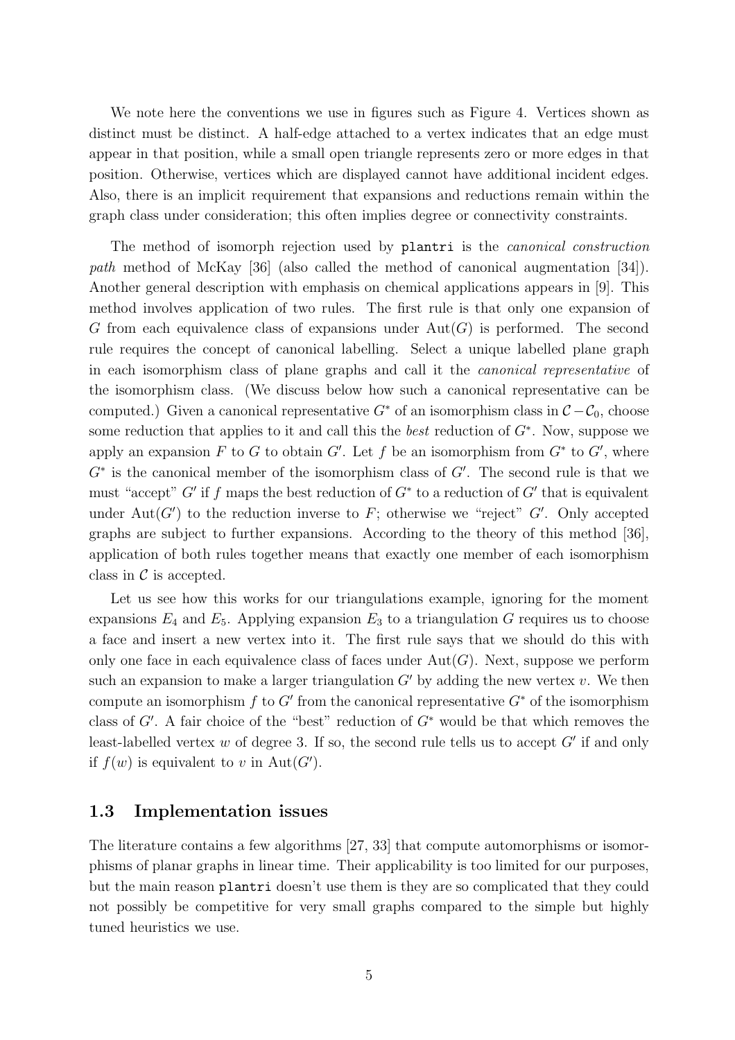We note here the conventions we use in figures such as Figure 4. Vertices shown as distinct must be distinct. A half-edge attached to a vertex indicates that an edge must appear in that position, while a small open triangle represents zero or more edges in that position. Otherwise, vertices which are displayed cannot have additional incident edges. Also, there is an implicit requirement that expansions and reductions remain within the graph class under consideration; this often implies degree or connectivity constraints.

The method of isomorph rejection used by `plantri` is the *canonical construction path* method of McKay [36] (also called the method of canonical augmentation [34]). Another general description with emphasis on chemical applications appears in [9]. This method involves application of two rules. The first rule is that only one expansion of $G$ from each equivalence class of expansions under $\mathrm{Aut}(G)$ is performed. The second rule requires the concept of canonical labelling. Select a unique labelled plane graph in each isomorphism class of plane graphs and call it the *canonical representative* of the isomorphism class. (We discuss below how such a canonical representative can be computed.) Given a canonical representative $G^*$ of an isomorphism class in $\mathcal{C} - \mathcal{C}_0$, choose some reduction that applies to it and call this the *best* reduction of $G^*$. Now, suppose we apply an expansion $F$ to $G$ to obtain $G'$. Let $f$ be an isomorphism from $G^*$ to $G'$, where $G^*$ is the canonical member of the isomorphism class of $G'$. The second rule is that we must "accept" $G'$ if $f$ maps the best reduction of $G^*$ to a reduction of $G'$ that is equivalent under $\mathrm{Aut}(G')$ to the reduction inverse to $F$; otherwise we "reject" $G'$. Only accepted graphs are subject to further expansions. According to the theory of this method [36], application of both rules together means that exactly one member of each isomorphism class in $\mathcal{C}$ is accepted.

Let us see how this works for our triangulations example, ignoring for the moment expansions $E_4$ and $E_5$. Applying expansion $E_3$ to a triangulation $G$ requires us to choose a face and insert a new vertex into it. The first rule says that we should do this with only one face in each equivalence class of faces under $\mathrm{Aut}(G)$. Next, suppose we perform such an expansion to make a larger triangulation $G'$ by adding the new vertex $v$. We then compute an isomorphism $f$ to $G'$ from the canonical representative $G^*$ of the isomorphism class of $G'$. A fair choice of the "best" reduction of $G^*$ would be that which removes the least-labelled vertex $w$ of degree 3. If so, the second rule tells us to accept $G'$ if and only if $f(w)$ is equivalent to $v$ in $\mathrm{Aut}(G')$.

### 1.3 Implementation issues

The literature contains a few algorithms [27, 33] that compute automorphisms or isomorphisms of planar graphs in linear time. Their applicability is too limited for our purposes, but the main reason `plantri` doesn't use them is they are so complicated that they could not possibly be competitive for very small graphs compared to the simple but highly tuned heuristics we use.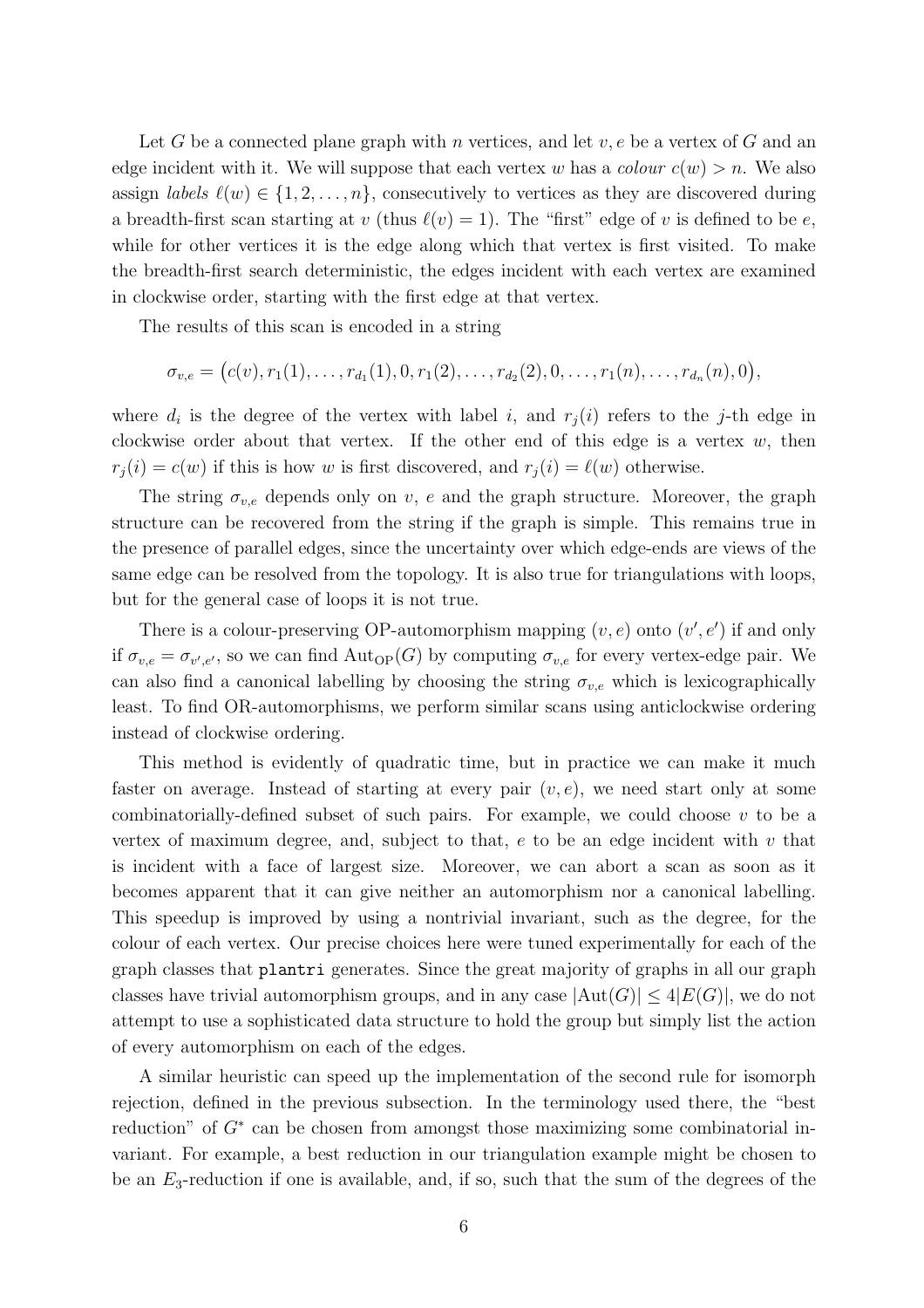Let $G$ be a connected plane graph with $n$ vertices, and let $v, e$ be a vertex of $G$ and an edge incident with it. We will suppose that each vertex $w$ has a *colour* $c(w) > n$. We also assign *labels* $\ell(w) \in \{1, 2, \ldots, n\}$, consecutively to vertices as they are discovered during a breadth-first scan starting at $v$ (thus $\ell(v) = 1$). The "first" edge of $v$ is defined to be $e$, while for other vertices it is the edge along which that vertex is first visited. To make the breadth-first search deterministic, the edges incident with each vertex are examined in clockwise order, starting with the first edge at that vertex.

The results of this scan is encoded in a string

$$\sigma_{v,e} = \big(c(v), r_1(1), \ldots, r_{d_1}(1), 0, r_1(2), \ldots, r_{d_2}(2), 0, \ldots, r_1(n), \ldots, r_{d_n}(n), 0\big),$$

where $d_i$ is the degree of the vertex with label $i$, and $r_j(i)$ refers to the $j$-th edge in clockwise order about that vertex. If the other end of this edge is a vertex $w$, then $r_j(i) = c(w)$ if this is how $w$ is first discovered, and $r_j(i) = \ell(w)$ otherwise.

The string $\sigma_{v,e}$ depends only on $v$, $e$ and the graph structure. Moreover, the graph structure can be recovered from the string if the graph is simple. This remains true in the presence of parallel edges, since the uncertainty over which edge-ends are views of the same edge can be resolved from the topology. It is also true for triangulations with loops, but for the general case of loops it is not true.

There is a colour-preserving OP-automorphism mapping $(v, e)$ onto $(v', e')$ if and only if $\sigma_{v,e} = \sigma_{v',e'}$, so we can find $\mathrm{Aut}_{\mathrm{OP}}(G)$ by computing $\sigma_{v,e}$ for every vertex-edge pair. We can also find a canonical labelling by choosing the string $\sigma_{v,e}$ which is lexicographically least. To find OR-automorphisms, we perform similar scans using anticlockwise ordering instead of clockwise ordering.

This method is evidently of quadratic time, but in practice we can make it much faster on average. Instead of starting at every pair $(v, e)$, we need start only at some combinatorially-defined subset of such pairs. For example, we could choose $v$ to be a vertex of maximum degree, and, subject to that, $e$ to be an edge incident with $v$ that is incident with a face of largest size. Moreover, we can abort a scan as soon as it becomes apparent that it can give neither an automorphism nor a canonical labelling. This speedup is improved by using a nontrivial invariant, such as the degree, for the colour of each vertex. Our precise choices here were tuned experimentally for each of the graph classes that `plantri` generates. Since the great majority of graphs in all our graph classes have trivial automorphism groups, and in any case $|\mathrm{Aut}(G)| \leq 4|E(G)|$, we do not attempt to use a sophisticated data structure to hold the group but simply list the action of every automorphism on each of the edges.

A similar heuristic can speed up the implementation of the second rule for isomorph rejection, defined in the previous subsection. In the terminology used there, the "best reduction" of $G^*$ can be chosen from amongst those maximizing some combinatorial invariant. For example, a best reduction in our triangulation example might be chosen to be an $E_3$-reduction if one is available, and, if so, such that the sum of the degrees of the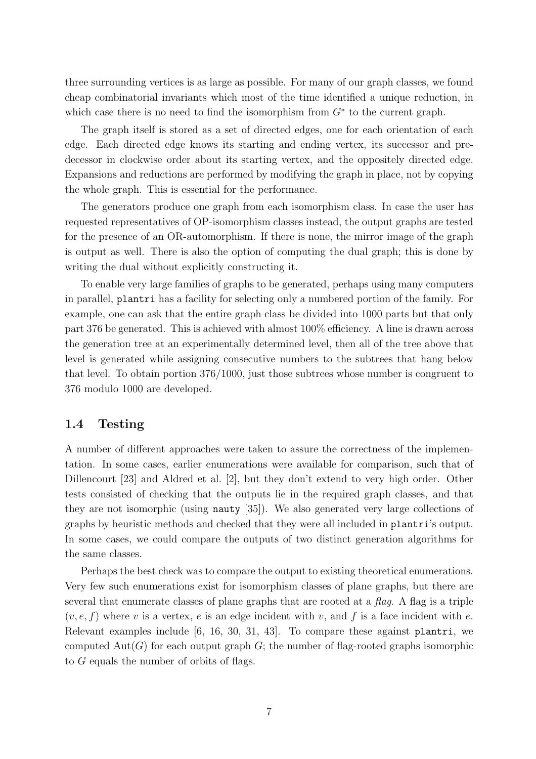three surrounding vertices is as large as possible. For many of our graph classes, we found cheap combinatorial invariants which most of the time identified a unique reduction, in which case there is no need to find the isomorphism from $G^*$ to the current graph.

The graph itself is stored as a set of directed edges, one for each orientation of each edge. Each directed edge knows its starting and ending vertex, its successor and predecessor in clockwise order about its starting vertex, and the oppositely directed edge. Expansions and reductions are performed by modifying the graph in place, not by copying the whole graph. This is essential for the performance.

The generators produce one graph from each isomorphism class. In case the user has requested representatives of OP-isomorphism classes instead, the output graphs are tested for the presence of an OR-automorphism. If there is none, the mirror image of the graph is output as well. There is also the option of computing the dual graph; this is done by writing the dual without explicitly constructing it.

To enable very large families of graphs to be generated, perhaps using many computers in parallel, `plantri` has a facility for selecting only a numbered portion of the family. For example, one can ask that the entire graph class be divided into 1000 parts but that only part 376 be generated. This is achieved with almost 100% efficiency. A line is drawn across the generation tree at an experimentally determined level, then all of the tree above that level is generated while assigning consecutive numbers to the subtrees that hang below that level. To obtain portion 376/1000, just those subtrees whose number is congruent to 376 modulo 1000 are developed.

## 1.4 Testing

A number of different approaches were taken to assure the correctness of the implementation. In some cases, earlier enumerations were available for comparison, such that of Dillencourt [23] and Aldred et al. [2], but they don't extend to very high order. Other tests consisted of checking that the outputs lie in the required graph classes, and that they are not isomorphic (using `nauty` [35]). We also generated very large collections of graphs by heuristic methods and checked that they were all included in `plantri`'s output. In some cases, we could compare the outputs of two distinct generation algorithms for the same classes.

Perhaps the best check was to compare the output to existing theoretical enumerations. Very few such enumerations exist for isomorphism classes of plane graphs, but there are several that enumerate classes of plane graphs that are rooted at a *flag*. A flag is a triple $(v, e, f)$ where $v$ is a vertex, $e$ is an edge incident with $v$, and $f$ is a face incident with $e$. Relevant examples include [6, 16, 30, 31, 43]. To compare these against `plantri`, we computed $\mathrm{Aut}(G)$ for each output graph $G$; the number of flag-rooted graphs isomorphic to $G$ equals the number of orbits of flags.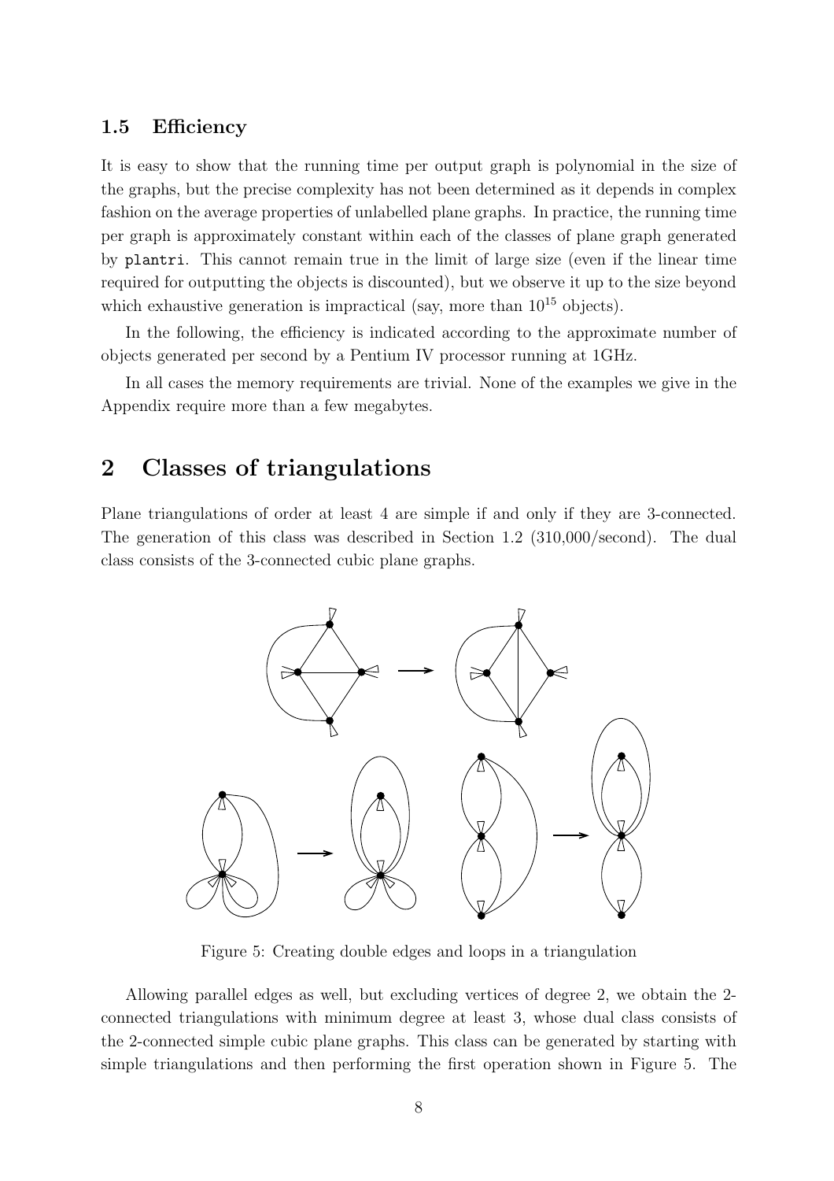### 1.5 Efficiency

It is easy to show that the running time per output graph is polynomial in the size of the graphs, but the precise complexity has not been determined as it depends in complex fashion on the average properties of unlabelled plane graphs. In practice, the running time per graph is approximately constant within each of the classes of plane graph generated by `plantri`. This cannot remain true in the limit of large size (even if the linear time required for outputting the objects is discounted), but we observe it up to the size beyond which exhaustive generation is impractical (say, more than $10^{15}$ objects).

In the following, the efficiency is indicated according to the approximate number of objects generated per second by a Pentium IV processor running at 1GHz.

In all cases the memory requirements are trivial. None of the examples we give in the Appendix require more than a few megabytes.

## 2 Classes of triangulations

Plane triangulations of order at least 4 are simple if and only if they are 3-connected. The generation of this class was described in Section 1.2 (310,000/second). The dual class consists of the 3-connected cubic plane graphs.

Figure 5: Creating double edges and loops in a triangulation

Allowing parallel edges as well, but excluding vertices of degree 2, we obtain the 2-connected triangulations with minimum degree at least 3, whose dual class consists of the 2-connected simple cubic plane graphs. This class can be generated by starting with simple triangulations and then performing the first operation shown in Figure 5. The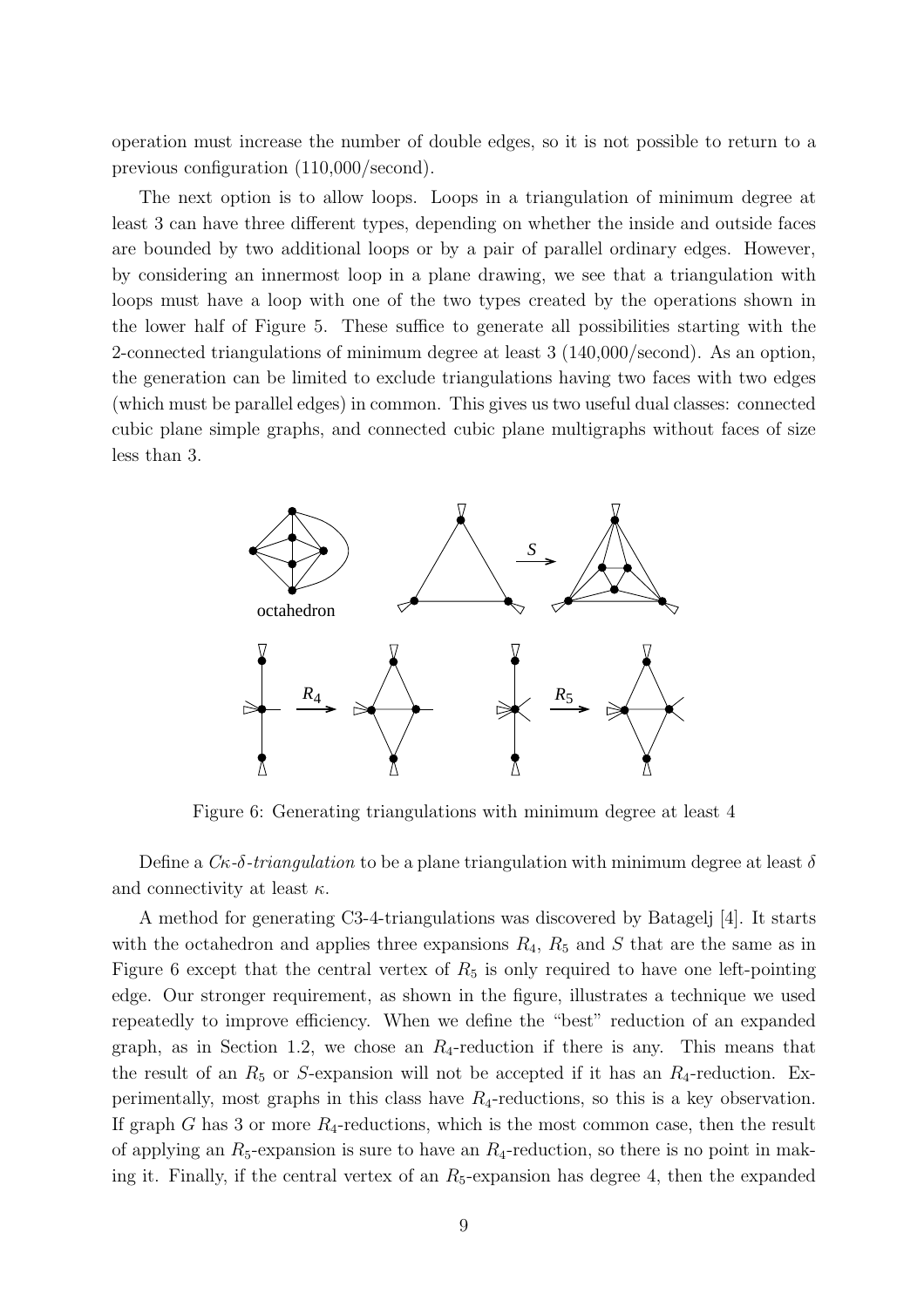operation must increase the number of double edges, so it is not possible to return to a previous configuration (110,000/second).

The next option is to allow loops. Loops in a triangulation of minimum degree at least 3 can have three different types, depending on whether the inside and outside faces are bounded by two additional loops or by a pair of parallel ordinary edges. However, by considering an innermost loop in a plane drawing, we see that a triangulation with loops must have a loop with one of the two types created by the operations shown in the lower half of Figure 5. These suffice to generate all possibilities starting with the 2-connected triangulations of minimum degree at least 3 (140,000/second). As an option, the generation can be limited to exclude triangulations having two faces with two edges (which must be parallel edges) in common. This gives us two useful dual classes: connected cubic plane simple graphs, and connected cubic plane multigraphs without faces of size less than 3.

Figure 6: Generating triangulations with minimum degree at least 4

Define a *C$\kappa$-$\delta$-triangulation* to be a plane triangulation with minimum degree at least $\delta$ and connectivity at least $\kappa$.

A method for generating C3-4-triangulations was discovered by Batagelj [4]. It starts with the octahedron and applies three expansions $R_4$, $R_5$ and $S$ that are the same as in Figure 6 except that the central vertex of $R_5$ is only required to have one left-pointing edge. Our stronger requirement, as shown in the figure, illustrates a technique we used repeatedly to improve efficiency. When we define the "best" reduction of an expanded graph, as in Section 1.2, we chose an $R_4$-reduction if there is any. This means that the result of an $R_5$ or $S$-expansion will not be accepted if it has an $R_4$-reduction. Experimentally, most graphs in this class have $R_4$-reductions, so this is a key observation. If graph $G$ has 3 or more $R_4$-reductions, which is the most common case, then the result of applying an $R_5$-expansion is sure to have an $R_4$-reduction, so there is no point in making it. Finally, if the central vertex of an $R_5$-expansion has degree 4, then the expanded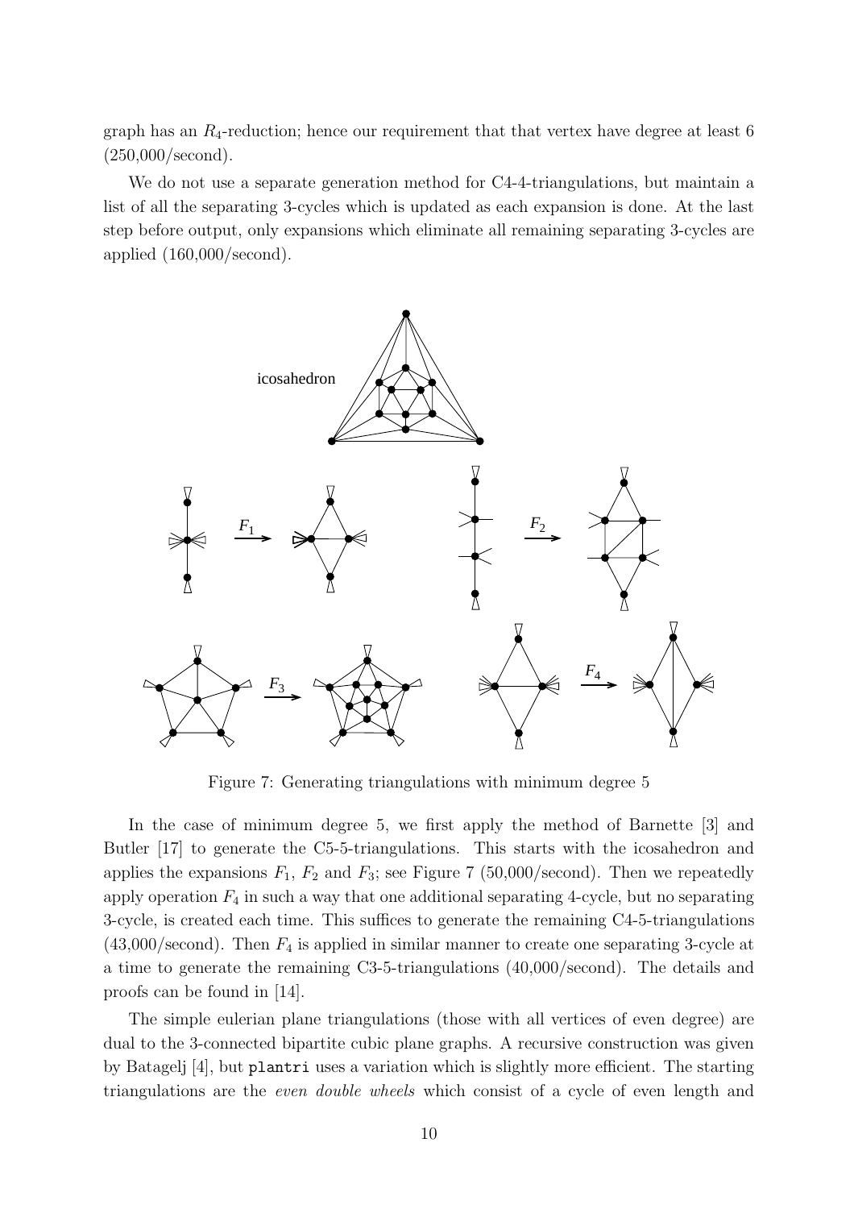graph has an $R_4$-reduction; hence our requirement that that vertex have degree at least 6 (250,000/second).

We do not use a separate generation method for C4-4-triangulations, but maintain a list of all the separating 3-cycles which is updated as each expansion is done. At the last step before output, only expansions which eliminate all remaining separating 3-cycles are applied (160,000/second).

Figure 7: Generating triangulations with minimum degree 5

In the case of minimum degree 5, we first apply the method of Barnette [3] and Butler [17] to generate the C5-5-triangulations. This starts with the icosahedron and applies the expansions $F_1$, $F_2$ and $F_3$; see Figure 7 (50,000/second). Then we repeatedly apply operation $F_4$ in such a way that one additional separating 4-cycle, but no separating 3-cycle, is created each time. This suffices to generate the remaining C4-5-triangulations (43,000/second). Then $F_4$ is applied in similar manner to create one separating 3-cycle at a time to generate the remaining C3-5-triangulations (40,000/second). The details and proofs can be found in [14].

The simple eulerian plane triangulations (those with all vertices of even degree) are dual to the 3-connected bipartite cubic plane graphs. A recursive construction was given by Batagelj [4], but `plantri` uses a variation which is slightly more efficient. The starting triangulations are the *even double wheels* which consist of a cycle of even length and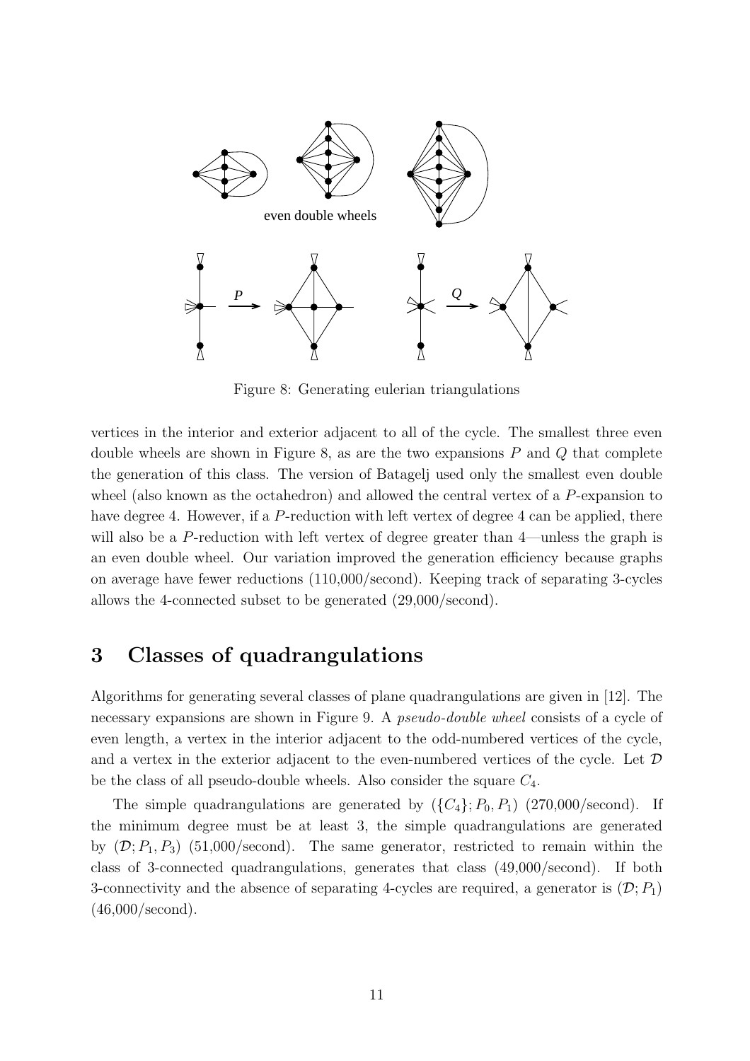even double wheels

Figure 8: Generating eulerian triangulations

vertices in the interior and exterior adjacent to all of the cycle. The smallest three even double wheels are shown in Figure 8, as are the two expansions $P$ and $Q$ that complete the generation of this class. The version of Batagelj used only the smallest even double wheel (also known as the octahedron) and allowed the central vertex of a $P$-expansion to have degree 4. However, if a $P$-reduction with left vertex of degree 4 can be applied, there will also be a $P$-reduction with left vertex of degree greater than 4—unless the graph is an even double wheel. Our variation improved the generation efficiency because graphs on average have fewer reductions (110,000/second). Keeping track of separating 3-cycles allows the 4-connected subset to be generated (29,000/second).

## 3 Classes of quadrangulations

Algorithms for generating several classes of plane quadrangulations are given in [12]. The necessary expansions are shown in Figure 9. A *pseudo-double wheel* consists of a cycle of even length, a vertex in the interior adjacent to the odd-numbered vertices of the cycle, and a vertex in the exterior adjacent to the even-numbered vertices of the cycle. Let $\mathcal{D}$ be the class of all pseudo-double wheels. Also consider the square $C_4$.

The simple quadrangulations are generated by $(\{C_4\}; P_0, P_1)$ (270,000/second). If the minimum degree must be at least 3, the simple quadrangulations are generated by $(\mathcal{D}; P_1, P_3)$ (51,000/second). The same generator, restricted to remain within the class of 3-connected quadrangulations, generates that class (49,000/second). If both 3-connectivity and the absence of separating 4-cycles are required, a generator is $(\mathcal{D}; P_1)$ (46,000/second).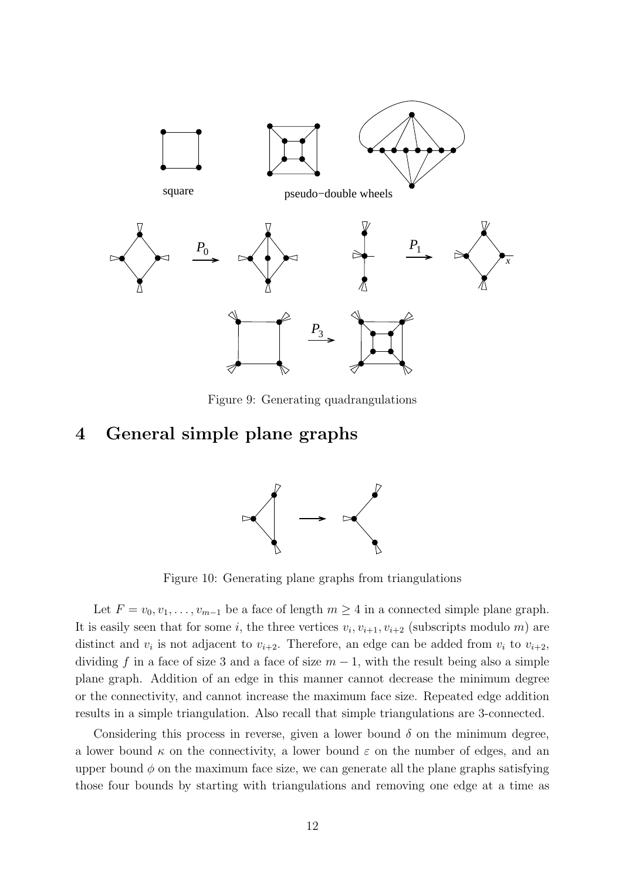square

pseudo−double wheels

Figure 9: Generating quadrangulations

# 4 General simple plane graphs

Figure 10: Generating plane graphs from triangulations

Let $F = v_0, v_1, \ldots, v_{m-1}$ be a face of length $m \geq 4$ in a connected simple plane graph. It is easily seen that for some $i$, the three vertices $v_i, v_{i+1}, v_{i+2}$ (subscripts modulo $m$) are distinct and $v_i$ is not adjacent to $v_{i+2}$. Therefore, an edge can be added from $v_i$ to $v_{i+2}$, dividing $f$ in a face of size 3 and a face of size $m - 1$, with the result being also a simple plane graph. Addition of an edge in this manner cannot decrease the minimum degree or the connectivity, and cannot increase the maximum face size. Repeated edge addition results in a simple triangulation. Also recall that simple triangulations are 3-connected.

Considering this process in reverse, given a lower bound $\delta$ on the minimum degree, a lower bound $\kappa$ on the connectivity, a lower bound $\varepsilon$ on the number of edges, and an upper bound $\phi$ on the maximum face size, we can generate all the plane graphs satisfying those four bounds by starting with triangulations and removing one edge at a time as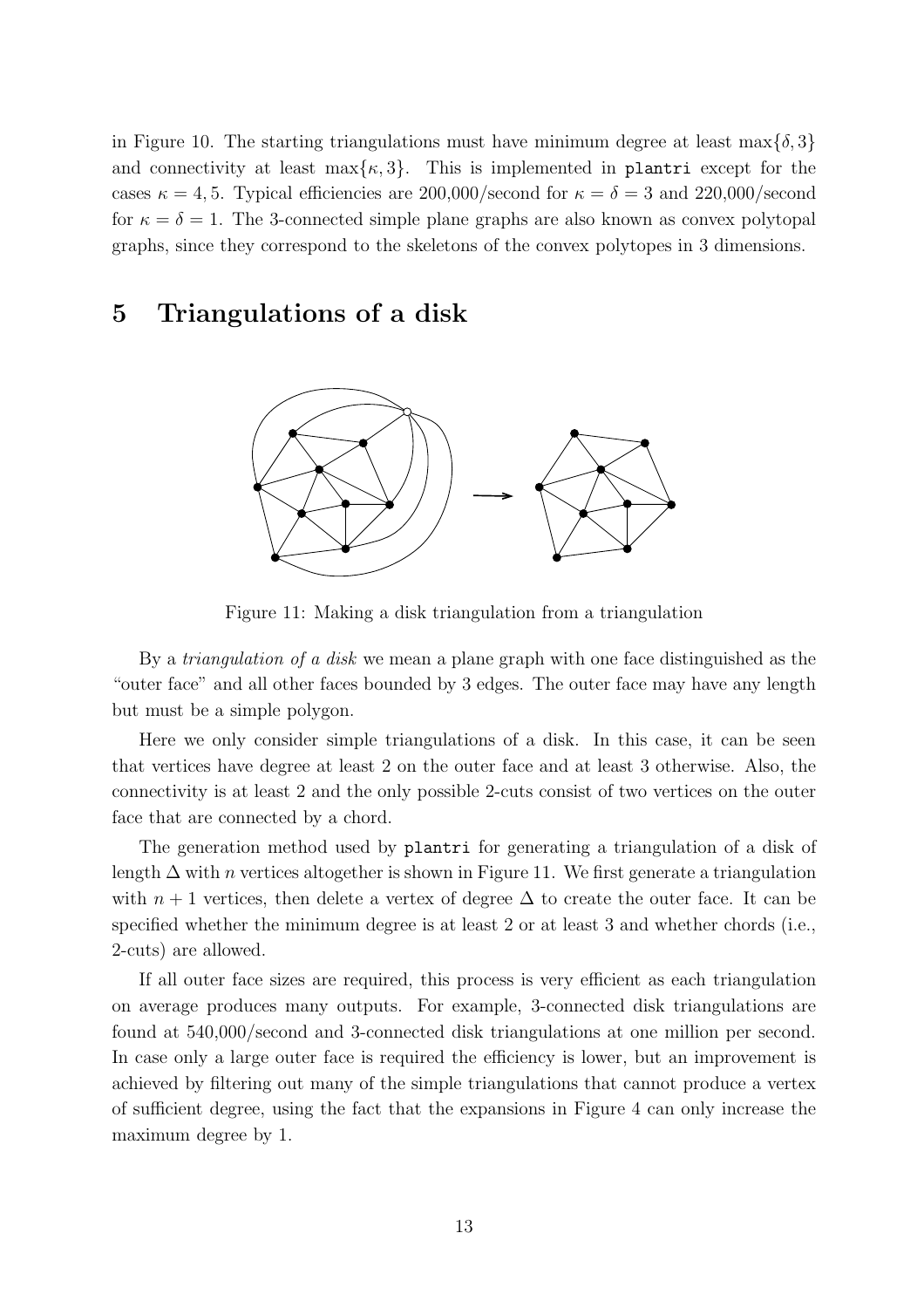in Figure 10. The starting triangulations must have minimum degree at least $\max\{\delta, 3\}$ and connectivity at least $\max\{\kappa, 3\}$. This is implemented in plantri except for the cases $\kappa = 4, 5$. Typical efficiencies are 200,000/second for $\kappa = \delta = 3$ and 220,000/second for $\kappa = \delta = 1$. The 3-connected simple plane graphs are also known as convex polytopal graphs, since they correspond to the skeletons of the convex polytopes in 3 dimensions.

## 5 Triangulations of a disk

Figure 11: Making a disk triangulation from a triangulation

By a *triangulation of a disk* we mean a plane graph with one face distinguished as the "outer face" and all other faces bounded by 3 edges. The outer face may have any length but must be a simple polygon.

Here we only consider simple triangulations of a disk. In this case, it can be seen that vertices have degree at least 2 on the outer face and at least 3 otherwise. Also, the connectivity is at least 2 and the only possible 2-cuts consist of two vertices on the outer face that are connected by a chord.

The generation method used by plantri for generating a triangulation of a disk of length $\Delta$ with $n$ vertices altogether is shown in Figure 11. We first generate a triangulation with $n + 1$ vertices, then delete a vertex of degree $\Delta$ to create the outer face. It can be specified whether the minimum degree is at least 2 or at least 3 and whether chords (i.e., 2-cuts) are allowed.

If all outer face sizes are required, this process is very efficient as each triangulation on average produces many outputs. For example, 3-connected disk triangulations are found at 540,000/second and 3-connected disk triangulations at one million per second. In case only a large outer face is required the efficiency is lower, but an improvement is achieved by filtering out many of the simple triangulations that cannot produce a vertex of sufficient degree, using the fact that the expansions in Figure 4 can only increase the maximum degree by 1.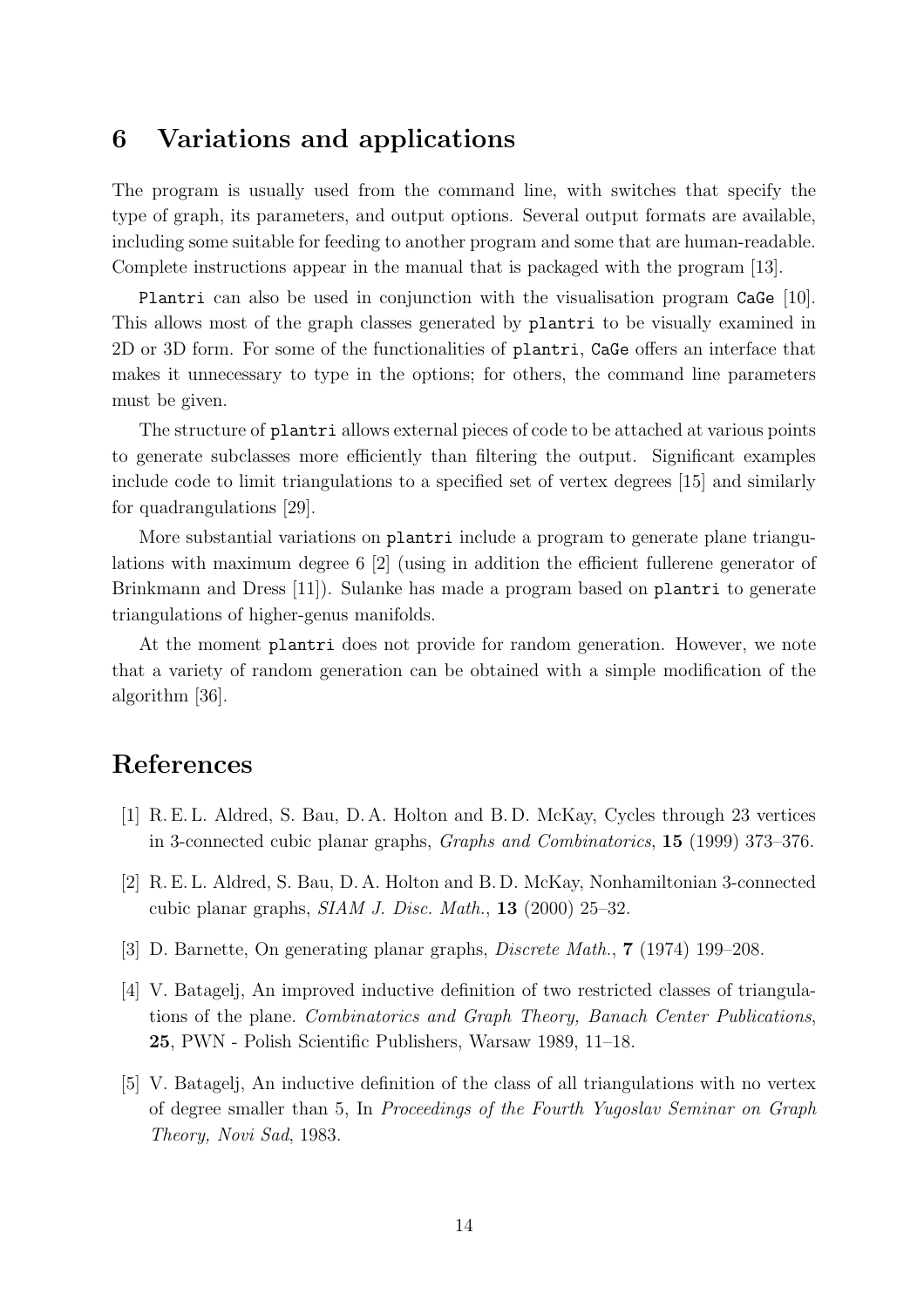## 6 Variations and applications

The program is usually used from the command line, with switches that specify the type of graph, its parameters, and output options. Several output formats are available, including some suitable for feeding to another program and some that are human-readable. Complete instructions appear in the manual that is packaged with the program [13].

`Plantri` can also be used in conjunction with the visualisation program `CaGe` [10]. This allows most of the graph classes generated by `plantri` to be visually examined in 2D or 3D form. For some of the functionalities of `plantri`, `CaGe` offers an interface that makes it unnecessary to type in the options; for others, the command line parameters must be given.

The structure of `plantri` allows external pieces of code to be attached at various points to generate subclasses more efficiently than filtering the output. Significant examples include code to limit triangulations to a specified set of vertex degrees [15] and similarly for quadrangulations [29].

More substantial variations on `plantri` include a program to generate plane triangulations with maximum degree 6 [2] (using in addition the efficient fullerene generator of Brinkmann and Dress [11]). Sulanke has made a program based on `plantri` to generate triangulations of higher-genus manifolds.

At the moment `plantri` does not provide for random generation. However, we note that a variety of random generation can be obtained with a simple modification of the algorithm [36].

## References

[1] R. E. L. Aldred, S. Bau, D. A. Holton and B. D. McKay, Cycles through 23 vertices in 3-connected cubic planar graphs, *Graphs and Combinatorics*, **15** (1999) 373–376.

[2] R. E. L. Aldred, S. Bau, D. A. Holton and B. D. McKay, Nonhamiltonian 3-connected cubic planar graphs, *SIAM J. Disc. Math.*, **13** (2000) 25–32.

[3] D. Barnette, On generating planar graphs, *Discrete Math.*, **7** (1974) 199–208.

[4] V. Batagelj, An improved inductive definition of two restricted classes of triangulations of the plane. *Combinatorics and Graph Theory, Banach Center Publications*, **25**, PWN - Polish Scientific Publishers, Warsaw 1989, 11–18.

[5] V. Batagelj, An inductive definition of the class of all triangulations with no vertex of degree smaller than 5, In *Proceedings of the Fourth Yugoslav Seminar on Graph Theory, Novi Sad*, 1983.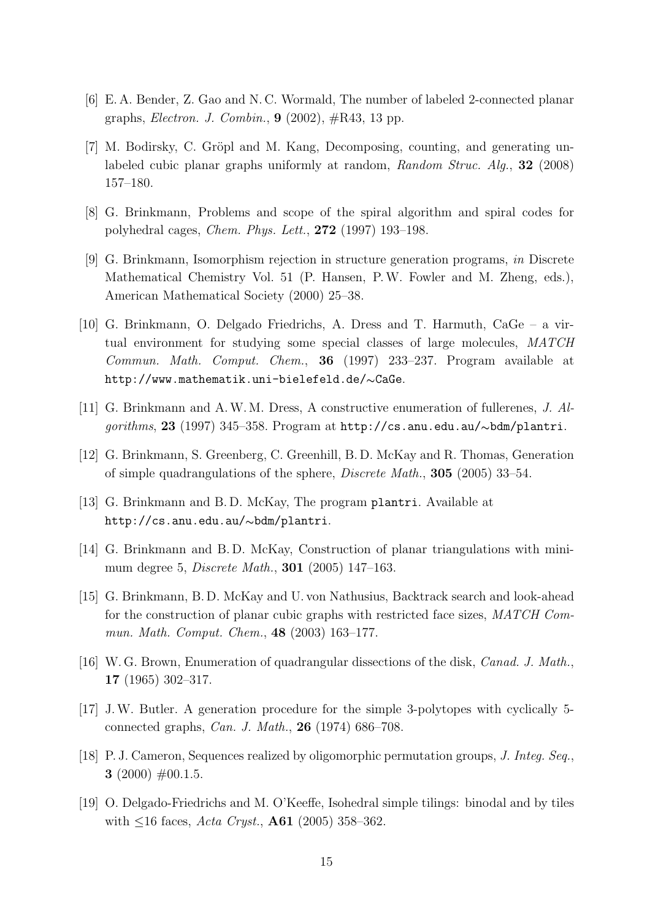[6] E. A. Bender, Z. Gao and N. C. Wormald, The number of labeled 2-connected planar graphs, *Electron. J. Combin.*, **9** (2002), #R43, 13 pp.

[7] M. Bodirsky, C. Gröpl and M. Kang, Decomposing, counting, and generating unlabeled cubic planar graphs uniformly at random, *Random Struc. Alg.*, **32** (2008) 157–180.

[8] G. Brinkmann, Problems and scope of the spiral algorithm and spiral codes for polyhedral cages, *Chem. Phys. Lett.*, **272** (1997) 193–198.

[9] G. Brinkmann, Isomorphism rejection in structure generation programs, *in* Discrete Mathematical Chemistry Vol. 51 (P. Hansen, P. W. Fowler and M. Zheng, eds.), American Mathematical Society (2000) 25–38.

[10] G. Brinkmann, O. Delgado Friedrichs, A. Dress and T. Harmuth, CaGe – a virtual environment for studying some special classes of large molecules, *MATCH Commun. Math. Comput. Chem.*, **36** (1997) 233–237. Program available at `http://www.mathematik.uni-bielefeld.de/∼CaGe`.

[11] G. Brinkmann and A. W. M. Dress, A constructive enumeration of fullerenes, *J. Algorithms*, **23** (1997) 345–358. Program at `http://cs.anu.edu.au/∼bdm/plantri`.

[12] G. Brinkmann, S. Greenberg, C. Greenhill, B. D. McKay and R. Thomas, Generation of simple quadrangulations of the sphere, *Discrete Math.*, **305** (2005) 33–54.

[13] G. Brinkmann and B. D. McKay, The program `plantri`. Available at `http://cs.anu.edu.au/∼bdm/plantri`.

[14] G. Brinkmann and B. D. McKay, Construction of planar triangulations with minimum degree 5, *Discrete Math.*, **301** (2005) 147–163.

[15] G. Brinkmann, B. D. McKay and U. von Nathusius, Backtrack search and look-ahead for the construction of planar cubic graphs with restricted face sizes, *MATCH Commun. Math. Comput. Chem.*, **48** (2003) 163–177.

[16] W. G. Brown, Enumeration of quadrangular dissections of the disk, *Canad. J. Math.*, **17** (1965) 302–317.

[17] J. W. Butler. A generation procedure for the simple 3-polytopes with cyclically 5-connected graphs, *Can. J. Math.*, **26** (1974) 686–708.

[18] P. J. Cameron, Sequences realized by oligomorphic permutation groups, *J. Integ. Seq.*, **3** (2000) #00.1.5.

[19] O. Delgado-Friedrichs and M. O'Keeffe, Isohedral simple tilings: binodal and by tiles with ≤16 faces, *Acta Cryst.*, **A61** (2005) 358–362.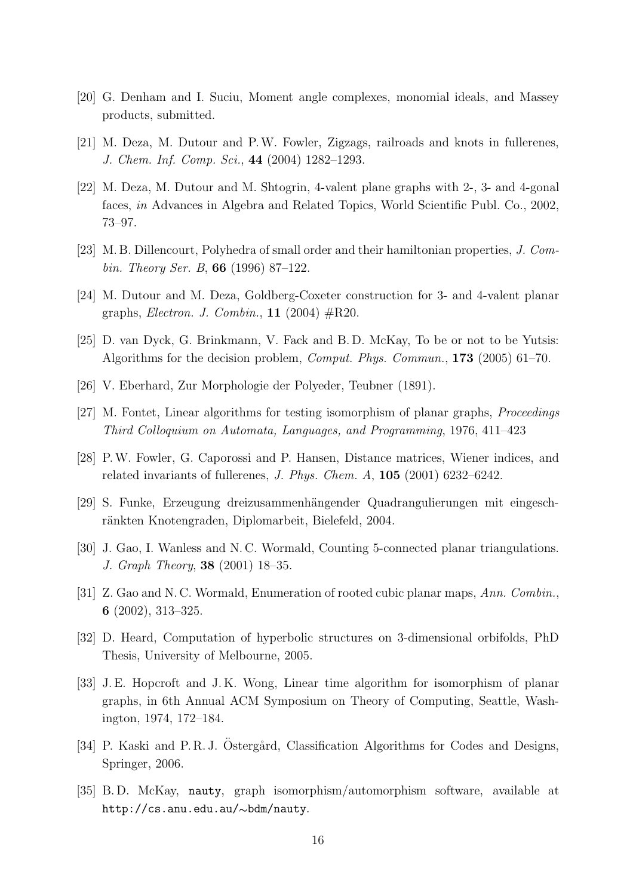[20] G. Denham and I. Suciu, Moment angle complexes, monomial ideals, and Massey products, submitted.

[21] M. Deza, M. Dutour and P. W. Fowler, Zigzags, railroads and knots in fullerenes, *J. Chem. Inf. Comp. Sci.*, **44** (2004) 1282–1293.

[22] M. Deza, M. Dutour and M. Shtogrin, 4-valent plane graphs with 2-, 3- and 4-gonal faces, *in* Advances in Algebra and Related Topics, World Scientific Publ. Co., 2002, 73–97.

[23] M. B. Dillencourt, Polyhedra of small order and their hamiltonian properties, *J. Combin. Theory Ser. B*, **66** (1996) 87–122.

[24] M. Dutour and M. Deza, Goldberg-Coxeter construction for 3- and 4-valent planar graphs, *Electron. J. Combin.*, **11** (2004) #R20.

[25] D. van Dyck, G. Brinkmann, V. Fack and B. D. McKay, To be or not to be Yutsis: Algorithms for the decision problem, *Comput. Phys. Commun.*, **173** (2005) 61–70.

[26] V. Eberhard, Zur Morphologie der Polyeder, Teubner (1891).

[27] M. Fontet, Linear algorithms for testing isomorphism of planar graphs, *Proceedings Third Colloquium on Automata, Languages, and Programming*, 1976, 411–423

[28] P. W. Fowler, G. Caporossi and P. Hansen, Distance matrices, Wiener indices, and related invariants of fullerenes, *J. Phys. Chem. A*, **105** (2001) 6232–6242.

[29] S. Funke, Erzeugung dreizusammenhängender Quadrangulierungen mit eingeschränkten Knotengraden, Diplomarbeit, Bielefeld, 2004.

[30] J. Gao, I. Wanless and N. C. Wormald, Counting 5-connected planar triangulations. *J. Graph Theory*, **38** (2001) 18–35.

[31] Z. Gao and N. C. Wormald, Enumeration of rooted cubic planar maps, *Ann. Combin.*, **6** (2002), 313–325.

[32] D. Heard, Computation of hyperbolic structures on 3-dimensional orbifolds, PhD Thesis, University of Melbourne, 2005.

[33] J. E. Hopcroft and J. K. Wong, Linear time algorithm for isomorphism of planar graphs, in 6th Annual ACM Symposium on Theory of Computing, Seattle, Washington, 1974, 172–184.

[34] P. Kaski and P. R. J. Östergård, Classification Algorithms for Codes and Designs, Springer, 2006.

[35] B. D. McKay, `nauty`, graph isomorphism/automorphism software, available at `http://cs.anu.edu.au/~bdm/nauty`.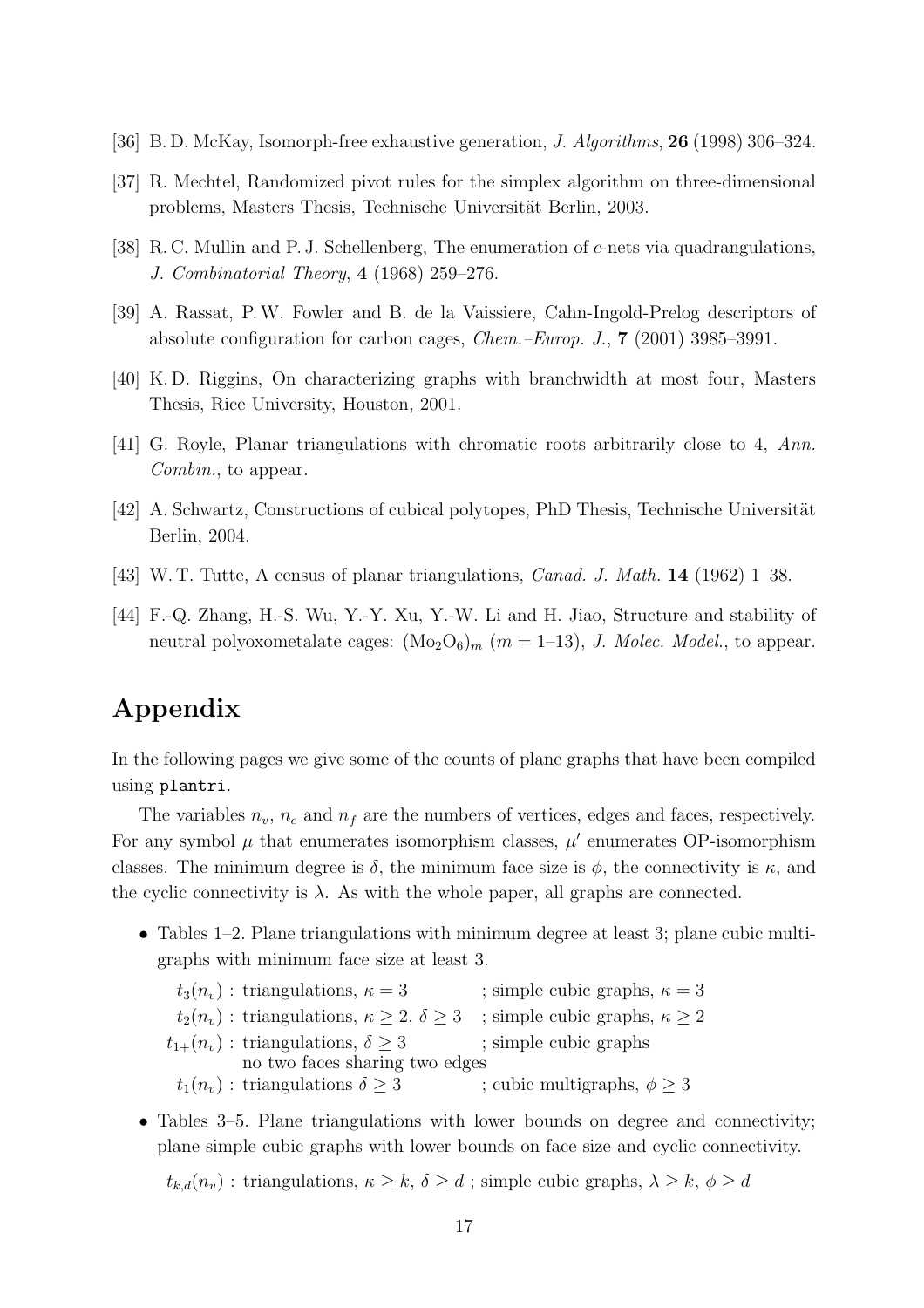[36] B. D. McKay, Isomorph-free exhaustive generation, *J. Algorithms*, **26** (1998) 306–324.

[37] R. Mechtel, Randomized pivot rules for the simplex algorithm on three-dimensional problems, Masters Thesis, Technische Universität Berlin, 2003.

[38] R. C. Mullin and P. J. Schellenberg, The enumeration of $c$-nets via quadrangulations, *J. Combinatorial Theory*, **4** (1968) 259–276.

[39] A. Rassat, P. W. Fowler and B. de la Vaissiere, Cahn-Ingold-Prelog descriptors of absolute configuration for carbon cages, *Chem.–Europ. J.*, **7** (2001) 3985–3991.

[40] K. D. Riggins, On characterizing graphs with branchwidth at most four, Masters Thesis, Rice University, Houston, 2001.

[41] G. Royle, Planar triangulations with chromatic roots arbitrarily close to 4, *Ann. Combin.*, to appear.

[42] A. Schwartz, Constructions of cubical polytopes, PhD Thesis, Technische Universität Berlin, 2004.

[43] W. T. Tutte, A census of planar triangulations, *Canad. J. Math.* **14** (1962) 1–38.

[44] F.-Q. Zhang, H.-S. Wu, Y.-Y. Xu, Y.-W. Li and H. Jiao, Structure and stability of neutral polyoxometalate cages: $(Mo_2O_6)_m$ ($m = 1$–13), *J. Molec. Model.*, to appear.

# Appendix

In the following pages we give some of the counts of plane graphs that have been compiled using `plantri`.

The variables $n_v$, $n_e$ and $n_f$ are the numbers of vertices, edges and faces, respectively. For any symbol $\mu$ that enumerates isomorphism classes, $\mu'$ enumerates OP-isomorphism classes. The minimum degree is $\delta$, the minimum face size is $\phi$, the connectivity is $\kappa$, and the cyclic connectivity is $\lambda$. As with the whole paper, all graphs are connected.

- Tables 1–2. Plane triangulations with minimum degree at least 3; plane cubic multigraphs with minimum face size at least 3.

  $t_3(n_v)$ : triangulations, $\kappa = 3$ ; simple cubic graphs, $\kappa = 3$
  $t_2(n_v)$ : triangulations, $\kappa \geq 2$, $\delta \geq 3$ ; simple cubic graphs, $\kappa \geq 2$
  $t_{1+}(n_v)$ : triangulations, $\delta \geq 3$ no two faces sharing two edges ; simple cubic graphs
  $t_1(n_v)$ : triangulations $\delta \geq 3$ ; cubic multigraphs, $\phi \geq 3$

- Tables 3–5. Plane triangulations with lower bounds on degree and connectivity; plane simple cubic graphs with lower bounds on face size and cyclic connectivity.

  $t_{k,d}(n_v)$ : triangulations, $\kappa \geq k$, $\delta \geq d$ ; simple cubic graphs, $\lambda \geq k$, $\phi \geq d$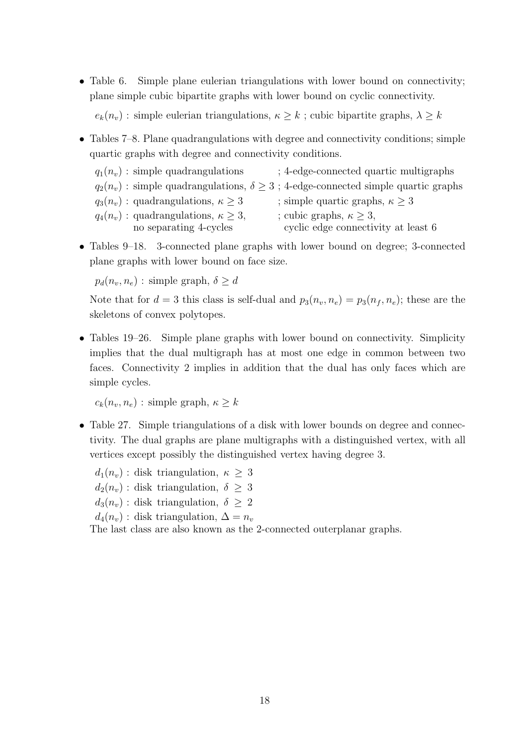- Table 6. Simple plane eulerian triangulations with lower bound on connectivity; plane simple cubic bipartite graphs with lower bound on cyclic connectivity.

  $e_k(n_v)$ : simple eulerian triangulations, $\kappa \geq k$ ; cubic bipartite graphs, $\lambda \geq k$

- Tables 7–8. Plane quadrangulations with degree and connectivity conditions; simple quartic graphs with degree and connectivity conditions.

  $q_1(n_v)$ : simple quadrangulations ; 4-edge-connected quartic multigraphs
  $q_2(n_v)$ : simple quadrangulations, $\delta \geq 3$ ; 4-edge-connected simple quartic graphs
  $q_3(n_v)$ : quadrangulations, $\kappa \geq 3$ ; simple quartic graphs, $\kappa \geq 3$
  $q_4(n_v)$ : quadrangulations, $\kappa \geq 3$, no separating 4-cycles ; cubic graphs, $\kappa \geq 3$, cyclic edge connectivity at least 6

- Tables 9–18. 3-connected plane graphs with lower bound on degree; 3-connected plane graphs with lower bound on face size.

  $p_d(n_v, n_e)$ : simple graph, $\delta \geq d$

  Note that for $d = 3$ this class is self-dual and $p_3(n_v, n_e) = p_3(n_f, n_e)$; these are the skeletons of convex polytopes.

- Tables 19–26. Simple plane graphs with lower bound on connectivity. Simplicity implies that the dual multigraph has at most one edge in common between two faces. Connectivity 2 implies in addition that the dual has only faces which are simple cycles.

  $c_k(n_v, n_e)$ : simple graph, $\kappa \geq k$

- Table 27. Simple triangulations of a disk with lower bounds on degree and connectivity. The dual graphs are plane multigraphs with a distinguished vertex, with all vertices except possibly the distinguished vertex having degree 3.

  $d_1(n_v)$ : disk triangulation, $\kappa \geq 3$
  $d_2(n_v)$ : disk triangulation, $\delta \geq 3$
  $d_3(n_v)$ : disk triangulation, $\delta \geq 2$
  $d_4(n_v)$ : disk triangulation, $\Delta = n_v$
  The last class are also known as the 2-connected outerplanar graphs.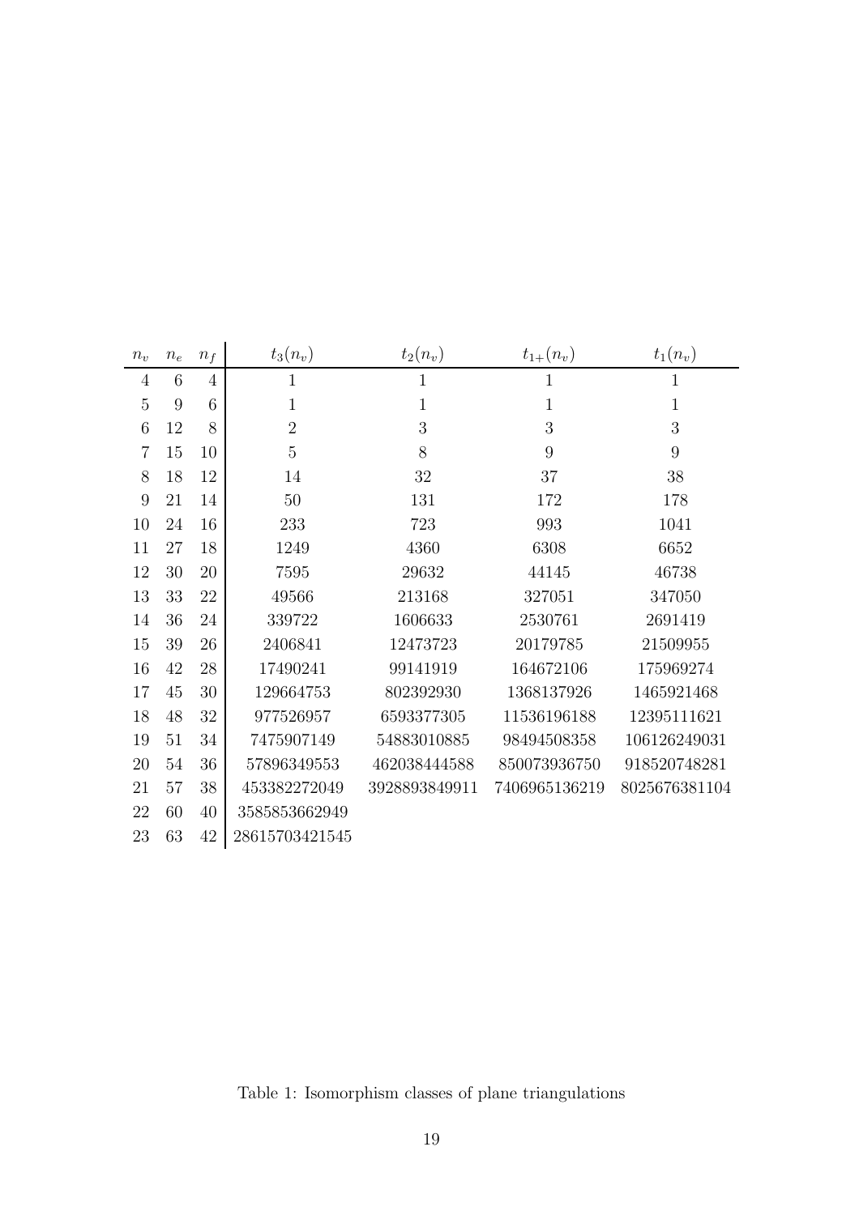| $n_v$ | $n_e$ | $n_f$ | $t_3(n_v)$ | $t_2(n_v)$ | $t_{1+}(n_v)$ | $t_1(n_v)$ |
|---|---|---|---|---|---|---|
| 4 | 6 | 4 | 1 | 1 | 1 | 1 |
| 5 | 9 | 6 | 1 | 1 | 1 | 1 |
| 6 | 12 | 8 | 2 | 3 | 3 | 3 |
| 7 | 15 | 10 | 5 | 8 | 9 | 9 |
| 8 | 18 | 12 | 14 | 32 | 37 | 38 |
| 9 | 21 | 14 | 50 | 131 | 172 | 178 |
| 10 | 24 | 16 | 233 | 723 | 993 | 1041 |
| 11 | 27 | 18 | 1249 | 4360 | 6308 | 6652 |
| 12 | 30 | 20 | 7595 | 29632 | 44145 | 46738 |
| 13 | 33 | 22 | 49566 | 213168 | 327051 | 347050 |
| 14 | 36 | 24 | 339722 | 1606633 | 2530761 | 2691419 |
| 15 | 39 | 26 | 2406841 | 12473723 | 20179785 | 21509955 |
| 16 | 42 | 28 | 17490241 | 99141919 | 164672106 | 175969274 |
| 17 | 45 | 30 | 129664753 | 802392930 | 1368137926 | 1465921468 |
| 18 | 48 | 32 | 977526957 | 6593377305 | 11536196188 | 12395111621 |
| 19 | 51 | 34 | 7475907149 | 54883010885 | 98494508358 | 106126249031 |
| 20 | 54 | 36 | 57896349553 | 462038444588 | 850073936750 | 918520748281 |
| 21 | 57 | 38 | 453382272049 | 3928893849911 | 7406965136219 | 8025676381104 |
| 22 | 60 | 40 | 3585853662949 | | | |
| 23 | 63 | 42 | 28615703421545 | | | |

Table 1: Isomorphism classes of plane triangulations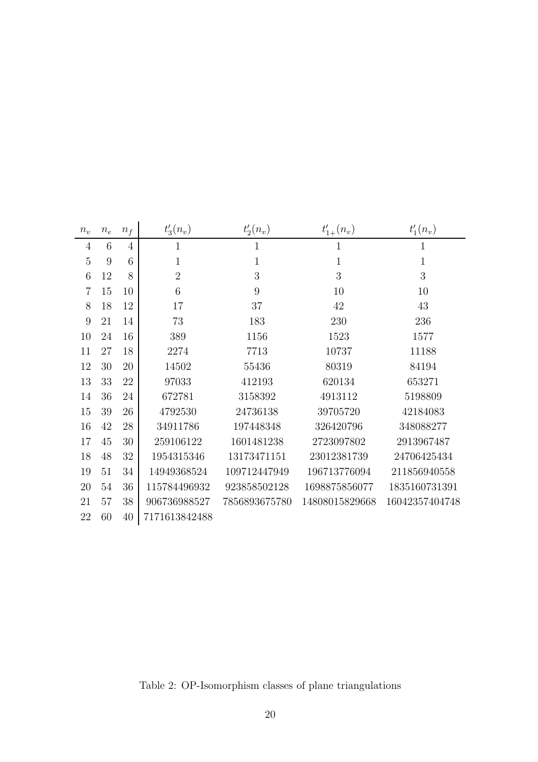| $n_v$ | $n_e$ | $n_f$ | $t'_3(n_v)$ | $t'_2(n_v)$ | $t'_{1+}(n_v)$ | $t'_1(n_v)$ |
|---|---|---|---|---|---|---|
| 4 | 6 | 4 | 1 | 1 | 1 | 1 |
| 5 | 9 | 6 | 1 | 1 | 1 | 1 |
| 6 | 12 | 8 | 2 | 3 | 3 | 3 |
| 7 | 15 | 10 | 6 | 9 | 10 | 10 |
| 8 | 18 | 12 | 17 | 37 | 42 | 43 |
| 9 | 21 | 14 | 73 | 183 | 230 | 236 |
| 10 | 24 | 16 | 389 | 1156 | 1523 | 1577 |
| 11 | 27 | 18 | 2274 | 7713 | 10737 | 11188 |
| 12 | 30 | 20 | 14502 | 55436 | 80319 | 84194 |
| 13 | 33 | 22 | 97033 | 412193 | 620134 | 653271 |
| 14 | 36 | 24 | 672781 | 3158392 | 4913112 | 5198809 |
| 15 | 39 | 26 | 4792530 | 24736138 | 39705720 | 42184083 |
| 16 | 42 | 28 | 34911786 | 197448348 | 326420796 | 348088277 |
| 17 | 45 | 30 | 259106122 | 1601481238 | 2723097802 | 2913967487 |
| 18 | 48 | 32 | 1954315346 | 13173471151 | 23012381739 | 24706425434 |
| 19 | 51 | 34 | 14949368524 | 109712447949 | 196713776094 | 211856940558 |
| 20 | 54 | 36 | 115784496932 | 923858502128 | 1698875856077 | 1835160731391 |
| 21 | 57 | 38 | 906736988527 | 7856893675780 | 14808015829668 | 16042357404748 |
| 22 | 60 | 40 | 7171613842488 | | | |

Table 2: OP-Isomorphism classes of plane triangulations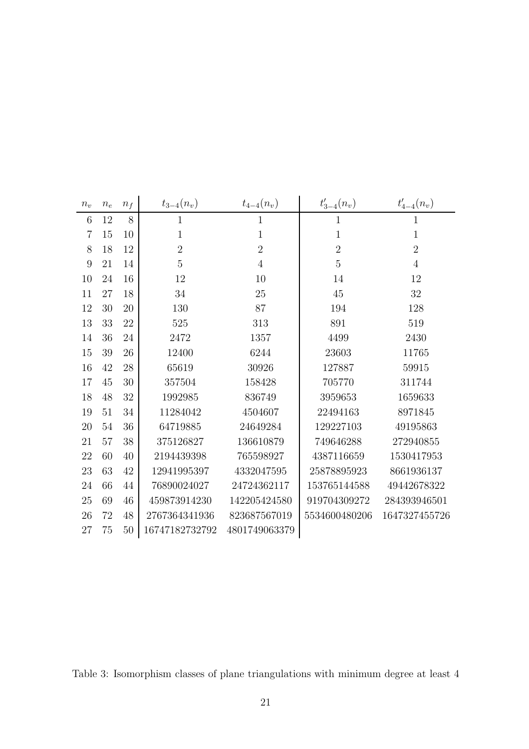| $n_v$ | $n_e$ | $n_f$ | $t_{3-4}(n_v)$ | $t_{4-4}(n_v)$ | $t'_{3-4}(n_v)$ | $t'_{4-4}(n_v)$ |
|---|---|---|---|---|---|---|
| 6 | 12 | 8 | 1 | 1 | 1 | 1 |
| 7 | 15 | 10 | 1 | 1 | 1 | 1 |
| 8 | 18 | 12 | 2 | 2 | 2 | 2 |
| 9 | 21 | 14 | 5 | 4 | 5 | 4 |
| 10 | 24 | 16 | 12 | 10 | 14 | 12 |
| 11 | 27 | 18 | 34 | 25 | 45 | 32 |
| 12 | 30 | 20 | 130 | 87 | 194 | 128 |
| 13 | 33 | 22 | 525 | 313 | 891 | 519 |
| 14 | 36 | 24 | 2472 | 1357 | 4499 | 2430 |
| 15 | 39 | 26 | 12400 | 6244 | 23603 | 11765 |
| 16 | 42 | 28 | 65619 | 30926 | 127887 | 59915 |
| 17 | 45 | 30 | 357504 | 158428 | 705770 | 311744 |
| 18 | 48 | 32 | 1992985 | 836749 | 3959653 | 1659633 |
| 19 | 51 | 34 | 11284042 | 4504607 | 22494163 | 8971845 |
| 20 | 54 | 36 | 64719885 | 24649284 | 129227103 | 49195863 |
| 21 | 57 | 38 | 375126827 | 136610879 | 749646288 | 272940855 |
| 22 | 60 | 40 | 2194439398 | 765598927 | 4387116659 | 1530417953 |
| 23 | 63 | 42 | 12941995397 | 4332047595 | 25878895923 | 8661936137 |
| 24 | 66 | 44 | 76890024027 | 24724362117 | 153765144588 | 49442678322 |
| 25 | 69 | 46 | 459873914230 | 142205424580 | 919704309272 | 284393946501 |
| 26 | 72 | 48 | 2767364341936 | 823687567019 | 5534600480206 | 1647327455726 |
| 27 | 75 | 50 | 16747182732792 | 4801749063379 | | |

Table 3: Isomorphism classes of plane triangulations with minimum degree at least 4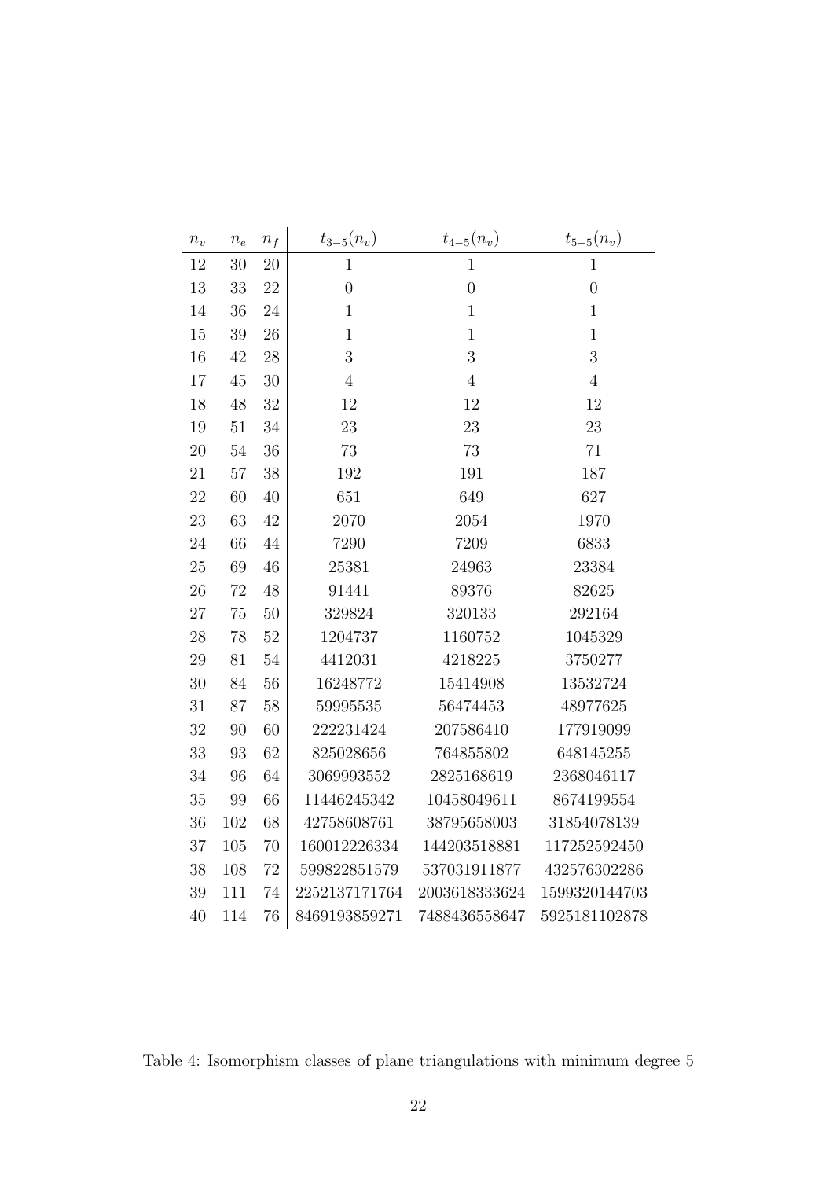| $n_v$ | $n_e$ | $n_f$ | $t_{3-5}(n_v)$ | $t_{4-5}(n_v)$ | $t_{5-5}(n_v)$ |
|---|---|---|---|---|---|
| 12 | 30 | 20 | 1 | 1 | 1 |
| 13 | 33 | 22 | 0 | 0 | 0 |
| 14 | 36 | 24 | 1 | 1 | 1 |
| 15 | 39 | 26 | 1 | 1 | 1 |
| 16 | 42 | 28 | 3 | 3 | 3 |
| 17 | 45 | 30 | 4 | 4 | 4 |
| 18 | 48 | 32 | 12 | 12 | 12 |
| 19 | 51 | 34 | 23 | 23 | 23 |
| 20 | 54 | 36 | 73 | 73 | 71 |
| 21 | 57 | 38 | 192 | 191 | 187 |
| 22 | 60 | 40 | 651 | 649 | 627 |
| 23 | 63 | 42 | 2070 | 2054 | 1970 |
| 24 | 66 | 44 | 7290 | 7209 | 6833 |
| 25 | 69 | 46 | 25381 | 24963 | 23384 |
| 26 | 72 | 48 | 91441 | 89376 | 82625 |
| 27 | 75 | 50 | 329824 | 320133 | 292164 |
| 28 | 78 | 52 | 1204737 | 1160752 | 1045329 |
| 29 | 81 | 54 | 4412031 | 4218225 | 3750277 |
| 30 | 84 | 56 | 16248772 | 15414908 | 13532724 |
| 31 | 87 | 58 | 59995535 | 56474453 | 48977625 |
| 32 | 90 | 60 | 222231424 | 207586410 | 177919099 |
| 33 | 93 | 62 | 825028656 | 764855802 | 648145255 |
| 34 | 96 | 64 | 3069993552 | 2825168619 | 2368046117 |
| 35 | 99 | 66 | 11446245342 | 10458049611 | 8674199554 |
| 36 | 102 | 68 | 42758608761 | 38795658003 | 31854078139 |
| 37 | 105 | 70 | 160012226334 | 144203518881 | 117252592450 |
| 38 | 108 | 72 | 599822851579 | 537031911877 | 432576302286 |
| 39 | 111 | 74 | 2252137171764 | 2003618333624 | 1599320144703 |
| 40 | 114 | 76 | 8469193859271 | 7488436558647 | 5925181102878 |

Table 4: Isomorphism classes of plane triangulations with minimum degree 5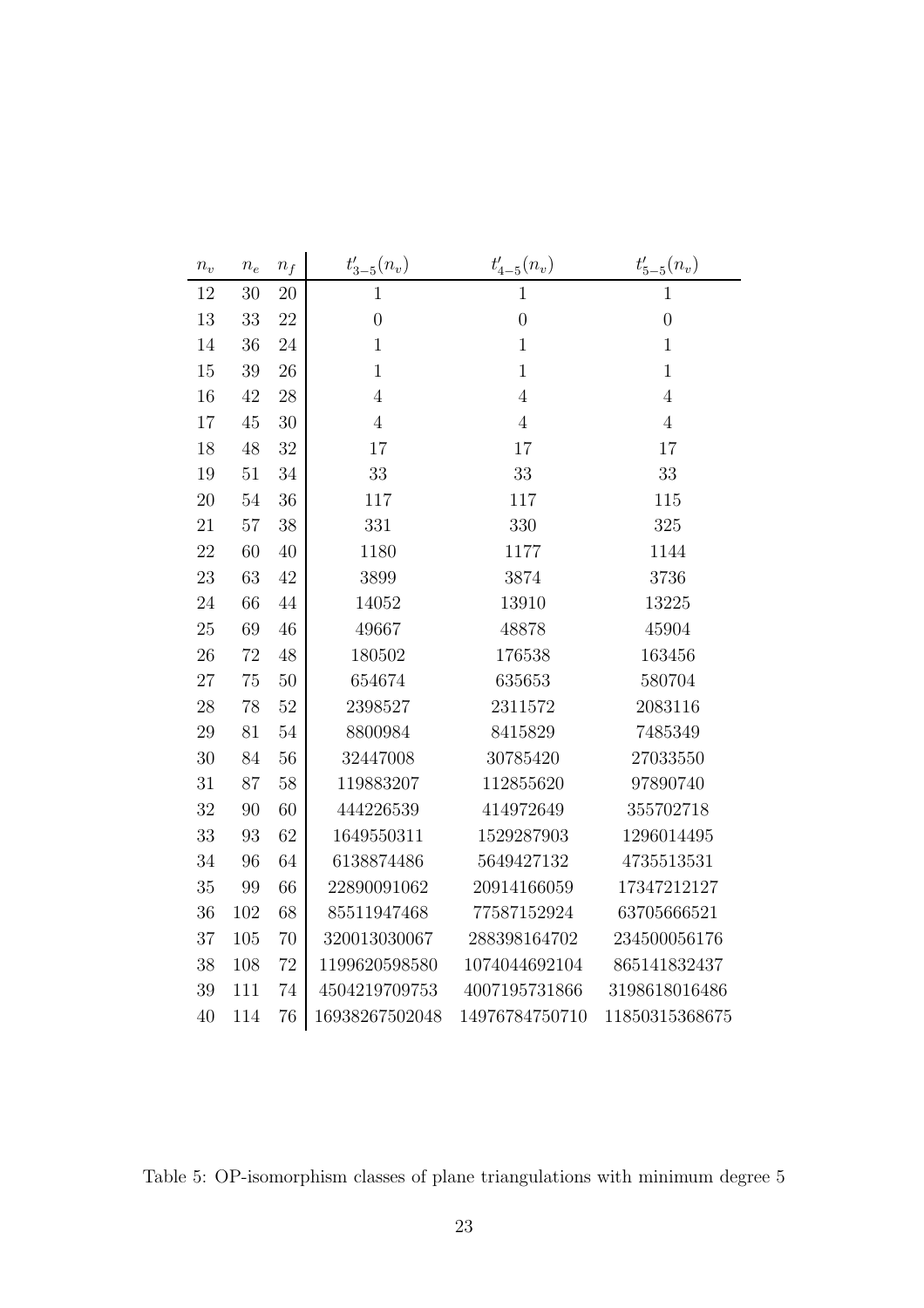| $n_v$ | $n_e$ | $n_f$ | $t'_{3-5}(n_v)$ | $t'_{4-5}(n_v)$ | $t'_{5-5}(n_v)$ |
|---|---|---|---|---|---|
| 12 | 30 | 20 | 1 | 1 | 1 |
| 13 | 33 | 22 | 0 | 0 | 0 |
| 14 | 36 | 24 | 1 | 1 | 1 |
| 15 | 39 | 26 | 1 | 1 | 1 |
| 16 | 42 | 28 | 4 | 4 | 4 |
| 17 | 45 | 30 | 4 | 4 | 4 |
| 18 | 48 | 32 | 17 | 17 | 17 |
| 19 | 51 | 34 | 33 | 33 | 33 |
| 20 | 54 | 36 | 117 | 117 | 115 |
| 21 | 57 | 38 | 331 | 330 | 325 |
| 22 | 60 | 40 | 1180 | 1177 | 1144 |
| 23 | 63 | 42 | 3899 | 3874 | 3736 |
| 24 | 66 | 44 | 14052 | 13910 | 13225 |
| 25 | 69 | 46 | 49667 | 48878 | 45904 |
| 26 | 72 | 48 | 180502 | 176538 | 163456 |
| 27 | 75 | 50 | 654674 | 635653 | 580704 |
| 28 | 78 | 52 | 2398527 | 2311572 | 2083116 |
| 29 | 81 | 54 | 8800984 | 8415829 | 7485349 |
| 30 | 84 | 56 | 32447008 | 30785420 | 27033550 |
| 31 | 87 | 58 | 119883207 | 112855620 | 97890740 |
| 32 | 90 | 60 | 444226539 | 414972649 | 355702718 |
| 33 | 93 | 62 | 1649550311 | 1529287903 | 1296014495 |
| 34 | 96 | 64 | 6138874486 | 5649427132 | 4735513531 |
| 35 | 99 | 66 | 22890091062 | 20914166059 | 17347212127 |
| 36 | 102 | 68 | 85511947468 | 77587152924 | 63705666521 |
| 37 | 105 | 70 | 320013030067 | 288398164702 | 234500056176 |
| 38 | 108 | 72 | 1199620598580 | 1074044692104 | 865141832437 |
| 39 | 111 | 74 | 4504219709753 | 4007195731866 | 3198618016486 |
| 40 | 114 | 76 | 16938267502048 | 14976784750710 | 11850315368675 |

Table 5: OP-isomorphism classes of plane triangulations with minimum degree 5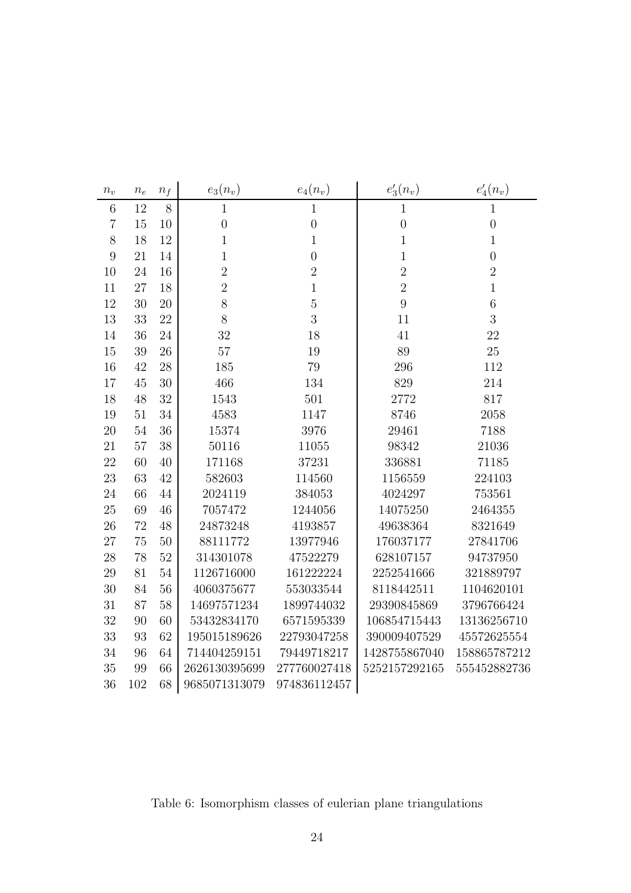| $n_v$ | $n_e$ | $n_f$ | $e_3(n_v)$ | $e_4(n_v)$ | $e'_3(n_v)$ | $e'_4(n_v)$ |
|---|---|---|---|---|---|---|
| 6 | 12 | 8 | 1 | 1 | 1 | 1 |
| 7 | 15 | 10 | 0 | 0 | 0 | 0 |
| 8 | 18 | 12 | 1 | 1 | 1 | 1 |
| 9 | 21 | 14 | 1 | 0 | 1 | 0 |
| 10 | 24 | 16 | 2 | 2 | 2 | 2 |
| 11 | 27 | 18 | 2 | 1 | 2 | 1 |
| 12 | 30 | 20 | 8 | 5 | 9 | 6 |
| 13 | 33 | 22 | 8 | 3 | 11 | 3 |
| 14 | 36 | 24 | 32 | 18 | 41 | 22 |
| 15 | 39 | 26 | 57 | 19 | 89 | 25 |
| 16 | 42 | 28 | 185 | 79 | 296 | 112 |
| 17 | 45 | 30 | 466 | 134 | 829 | 214 |
| 18 | 48 | 32 | 1543 | 501 | 2772 | 817 |
| 19 | 51 | 34 | 4583 | 1147 | 8746 | 2058 |
| 20 | 54 | 36 | 15374 | 3976 | 29461 | 7188 |
| 21 | 57 | 38 | 50116 | 11055 | 98342 | 21036 |
| 22 | 60 | 40 | 171168 | 37231 | 336881 | 71185 |
| 23 | 63 | 42 | 582603 | 114560 | 1156559 | 224103 |
| 24 | 66 | 44 | 2024119 | 384053 | 4024297 | 753561 |
| 25 | 69 | 46 | 7057472 | 1244056 | 14075250 | 2464355 |
| 26 | 72 | 48 | 24873248 | 4193857 | 49638364 | 8321649 |
| 27 | 75 | 50 | 88111772 | 13977946 | 176037177 | 27841706 |
| 28 | 78 | 52 | 314301078 | 47522279 | 628107157 | 94737950 |
| 29 | 81 | 54 | 1126716000 | 161222224 | 2252541666 | 321889797 |
| 30 | 84 | 56 | 4060375677 | 553033544 | 8118442511 | 1104620101 |
| 31 | 87 | 58 | 14697571234 | 1899744032 | 29390845869 | 3796766424 |
| 32 | 90 | 60 | 53432834170 | 6571595339 | 106854715443 | 13136256710 |
| 33 | 93 | 62 | 195015189626 | 22793047258 | 390009407529 | 45572625554 |
| 34 | 96 | 64 | 714404259151 | 79449718217 | 1428755867040 | 158865787212 |
| 35 | 99 | 66 | 2626130395699 | 277760027418 | 5252157292165 | 555452882736 |
| 36 | 102 | 68 | 9685071313079 | 974836112457 | | |

Table 6: Isomorphism classes of eulerian plane triangulations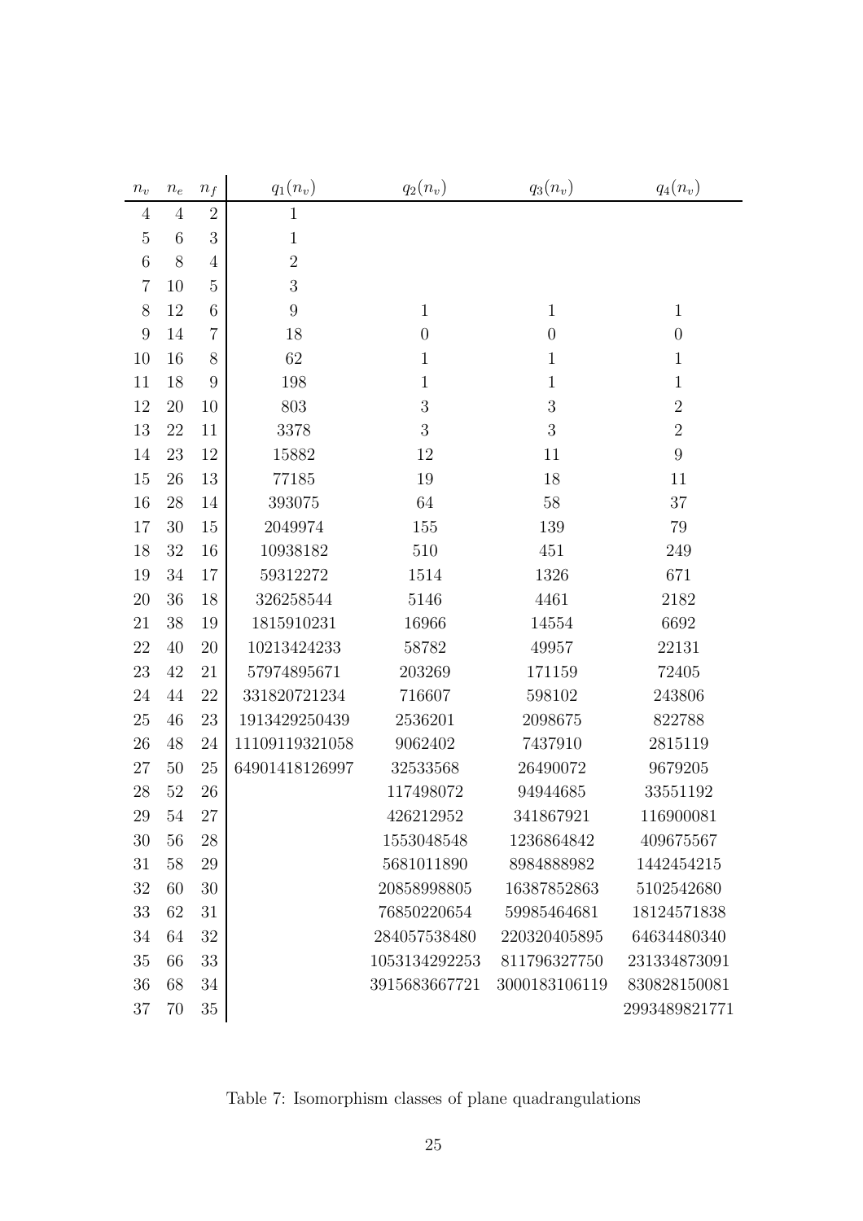| $n_v$ | $n_e$ | $n_f$ | $q_1(n_v)$ | $q_2(n_v)$ | $q_3(n_v)$ | $q_4(n_v)$ |
|---|---|---|---|---|---|---|
| 4 | 4 | 2 | 1 | | | |
| 5 | 6 | 3 | 1 | | | |
| 6 | 8 | 4 | 2 | | | |
| 7 | 10 | 5 | 3 | | | |
| 8 | 12 | 6 | 9 | 1 | 1 | 1 |
| 9 | 14 | 7 | 18 | 0 | 0 | 0 |
| 10 | 16 | 8 | 62 | 1 | 1 | 1 |
| 11 | 18 | 9 | 198 | 1 | 1 | 1 |
| 12 | 20 | 10 | 803 | 3 | 3 | 2 |
| 13 | 22 | 11 | 3378 | 3 | 3 | 2 |
| 14 | 23 | 12 | 15882 | 12 | 11 | 9 |
| 15 | 26 | 13 | 77185 | 19 | 18 | 11 |
| 16 | 28 | 14 | 393075 | 64 | 58 | 37 |
| 17 | 30 | 15 | 2049974 | 155 | 139 | 79 |
| 18 | 32 | 16 | 10938182 | 510 | 451 | 249 |
| 19 | 34 | 17 | 59312272 | 1514 | 1326 | 671 |
| 20 | 36 | 18 | 326258544 | 5146 | 4461 | 2182 |
| 21 | 38 | 19 | 1815910231 | 16966 | 14554 | 6692 |
| 22 | 40 | 20 | 10213424233 | 58782 | 49957 | 22131 |
| 23 | 42 | 21 | 57974895671 | 203269 | 171159 | 72405 |
| 24 | 44 | 22 | 331820721234 | 716607 | 598102 | 243806 |
| 25 | 46 | 23 | 1913429250439 | 2536201 | 2098675 | 822788 |
| 26 | 48 | 24 | 11109119321058 | 9062402 | 7437910 | 2815119 |
| 27 | 50 | 25 | 64901418126997 | 32533568 | 26490072 | 9679205 |
| 28 | 52 | 26 | | 117498072 | 94944685 | 33551192 |
| 29 | 54 | 27 | | 426212952 | 341867921 | 116900081 |
| 30 | 56 | 28 | | 1553048548 | 1236864842 | 409675567 |
| 31 | 58 | 29 | | 5681011890 | 8984888982 | 1442454215 |
| 32 | 60 | 30 | | 20858998805 | 16387852863 | 5102542680 |
| 33 | 62 | 31 | | 76850220654 | 59985464681 | 18124571838 |
| 34 | 64 | 32 | | 284057538480 | 220320405895 | 64634480340 |
| 35 | 66 | 33 | | 1053134292253 | 811796327750 | 231334873091 |
| 36 | 68 | 34 | | 3915683667721 | 3000183106119 | 830828150081 |
| 37 | 70 | 35 | | | | 2993489821771 |

Table 7: Isomorphism classes of plane quadrangulations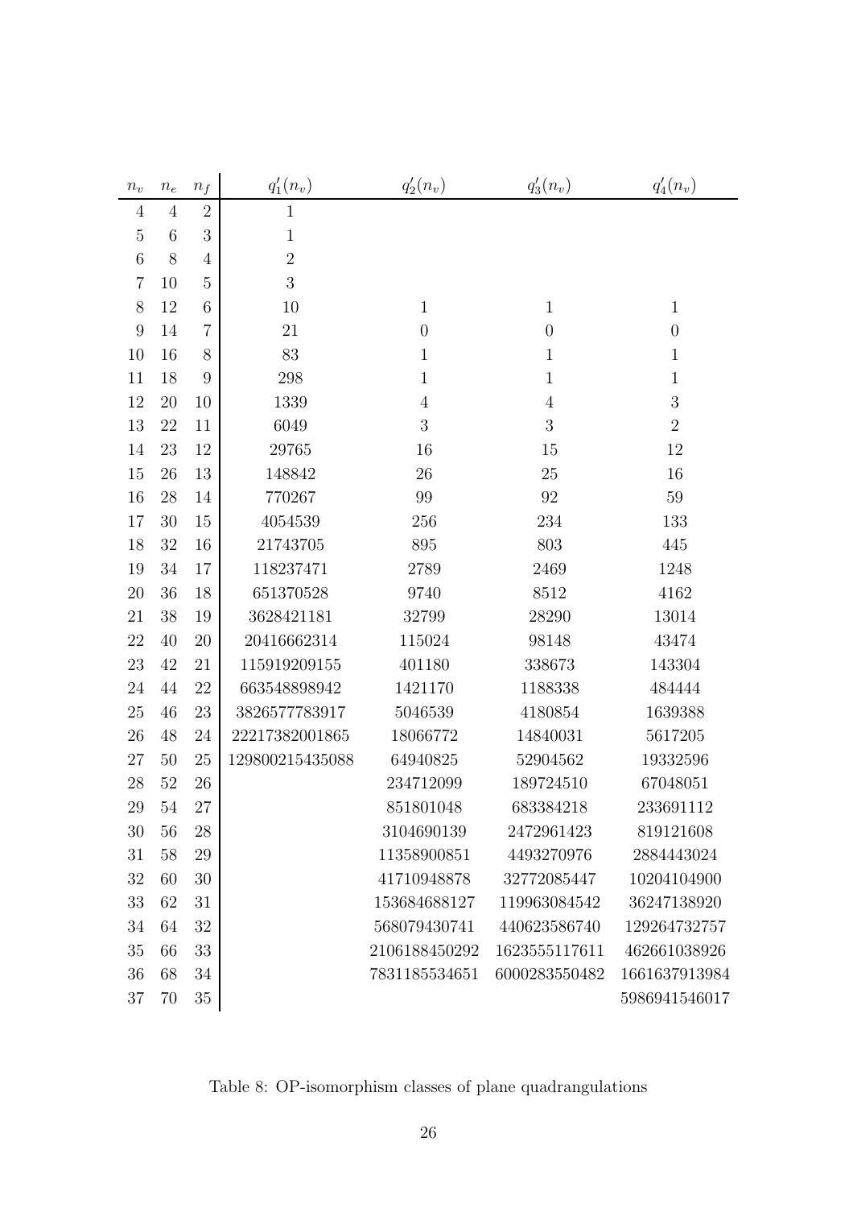| $n_v$ | $n_e$ | $n_f$ | $q_1'(n_v)$ | $q_2'(n_v)$ | $q_3'(n_v)$ | $q_4'(n_v)$ |
|---|---|---|---|---|---|---|
| 4 | 4 | 2 | 1 | | | |
| 5 | 6 | 3 | 1 | | | |
| 6 | 8 | 4 | 2 | | | |
| 7 | 10 | 5 | 3 | | | |
| 8 | 12 | 6 | 10 | 1 | 1 | 1 |
| 9 | 14 | 7 | 21 | 0 | 0 | 0 |
| 10 | 16 | 8 | 83 | 1 | 1 | 1 |
| 11 | 18 | 9 | 298 | 1 | 1 | 1 |
| 12 | 20 | 10 | 1339 | 4 | 4 | 3 |
| 13 | 22 | 11 | 6049 | 3 | 3 | 2 |
| 14 | 23 | 12 | 29765 | 16 | 15 | 12 |
| 15 | 26 | 13 | 148842 | 26 | 25 | 16 |
| 16 | 28 | 14 | 770267 | 99 | 92 | 59 |
| 17 | 30 | 15 | 4054539 | 256 | 234 | 133 |
| 18 | 32 | 16 | 21743705 | 895 | 803 | 445 |
| 19 | 34 | 17 | 118237471 | 2789 | 2469 | 1248 |
| 20 | 36 | 18 | 651370528 | 9740 | 8512 | 4162 |
| 21 | 38 | 19 | 3628421181 | 32799 | 28290 | 13014 |
| 22 | 40 | 20 | 20416662314 | 115024 | 98148 | 43474 |
| 23 | 42 | 21 | 115919209155 | 401180 | 338673 | 143304 |
| 24 | 44 | 22 | 663548898942 | 1421170 | 1188338 | 484444 |
| 25 | 46 | 23 | 3826577783917 | 5046539 | 4180854 | 1639388 |
| 26 | 48 | 24 | 22217382001865 | 18066772 | 14840031 | 5617205 |
| 27 | 50 | 25 | 129800215435088 | 64940825 | 52904562 | 19332596 |
| 28 | 52 | 26 | | 234712099 | 189724510 | 67048051 |
| 29 | 54 | 27 | | 851801048 | 683384218 | 233691112 |
| 30 | 56 | 28 | | 3104690139 | 2472961423 | 819121608 |
| 31 | 58 | 29 | | 11358900851 | 4493270976 | 2884443024 |
| 32 | 60 | 30 | | 41710948878 | 32772085447 | 10204104900 |
| 33 | 62 | 31 | | 153684688127 | 119963084542 | 36247138920 |
| 34 | 64 | 32 | | 568079430741 | 440623586740 | 129264732757 |
| 35 | 66 | 33 | | 2106188450292 | 1623555117611 | 462661038926 |
| 36 | 68 | 34 | | 7831185534651 | 6000283550482 | 1661637913984 |
| 37 | 70 | 35 | | | | 5986941546017 |

Table 8: OP-isomorphism classes of plane quadrangulations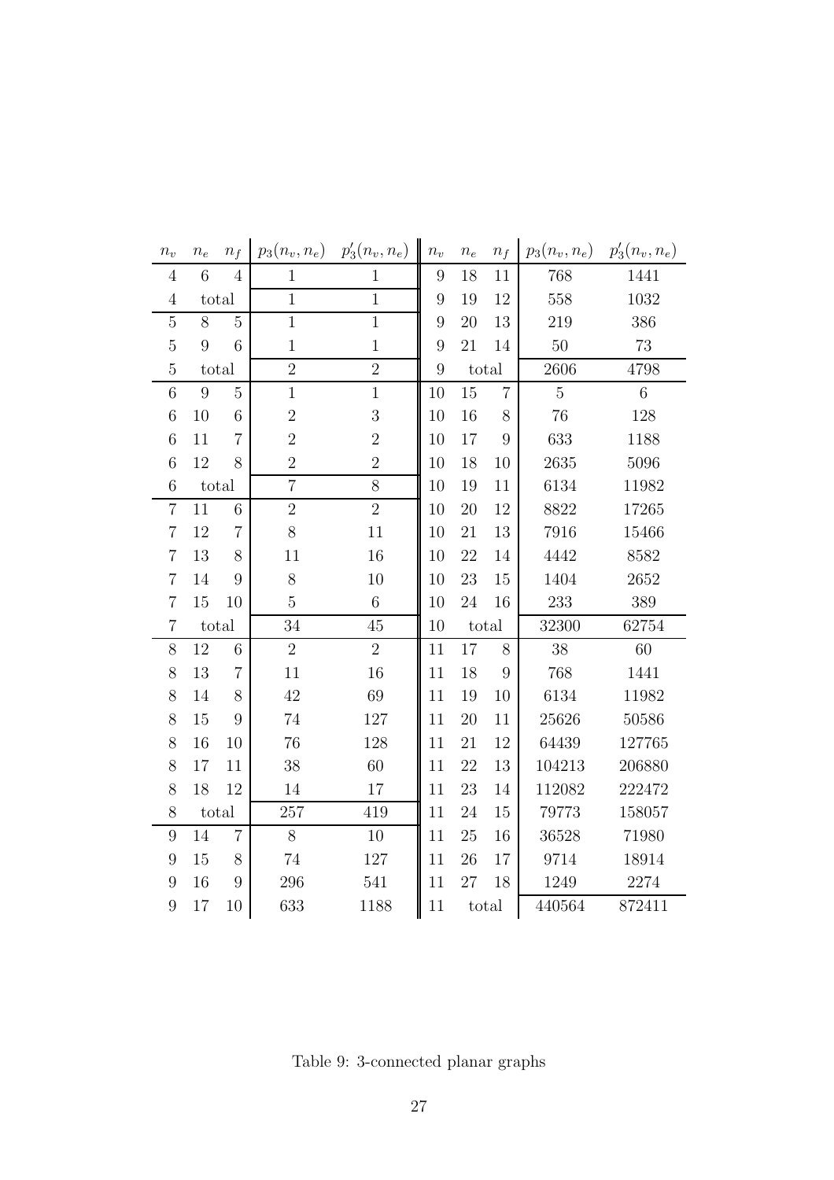| $n_v$ | $n_e$ | $n_f$ | $p_3(n_v,n_e)$ | $p_3'(n_v,n_e)$ | $n_v$ | $n_e$ | $n_f$ | $p_3(n_v,n_e)$ | $p_3'(n_v,n_e)$ |
|---|---|---|---|---|---|---|---|---|---|
| 4 | 6 | 4 | 1 | 1 | 9 | 18 | 11 | 768 | 1441 |
| 4 | total | | 1 | 1 | 9 | 19 | 12 | 558 | 1032 |
| 5 | 8 | 5 | 1 | 1 | 9 | 20 | 13 | 219 | 386 |
| 5 | 9 | 6 | 1 | 1 | 9 | 21 | 14 | 50 | 73 |
| 5 | total | | 2 | 2 | 9 | total | | 2606 | 4798 |
| 6 | 9 | 5 | 1 | 1 | 10 | 15 | 7 | 5 | 6 |
| 6 | 10 | 6 | 2 | 3 | 10 | 16 | 8 | 76 | 128 |
| 6 | 11 | 7 | 2 | 2 | 10 | 17 | 9 | 633 | 1188 |
| 6 | 12 | 8 | 2 | 2 | 10 | 18 | 10 | 2635 | 5096 |
| 6 | total | | 7 | 8 | 10 | 19 | 11 | 6134 | 11982 |
| 7 | 11 | 6 | 2 | 2 | 10 | 20 | 12 | 8822 | 17265 |
| 7 | 12 | 7 | 8 | 11 | 10 | 21 | 13 | 7916 | 15466 |
| 7 | 13 | 8 | 11 | 16 | 10 | 22 | 14 | 4442 | 8582 |
| 7 | 14 | 9 | 8 | 10 | 10 | 23 | 15 | 1404 | 2652 |
| 7 | 15 | 10 | 5 | 6 | 10 | 24 | 16 | 233 | 389 |
| 7 | total | | 34 | 45 | 10 | total | | 32300 | 62754 |
| 8 | 12 | 6 | 2 | 2 | 11 | 17 | 8 | 38 | 60 |
| 8 | 13 | 7 | 11 | 16 | 11 | 18 | 9 | 768 | 1441 |
| 8 | 14 | 8 | 42 | 69 | 11 | 19 | 10 | 6134 | 11982 |
| 8 | 15 | 9 | 74 | 127 | 11 | 20 | 11 | 25626 | 50586 |
| 8 | 16 | 10 | 76 | 128 | 11 | 21 | 12 | 64439 | 127765 |
| 8 | 17 | 11 | 38 | 60 | 11 | 22 | 13 | 104213 | 206880 |
| 8 | 18 | 12 | 14 | 17 | 11 | 23 | 14 | 112082 | 222472 |
| 8 | total | | 257 | 419 | 11 | 24 | 15 | 79773 | 158057 |
| 9 | 14 | 7 | 8 | 10 | 11 | 25 | 16 | 36528 | 71980 |
| 9 | 15 | 8 | 74 | 127 | 11 | 26 | 17 | 9714 | 18914 |
| 9 | 16 | 9 | 296 | 541 | 11 | 27 | 18 | 1249 | 2274 |
| 9 | 17 | 10 | 633 | 1188 | 11 | total | | 440564 | 872411 |

Table 9: 3-connected planar graphs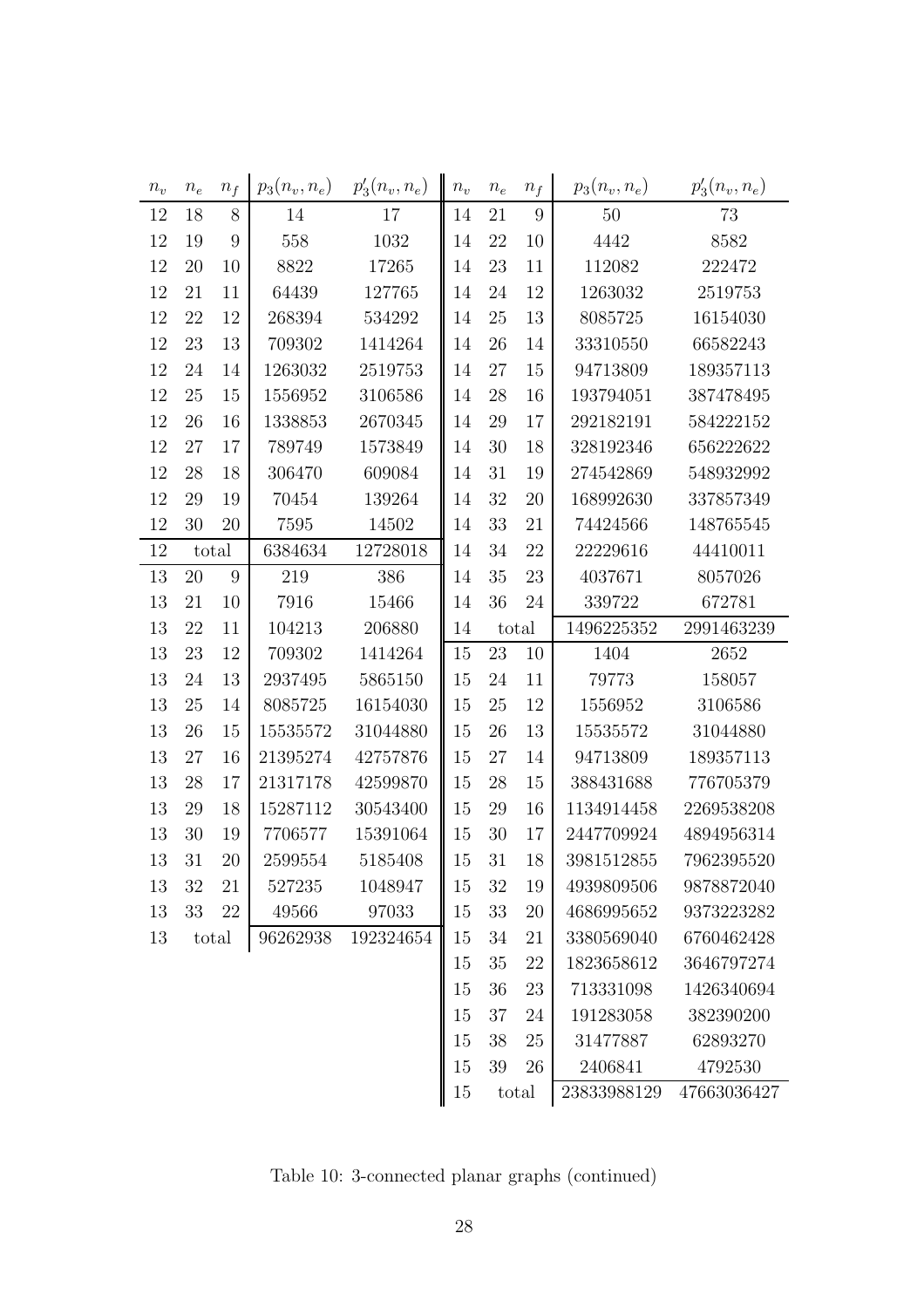| $n_v$ | $n_e$ | $n_f$ | $p_3(n_v, n_e)$ | $p'_3(n_v, n_e)$ | $n_v$ | $n_e$ | $n_f$ | $p_3(n_v, n_e)$ | $p'_3(n_v, n_e)$ |
|---|---|---|---|---|---|---|---|---|---|
| 12 | 18 | 8 | 14 | 17 | 14 | 21 | 9 | 50 | 73 |
| 12 | 19 | 9 | 558 | 1032 | 14 | 22 | 10 | 4442 | 8582 |
| 12 | 20 | 10 | 8822 | 17265 | 14 | 23 | 11 | 112082 | 222472 |
| 12 | 21 | 11 | 64439 | 127765 | 14 | 24 | 12 | 1263032 | 2519753 |
| 12 | 22 | 12 | 268394 | 534292 | 14 | 25 | 13 | 8085725 | 16154030 |
| 12 | 23 | 13 | 709302 | 1414264 | 14 | 26 | 14 | 33310550 | 66582243 |
| 12 | 24 | 14 | 1263032 | 2519753 | 14 | 27 | 15 | 94713809 | 189357113 |
| 12 | 25 | 15 | 1556952 | 3106586 | 14 | 28 | 16 | 193794051 | 387478495 |
| 12 | 26 | 16 | 1338853 | 2670345 | 14 | 29 | 17 | 292182191 | 584222152 |
| 12 | 27 | 17 | 789749 | 1573849 | 14 | 30 | 18 | 328192346 | 656222622 |
| 12 | 28 | 18 | 306470 | 609084 | 14 | 31 | 19 | 274542869 | 548932992 |
| 12 | 29 | 19 | 70454 | 139264 | 14 | 32 | 20 | 168992630 | 337857349 |
| 12 | 30 | 20 | 7595 | 14502 | 14 | 33 | 21 | 74424566 | 148765545 |
| 12 | total | | 6384634 | 12728018 | 14 | 34 | 22 | 22229616 | 44410011 |
| 13 | 20 | 9 | 219 | 386 | 14 | 35 | 23 | 4037671 | 8057026 |
| 13 | 21 | 10 | 7916 | 15466 | 14 | 36 | 24 | 339722 | 672781 |
| 13 | 22 | 11 | 104213 | 206880 | 14 | total | | 1496225352 | 2991463239 |
| 13 | 23 | 12 | 709302 | 1414264 | 15 | 23 | 10 | 1404 | 2652 |
| 13 | 24 | 13 | 2937495 | 5865150 | 15 | 24 | 11 | 79773 | 158057 |
| 13 | 25 | 14 | 8085725 | 16154030 | 15 | 25 | 12 | 1556952 | 3106586 |
| 13 | 26 | 15 | 15535572 | 31044880 | 15 | 26 | 13 | 15535572 | 31044880 |
| 13 | 27 | 16 | 21395274 | 42757876 | 15 | 27 | 14 | 94713809 | 189357113 |
| 13 | 28 | 17 | 21317178 | 42599870 | 15 | 28 | 15 | 388431688 | 776705379 |
| 13 | 29 | 18 | 15287112 | 30543400 | 15 | 29 | 16 | 1134914458 | 2269538208 |
| 13 | 30 | 19 | 7706577 | 15391064 | 15 | 30 | 17 | 2447709924 | 4894956314 |
| 13 | 31 | 20 | 2599554 | 5185408 | 15 | 31 | 18 | 3981512855 | 7962395520 |
| 13 | 32 | 21 | 527235 | 1048947 | 15 | 32 | 19 | 4939809506 | 9878872040 |
| 13 | 33 | 22 | 49566 | 97033 | 15 | 33 | 20 | 4686995652 | 9373223282 |
| 13 | total | | 96262938 | 192324654 | 15 | 34 | 21 | 3380569040 | 6760462428 |
| | | | | | 15 | 35 | 22 | 1823658612 | 3646797274 |
| | | | | | 15 | 36 | 23 | 713331098 | 1426340694 |
| | | | | | 15 | 37 | 24 | 191283058 | 382390200 |
| | | | | | 15 | 38 | 25 | 31477887 | 62893270 |
| | | | | | 15 | 39 | 26 | 2406841 | 4792530 |
| | | | | | 15 | total | | 23833988129 | 47663036427 |

Table 10: 3-connected planar graphs (continued)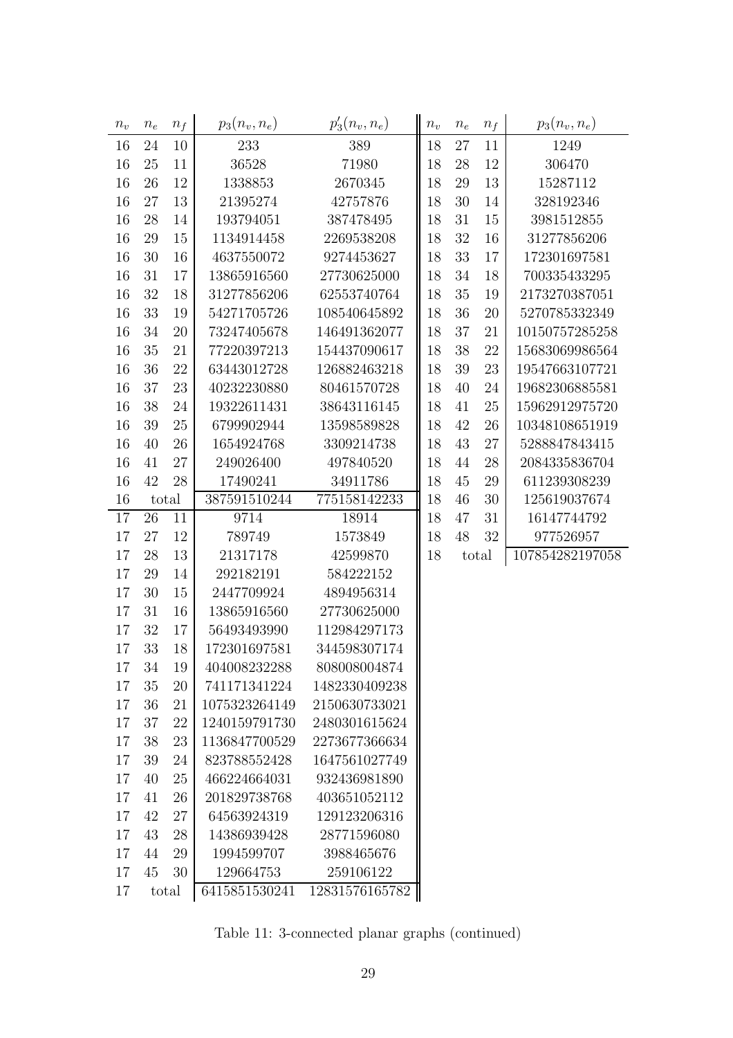| $n_v$ | $n_e$ | $n_f$ | $p_3(n_v, n_e)$ | $p'_3(n_v, n_e)$ |
|---|---|---|---|---|
| 16 | 24 | 10 | 233 | 389 |
| 16 | 25 | 11 | 36528 | 71980 |
| 16 | 26 | 12 | 1338853 | 2670345 |
| 16 | 27 | 13 | 21395274 | 42757876 |
| 16 | 28 | 14 | 193794051 | 387478495 |
| 16 | 29 | 15 | 1134914458 | 2269538208 |
| 16 | 30 | 16 | 4637550072 | 9274453627 |
| 16 | 31 | 17 | 13865916560 | 27730625000 |
| 16 | 32 | 18 | 31277856206 | 62553740764 |
| 16 | 33 | 19 | 54271705726 | 108540645892 |
| 16 | 34 | 20 | 73247405678 | 146491362077 |
| 16 | 35 | 21 | 77220397213 | 154437090617 |
| 16 | 36 | 22 | 63443012728 | 126882463218 |
| 16 | 37 | 23 | 40232230880 | 80461570728 |
| 16 | 38 | 24 | 19322611431 | 38643116145 |
| 16 | 39 | 25 | 6799902944 | 13598589828 |
| 16 | 40 | 26 | 1654924768 | 3309214738 |
| 16 | 41 | 27 | 249026400 | 497840520 |
| 16 | 42 | 28 | 17490241 | 34911786 |
| 16 | total | | 387591510244 | 775158142233 |
| 17 | 26 | 11 | 9714 | 18914 |
| 17 | 27 | 12 | 789749 | 1573849 |
| 17 | 28 | 13 | 21317178 | 42599870 |
| 17 | 29 | 14 | 292182191 | 584222152 |
| 17 | 30 | 15 | 2447709924 | 4894956314 |
| 17 | 31 | 16 | 13865916560 | 27730625000 |
| 17 | 32 | 17 | 56493493990 | 112984297173 |
| 17 | 33 | 18 | 172301697581 | 344598307174 |
| 17 | 34 | 19 | 404008232288 | 808008004874 |
| 17 | 35 | 20 | 741171341224 | 1482330409238 |
| 17 | 36 | 21 | 1075323264149 | 2150630733021 |
| 17 | 37 | 22 | 1240159791730 | 2480301615624 |
| 17 | 38 | 23 | 1136847700529 | 2273677366634 |
| 17 | 39 | 24 | 823788552428 | 1647561027749 |
| 17 | 40 | 25 | 466224664031 | 932436981890 |
| 17 | 41 | 26 | 201829738768 | 403651052112 |
| 17 | 42 | 27 | 64563924319 | 129123206316 |
| 17 | 43 | 28 | 14386939428 | 28771596080 |
| 17 | 44 | 29 | 1994599707 | 3988465676 |
| 17 | 45 | 30 | 129664753 | 259106122 |
| 17 | total | | 6415851530241 | 12831576165782 |

| $n_v$ | $n_e$ | $n_f$ | $p_3(n_v, n_e)$ |
|---|---|---|---|
| 18 | 27 | 11 | 1249 |
| 18 | 28 | 12 | 306470 |
| 18 | 29 | 13 | 15287112 |
| 18 | 30 | 14 | 328192346 |
| 18 | 31 | 15 | 3981512855 |
| 18 | 32 | 16 | 31277856206 |
| 18 | 33 | 17 | 172301697581 |
| 18 | 34 | 18 | 700335433295 |
| 18 | 35 | 19 | 2173270387051 |
| 18 | 36 | 20 | 5270785332349 |
| 18 | 37 | 21 | 10150757285258 |
| 18 | 38 | 22 | 15683069986564 |
| 18 | 39 | 23 | 19547663107721 |
| 18 | 40 | 24 | 19682306885581 |
| 18 | 41 | 25 | 15962912975720 |
| 18 | 42 | 26 | 10348108651919 |
| 18 | 43 | 27 | 5288847843415 |
| 18 | 44 | 28 | 2084335836704 |
| 18 | 45 | 29 | 611239308239 |
| 18 | 46 | 30 | 125619037674 |
| 18 | 47 | 31 | 16147744792 |
| 18 | 48 | 32 | 977526957 |
| 18 | total | | 107854282197058 |

Table 11: 3-connected planar graphs (continued)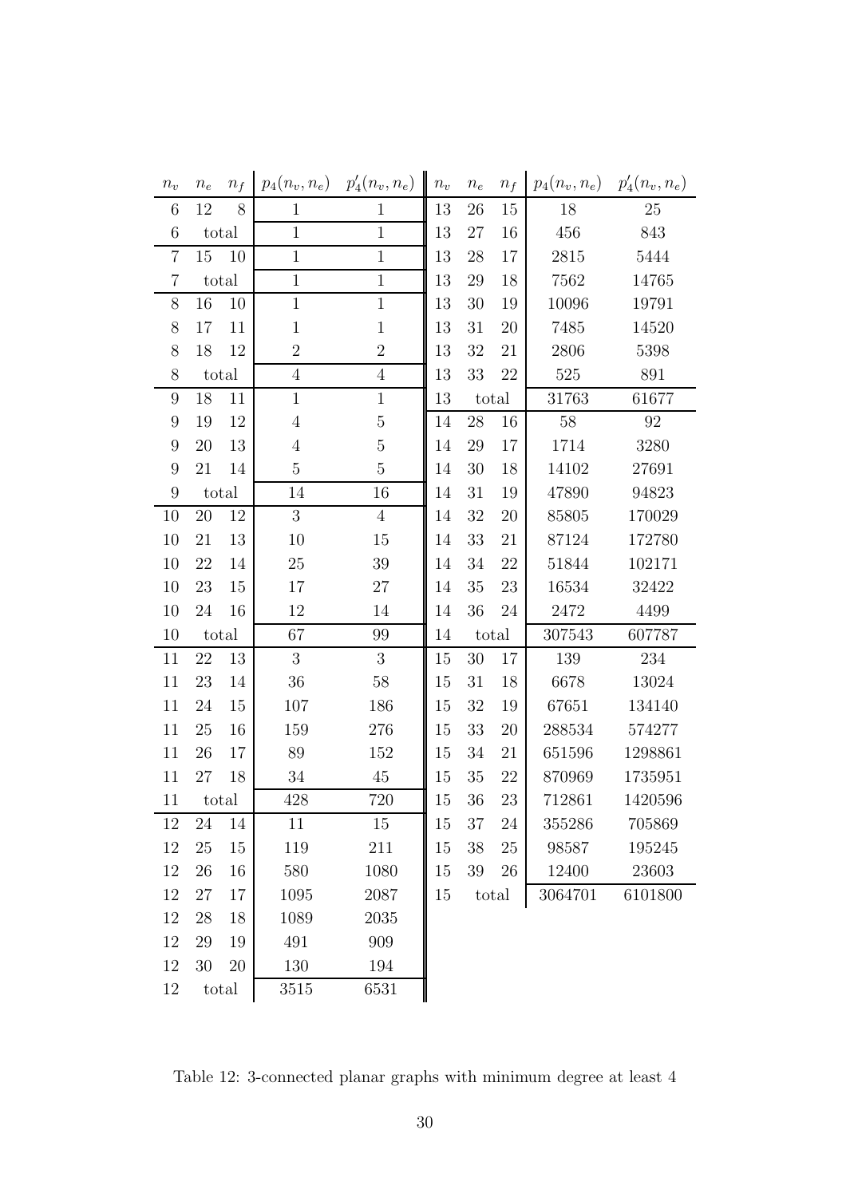| $n_v$ | $n_e$ | $n_f$ | $p_4(n_v, n_e)$ | $p'_4(n_v, n_e)$ | $n_v$ | $n_e$ | $n_f$ | $p_4(n_v, n_e)$ | $p'_4(n_v, n_e)$ |
|---|---|---|---|---|---|---|---|---|---|
| 6 | 12 | 8 | 1 | 1 | 13 | 26 | 15 | 18 | 25 |
| 6 | total | | 1 | 1 | 13 | 27 | 16 | 456 | 843 |
| 7 | 15 | 10 | 1 | 1 | 13 | 28 | 17 | 2815 | 5444 |
| 7 | total | | 1 | 1 | 13 | 29 | 18 | 7562 | 14765 |
| 8 | 16 | 10 | 1 | 1 | 13 | 30 | 19 | 10096 | 19791 |
| 8 | 17 | 11 | 1 | 1 | 13 | 31 | 20 | 7485 | 14520 |
| 8 | 18 | 12 | 2 | 2 | 13 | 32 | 21 | 2806 | 5398 |
| 8 | total | | 4 | 4 | 13 | 33 | 22 | 525 | 891 |
| 9 | 18 | 11 | 1 | 1 | 13 | total | | 31763 | 61677 |
| 9 | 19 | 12 | 4 | 5 | 14 | 28 | 16 | 58 | 92 |
| 9 | 20 | 13 | 4 | 5 | 14 | 29 | 17 | 1714 | 3280 |
| 9 | 21 | 14 | 5 | 5 | 14 | 30 | 18 | 14102 | 27691 |
| 9 | total | | 14 | 16 | 14 | 31 | 19 | 47890 | 94823 |
| 10 | 20 | 12 | 3 | 4 | 14 | 32 | 20 | 85805 | 170029 |
| 10 | 21 | 13 | 10 | 15 | 14 | 33 | 21 | 87124 | 172780 |
| 10 | 22 | 14 | 25 | 39 | 14 | 34 | 22 | 51844 | 102171 |
| 10 | 23 | 15 | 17 | 27 | 14 | 35 | 23 | 16534 | 32422 |
| 10 | 24 | 16 | 12 | 14 | 14 | 36 | 24 | 2472 | 4499 |
| 10 | total | | 67 | 99 | 14 | total | | 307543 | 607787 |
| 11 | 22 | 13 | 3 | 3 | 15 | 30 | 17 | 139 | 234 |
| 11 | 23 | 14 | 36 | 58 | 15 | 31 | 18 | 6678 | 13024 |
| 11 | 24 | 15 | 107 | 186 | 15 | 32 | 19 | 67651 | 134140 |
| 11 | 25 | 16 | 159 | 276 | 15 | 33 | 20 | 288534 | 574277 |
| 11 | 26 | 17 | 89 | 152 | 15 | 34 | 21 | 651596 | 1298861 |
| 11 | 27 | 18 | 34 | 45 | 15 | 35 | 22 | 870969 | 1735951 |
| 11 | total | | 428 | 720 | 15 | 36 | 23 | 712861 | 1420596 |
| 12 | 24 | 14 | 11 | 15 | 15 | 37 | 24 | 355286 | 705869 |
| 12 | 25 | 15 | 119 | 211 | 15 | 38 | 25 | 98587 | 195245 |
| 12 | 26 | 16 | 580 | 1080 | 15 | 39 | 26 | 12400 | 23603 |
| 12 | 27 | 17 | 1095 | 2087 | 15 | total | | 3064701 | 6101800 |
| 12 | 28 | 18 | 1089 | 2035 | | | | | |
| 12 | 29 | 19 | 491 | 909 | | | | | |
| 12 | 30 | 20 | 130 | 194 | | | | | |
| 12 | total | | 3515 | 6531 | | | | | |

Table 12: 3-connected planar graphs with minimum degree at least 4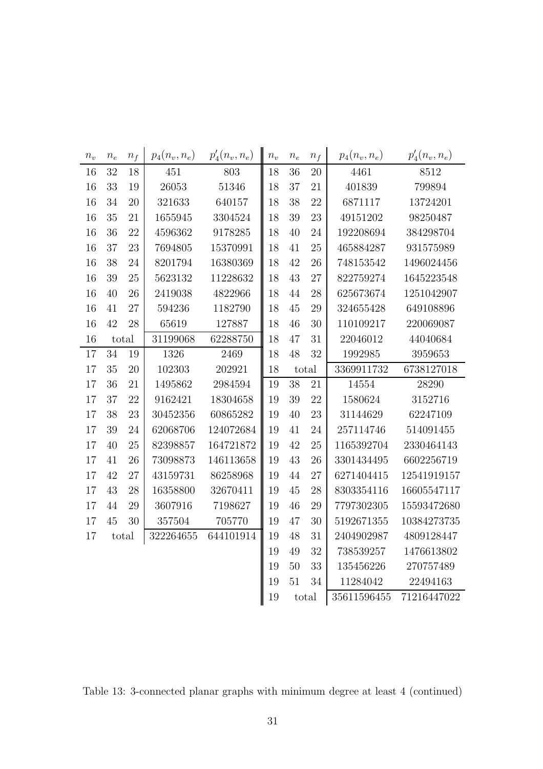| $n_v$ | $n_e$ | $n_f$ | $p_4(n_v, n_e)$ | $p'_4(n_v, n_e)$ | $n_v$ | $n_e$ | $n_f$ | $p_4(n_v, n_e)$ | $p'_4(n_v, n_e)$ |
|---|---|---|---|---|---|---|---|---|---|
| 16 | 32 | 18 | 451 | 803 | 18 | 36 | 20 | 4461 | 8512 |
| 16 | 33 | 19 | 26053 | 51346 | 18 | 37 | 21 | 401839 | 799894 |
| 16 | 34 | 20 | 321633 | 640157 | 18 | 38 | 22 | 6871117 | 13724201 |
| 16 | 35 | 21 | 1655945 | 3304524 | 18 | 39 | 23 | 49151202 | 98250487 |
| 16 | 36 | 22 | 4596362 | 9178285 | 18 | 40 | 24 | 192208694 | 384298704 |
| 16 | 37 | 23 | 7694805 | 15370991 | 18 | 41 | 25 | 465884287 | 931575989 |
| 16 | 38 | 24 | 8201794 | 16380369 | 18 | 42 | 26 | 748153542 | 1496024456 |
| 16 | 39 | 25 | 5623132 | 11228632 | 18 | 43 | 27 | 822759274 | 1645223548 |
| 16 | 40 | 26 | 2419038 | 4822966 | 18 | 44 | 28 | 625673674 | 1251042907 |
| 16 | 41 | 27 | 594236 | 1182790 | 18 | 45 | 29 | 324655428 | 649108896 |
| 16 | 42 | 28 | 65619 | 127887 | 18 | 46 | 30 | 110109217 | 220069087 |
| 16 | total | | 31199068 | 62288750 | 18 | 47 | 31 | 22046012 | 44040684 |
| 17 | 34 | 19 | 1326 | 2469 | 18 | 48 | 32 | 1992985 | 3959653 |
| 17 | 35 | 20 | 102303 | 202921 | 18 | total | | 3369911732 | 6738127018 |
| 17 | 36 | 21 | 1495862 | 2984594 | 19 | 38 | 21 | 14554 | 28290 |
| 17 | 37 | 22 | 9162421 | 18304658 | 19 | 39 | 22 | 1580624 | 3152716 |
| 17 | 38 | 23 | 30452356 | 60865282 | 19 | 40 | 23 | 31144629 | 62247109 |
| 17 | 39 | 24 | 62068706 | 124072684 | 19 | 41 | 24 | 257114746 | 514091455 |
| 17 | 40 | 25 | 82398857 | 164721872 | 19 | 42 | 25 | 1165392704 | 2330464143 |
| 17 | 41 | 26 | 73098873 | 146113658 | 19 | 43 | 26 | 3301434495 | 6602256719 |
| 17 | 42 | 27 | 43159731 | 86258968 | 19 | 44 | 27 | 6271404415 | 12541919157 |
| 17 | 43 | 28 | 16358800 | 32670411 | 19 | 45 | 28 | 8303354116 | 16605547117 |
| 17 | 44 | 29 | 3607916 | 7198627 | 19 | 46 | 29 | 7797302305 | 15593472680 |
| 17 | 45 | 30 | 357504 | 705770 | 19 | 47 | 30 | 5192671355 | 10384273735 |
| 17 | total | | 322264655 | 644101914 | 19 | 48 | 31 | 2404902987 | 4809128447 |
| | | | | | 19 | 49 | 32 | 738539257 | 1476613802 |
| | | | | | 19 | 50 | 33 | 135456226 | 270757489 |
| | | | | | 19 | 51 | 34 | 11284042 | 22494163 |
| | | | | | 19 | total | | 35611596455 | 71216447022 |

Table 13: 3-connected planar graphs with minimum degree at least 4 (continued)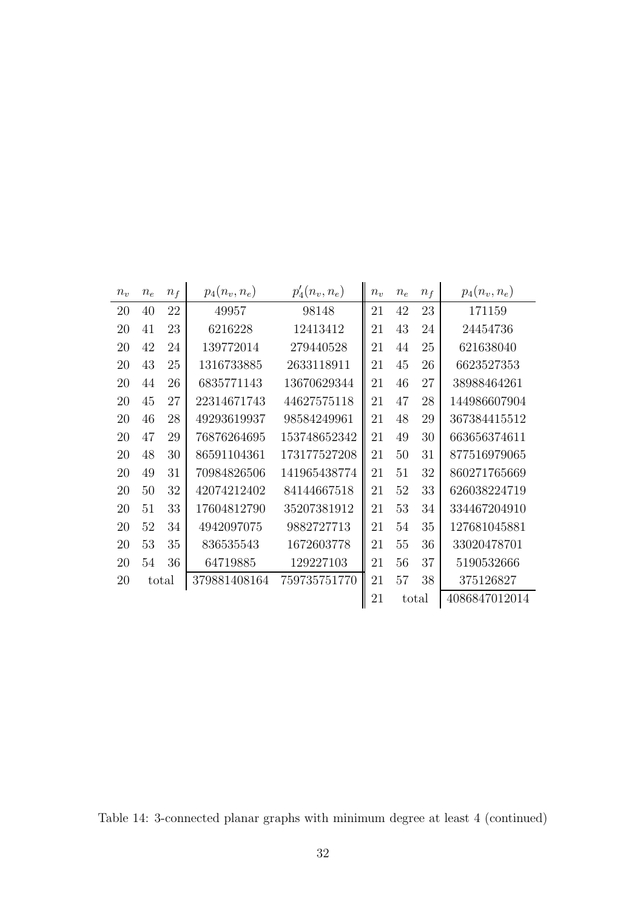| $n_v$ | $n_e$ | $n_f$ | $p_4(n_v, n_e)$ | $p'_4(n_v, n_e)$ | $n_v$ | $n_e$ | $n_f$ | $p_4(n_v, n_e)$ |
|---|---|---|---|---|---|---|---|---|
| 20 | 40 | 22 | 49957 | 98148 | 21 | 42 | 23 | 171159 |
| 20 | 41 | 23 | 6216228 | 12413412 | 21 | 43 | 24 | 24454736 |
| 20 | 42 | 24 | 139772014 | 279440528 | 21 | 44 | 25 | 621638040 |
| 20 | 43 | 25 | 1316733885 | 2633118911 | 21 | 45 | 26 | 6623527353 |
| 20 | 44 | 26 | 6835771143 | 13670629344 | 21 | 46 | 27 | 38988464261 |
| 20 | 45 | 27 | 22314671743 | 44627575118 | 21 | 47 | 28 | 144986607904 |
| 20 | 46 | 28 | 49293619937 | 98584249961 | 21 | 48 | 29 | 367384415512 |
| 20 | 47 | 29 | 76876264695 | 153748652342 | 21 | 49 | 30 | 663656374611 |
| 20 | 48 | 30 | 86591104361 | 173177527208 | 21 | 50 | 31 | 877516979065 |
| 20 | 49 | 31 | 70984826506 | 141965438774 | 21 | 51 | 32 | 860271765669 |
| 20 | 50 | 32 | 42074212402 | 84144667518 | 21 | 52 | 33 | 626038224719 |
| 20 | 51 | 33 | 17604812790 | 35207381912 | 21 | 53 | 34 | 334467204910 |
| 20 | 52 | 34 | 4942097075 | 9882727713 | 21 | 54 | 35 | 127681045881 |
| 20 | 53 | 35 | 836535543 | 1672603778 | 21 | 55 | 36 | 33020478701 |
| 20 | 54 | 36 | 64719885 | 129227103 | 21 | 56 | 37 | 5190532666 |
| 20 | total | | 379881408164 | 759735751770 | 21 | 57 | 38 | 375126827 |
| | | | | | 21 | total | | 4086847012014 |

Table 14: 3-connected planar graphs with minimum degree at least 4 (continued)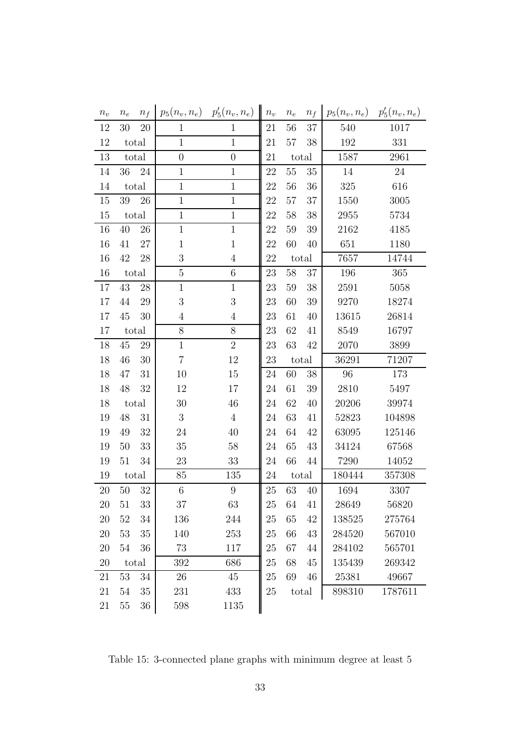| $n_v$ | $n_e$ | $n_f$ | $p_5(n_v, n_e)$ | $p'_5(n_v, n_e)$ | $n_v$ | $n_e$ | $n_f$ | $p_5(n_v, n_e)$ | $p'_5(n_v, n_e)$ |
|---|---|---|---|---|---|---|---|---|---|
| 12 | 30 | 20 | 1 | 1 | 21 | 56 | 37 | 540 | 1017 |
| 12 | total | | 1 | 1 | 21 | 57 | 38 | 192 | 331 |
| 13 | total | | 0 | 0 | 21 | total | | 1587 | 2961 |
| 14 | 36 | 24 | 1 | 1 | 22 | 55 | 35 | 14 | 24 |
| 14 | total | | 1 | 1 | 22 | 56 | 36 | 325 | 616 |
| 15 | 39 | 26 | 1 | 1 | 22 | 57 | 37 | 1550 | 3005 |
| 15 | total | | 1 | 1 | 22 | 58 | 38 | 2955 | 5734 |
| 16 | 40 | 26 | 1 | 1 | 22 | 59 | 39 | 2162 | 4185 |
| 16 | 41 | 27 | 1 | 1 | 22 | 60 | 40 | 651 | 1180 |
| 16 | 42 | 28 | 3 | 4 | 22 | total | | 7657 | 14744 |
| 16 | total | | 5 | 6 | 23 | 58 | 37 | 196 | 365 |
| 17 | 43 | 28 | 1 | 1 | 23 | 59 | 38 | 2591 | 5058 |
| 17 | 44 | 29 | 3 | 3 | 23 | 60 | 39 | 9270 | 18274 |
| 17 | 45 | 30 | 4 | 4 | 23 | 61 | 40 | 13615 | 26814 |
| 17 | total | | 8 | 8 | 23 | 62 | 41 | 8549 | 16797 |
| 18 | 45 | 29 | 1 | 2 | 23 | 63 | 42 | 2070 | 3899 |
| 18 | 46 | 30 | 7 | 12 | 23 | total | | 36291 | 71207 |
| 18 | 47 | 31 | 10 | 15 | 24 | 60 | 38 | 96 | 173 |
| 18 | 48 | 32 | 12 | 17 | 24 | 61 | 39 | 2810 | 5497 |
| 18 | total | | 30 | 46 | 24 | 62 | 40 | 20206 | 39974 |
| 19 | 48 | 31 | 3 | 4 | 24 | 63 | 41 | 52823 | 104898 |
| 19 | 49 | 32 | 24 | 40 | 24 | 64 | 42 | 63095 | 125146 |
| 19 | 50 | 33 | 35 | 58 | 24 | 65 | 43 | 34124 | 67568 |
| 19 | 51 | 34 | 23 | 33 | 24 | 66 | 44 | 7290 | 14052 |
| 19 | total | | 85 | 135 | 24 | total | | 180444 | 357308 |
| 20 | 50 | 32 | 6 | 9 | 25 | 63 | 40 | 1694 | 3307 |
| 20 | 51 | 33 | 37 | 63 | 25 | 64 | 41 | 28649 | 56820 |
| 20 | 52 | 34 | 136 | 244 | 25 | 65 | 42 | 138525 | 275764 |
| 20 | 53 | 35 | 140 | 253 | 25 | 66 | 43 | 284520 | 567010 |
| 20 | 54 | 36 | 73 | 117 | 25 | 67 | 44 | 284102 | 565701 |
| 20 | total | | 392 | 686 | 25 | 68 | 45 | 135439 | 269342 |
| 21 | 53 | 34 | 26 | 45 | 25 | 69 | 46 | 25381 | 49667 |
| 21 | 54 | 35 | 231 | 433 | 25 | total | | 898310 | 1787611 |
| 21 | 55 | 36 | 598 | 1135 | | | | | |

Table 15: 3-connected plane graphs with minimum degree at least 5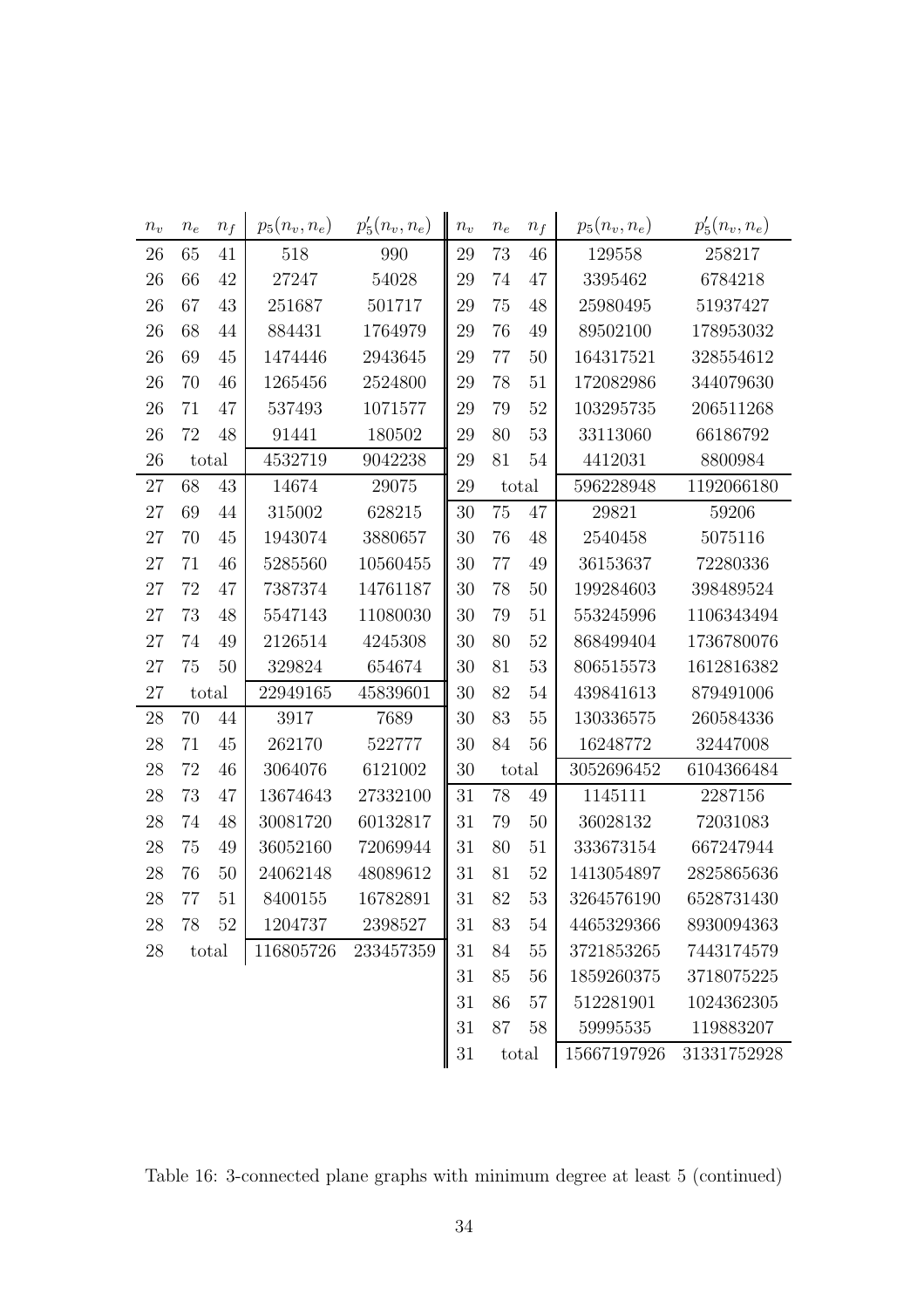| $n_v$ | $n_e$ | $n_f$ | $p_5(n_v, n_e)$ | $p'_5(n_v, n_e)$ |
|---|---|---|---|---|
| 26 | 65 | 41 | 518 | 990 |
| 26 | 66 | 42 | 27247 | 54028 |
| 26 | 67 | 43 | 251687 | 501717 |
| 26 | 68 | 44 | 884431 | 1764979 |
| 26 | 69 | 45 | 1474446 | 2943645 |
| 26 | 70 | 46 | 1265456 | 2524800 |
| 26 | 71 | 47 | 537493 | 1071577 |
| 26 | 72 | 48 | 91441 | 180502 |
| 26 | total | | 4532719 | 9042238 |
| 27 | 68 | 43 | 14674 | 29075 |
| 27 | 69 | 44 | 315002 | 628215 |
| 27 | 70 | 45 | 1943074 | 3880657 |
| 27 | 71 | 46 | 5285560 | 10560455 |
| 27 | 72 | 47 | 7387374 | 14761187 |
| 27 | 73 | 48 | 5547143 | 11080030 |
| 27 | 74 | 49 | 2126514 | 4245308 |
| 27 | 75 | 50 | 329824 | 654674 |
| 27 | total | | 22949165 | 45839601 |
| 28 | 70 | 44 | 3917 | 7689 |
| 28 | 71 | 45 | 262170 | 522777 |
| 28 | 72 | 46 | 3064076 | 6121002 |
| 28 | 73 | 47 | 13674643 | 27332100 |
| 28 | 74 | 48 | 30081720 | 60132817 |
| 28 | 75 | 49 | 36052160 | 72069944 |
| 28 | 76 | 50 | 24062148 | 48089612 |
| 28 | 77 | 51 | 8400155 | 16782891 |
| 28 | 78 | 52 | 1204737 | 2398527 |
| 28 | total | | 116805726 | 233457359 |
| 29 | 73 | 46 | 129558 | 258217 |
| 29 | 74 | 47 | 3395462 | 6784218 |
| 29 | 75 | 48 | 25980495 | 51937427 |
| 29 | 76 | 49 | 89502100 | 178953032 |
| 29 | 77 | 50 | 164317521 | 328554612 |
| 29 | 78 | 51 | 172082986 | 344079630 |
| 29 | 79 | 52 | 103295735 | 206511268 |
| 29 | 80 | 53 | 33113060 | 66186792 |
| 29 | 81 | 54 | 4412031 | 8800984 |
| 29 | total | | 596228948 | 1192066180 |
| 30 | 75 | 47 | 29821 | 59206 |
| 30 | 76 | 48 | 2540458 | 5075116 |
| 30 | 77 | 49 | 36153637 | 72280336 |
| 30 | 78 | 50 | 199284603 | 398489524 |
| 30 | 79 | 51 | 553245996 | 1106343494 |
| 30 | 80 | 52 | 868499404 | 1736780076 |
| 30 | 81 | 53 | 806515573 | 1612816382 |
| 30 | 82 | 54 | 439841613 | 879491006 |
| 30 | 83 | 55 | 130336575 | 260584336 |
| 30 | 84 | 56 | 16248772 | 32447008 |
| 30 | total | | 3052696452 | 6104366484 |
| 31 | 78 | 49 | 1145111 | 2287156 |
| 31 | 79 | 50 | 36028132 | 72031083 |
| 31 | 80 | 51 | 333673154 | 667247944 |
| 31 | 81 | 52 | 1413054897 | 2825865636 |
| 31 | 82 | 53 | 3264576190 | 6528731430 |
| 31 | 83 | 54 | 4465329366 | 8930094363 |
| 31 | 84 | 55 | 3721853265 | 7443174579 |
| 31 | 85 | 56 | 1859260375 | 3718075225 |
| 31 | 86 | 57 | 512281901 | 1024362305 |
| 31 | 87 | 58 | 59995535 | 119883207 |
| 31 | total | | 15667197926 | 31331752928 |

Table 16: 3-connected plane graphs with minimum degree at least 5 (continued)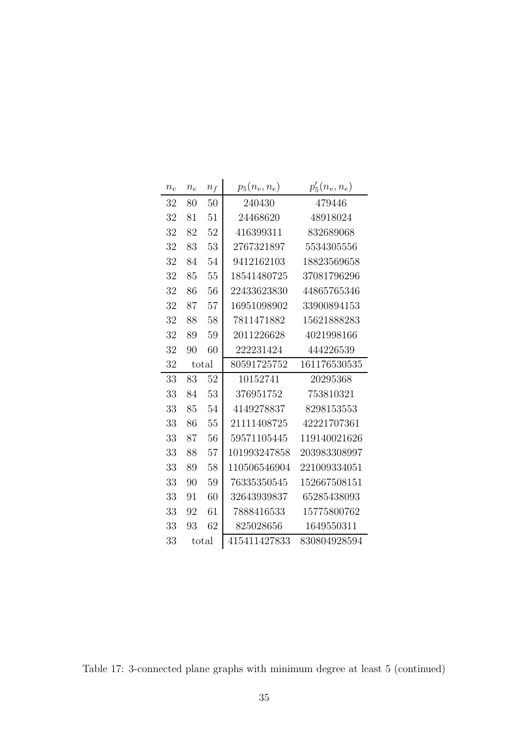| $n_v$ | $n_e$ | $n_f$ | $p_5(n_v, n_e)$ | $p'_5(n_v, n_e)$ |
|---|---|---|---|---|
| 32 | 80 | 50 | 240430 | 479446 |
| 32 | 81 | 51 | 24468620 | 48918024 |
| 32 | 82 | 52 | 416399311 | 832689068 |
| 32 | 83 | 53 | 2767321897 | 5534305556 |
| 32 | 84 | 54 | 9412162103 | 18823569658 |
| 32 | 85 | 55 | 18541480725 | 37081796296 |
| 32 | 86 | 56 | 22433623830 | 44865765346 |
| 32 | 87 | 57 | 16951098902 | 33900894153 |
| 32 | 88 | 58 | 7811471882 | 15621888283 |
| 32 | 89 | 59 | 2011226628 | 4021998166 |
| 32 | 90 | 60 | 222231424 | 444226539 |
| 32 | total | | 80591725752 | 161176530535 |
| 33 | 83 | 52 | 10152741 | 20295368 |
| 33 | 84 | 53 | 376951752 | 753810321 |
| 33 | 85 | 54 | 4149278837 | 8298153553 |
| 33 | 86 | 55 | 21111408725 | 42221707361 |
| 33 | 87 | 56 | 59571105445 | 119140021626 |
| 33 | 88 | 57 | 101993247858 | 203983308997 |
| 33 | 89 | 58 | 110506546904 | 221009334051 |
| 33 | 90 | 59 | 76335350545 | 152667508151 |
| 33 | 91 | 60 | 32643939837 | 65285438093 |
| 33 | 92 | 61 | 7888416533 | 15775800762 |
| 33 | 93 | 62 | 825028656 | 1649550311 |
| 33 | total | | 415411427833 | 830804928594 |

Table 17: 3-connected plane graphs with minimum degree at least 5 (continued)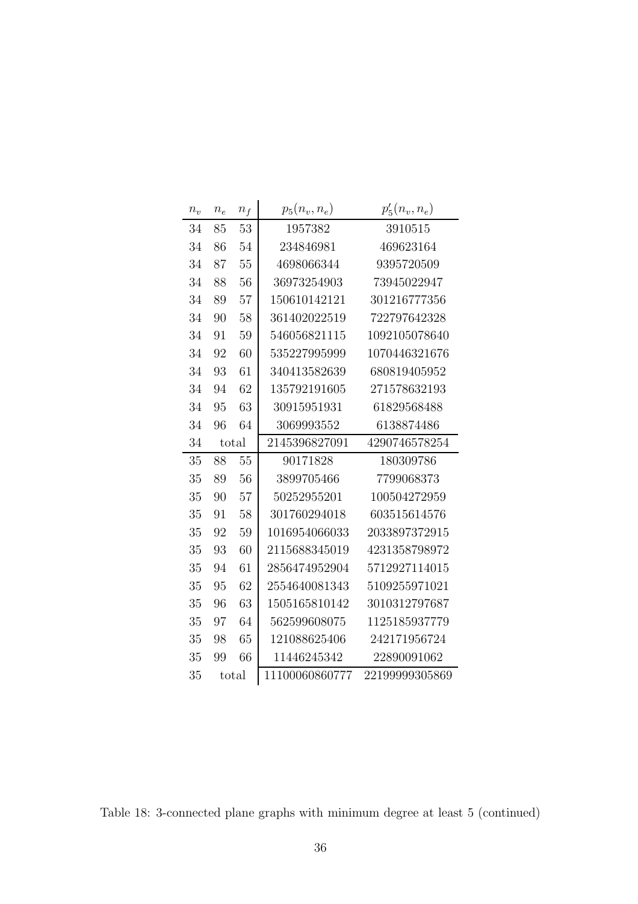| $n_v$ | $n_e$ | $n_f$ | $p_5(n_v, n_e)$ | $p'_5(n_v, n_e)$ |
|---|---|---|---|---|
| 34 | 85 | 53 | 1957382 | 3910515 |
| 34 | 86 | 54 | 234846981 | 469623164 |
| 34 | 87 | 55 | 4698066344 | 9395720509 |
| 34 | 88 | 56 | 36973254903 | 73945022947 |
| 34 | 89 | 57 | 150610142121 | 301216777356 |
| 34 | 90 | 58 | 361402022519 | 722797642328 |
| 34 | 91 | 59 | 546056821115 | 1092105078640 |
| 34 | 92 | 60 | 535227995999 | 1070446321676 |
| 34 | 93 | 61 | 340413582639 | 680819405952 |
| 34 | 94 | 62 | 135792191605 | 271578632193 |
| 34 | 95 | 63 | 30915951931 | 61829568488 |
| 34 | 96 | 64 | 3069993552 | 6138874486 |
| 34 | total | | 2145396827091 | 4290746578254 |
| 35 | 88 | 55 | 90171828 | 180309786 |
| 35 | 89 | 56 | 3899705466 | 7799068373 |
| 35 | 90 | 57 | 50252955201 | 100504272959 |
| 35 | 91 | 58 | 301760294018 | 603515614576 |
| 35 | 92 | 59 | 1016954066033 | 2033897372915 |
| 35 | 93 | 60 | 2115688345019 | 4231358798972 |
| 35 | 94 | 61 | 2856474952904 | 5712927114015 |
| 35 | 95 | 62 | 2554640081343 | 5109255971021 |
| 35 | 96 | 63 | 1505165810142 | 3010312797687 |
| 35 | 97 | 64 | 562599608075 | 1125185937779 |
| 35 | 98 | 65 | 121088625406 | 242171956724 |
| 35 | 99 | 66 | 11446245342 | 22890091062 |
| 35 | total | | 11100060860777 | 22199999305869 |

Table 18: 3-connected plane graphs with minimum degree at least 5 (continued)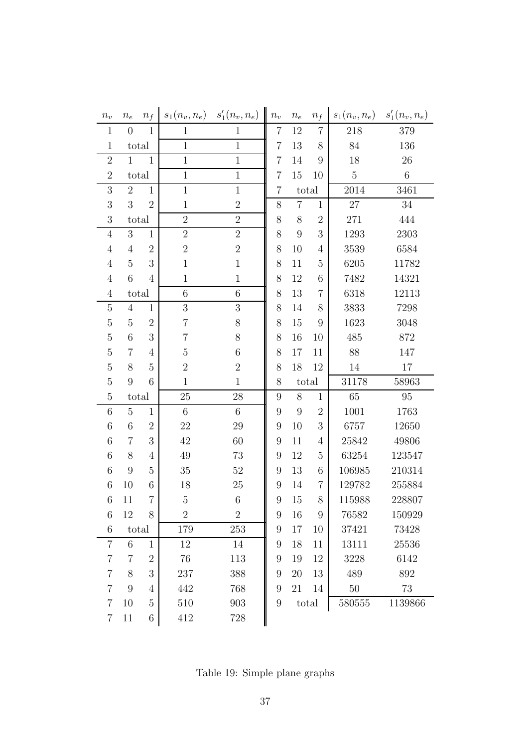| $n_v$ | $n_e$ | $n_f$ | $s_1(n_v, n_e)$ | $s'_1(n_v, n_e)$ | $n_v$ | $n_e$ | $n_f$ | $s_1(n_v, n_e)$ | $s'_1(n_v, n_e)$ |
|---|---|---|---|---|---|---|---|---|---|
| 1 | 0 | 1 | 1 | 1 | 7 | 12 | 7 | 218 | 379 |
| 1 | total | | 1 | 1 | 7 | 13 | 8 | 84 | 136 |
| 2 | 1 | 1 | 1 | 1 | 7 | 14 | 9 | 18 | 26 |
| 2 | total | | 1 | 1 | 7 | 15 | 10 | 5 | 6 |
| 3 | 2 | 1 | 1 | 1 | 7 | total | | 2014 | 3461 |
| 3 | 3 | 2 | 1 | 2 | 8 | 7 | 1 | 27 | 34 |
| 3 | total | | 2 | 2 | 8 | 8 | 2 | 271 | 444 |
| 4 | 3 | 1 | 2 | 2 | 8 | 9 | 3 | 1293 | 2303 |
| 4 | 4 | 2 | 2 | 2 | 8 | 10 | 4 | 3539 | 6584 |
| 4 | 5 | 3 | 1 | 1 | 8 | 11 | 5 | 6205 | 11782 |
| 4 | 6 | 4 | 1 | 1 | 8 | 12 | 6 | 7482 | 14321 |
| 4 | total | | 6 | 6 | 8 | 13 | 7 | 6318 | 12113 |
| 5 | 4 | 1 | 3 | 3 | 8 | 14 | 8 | 3833 | 7298 |
| 5 | 5 | 2 | 7 | 8 | 8 | 15 | 9 | 1623 | 3048 |
| 5 | 6 | 3 | 7 | 8 | 8 | 16 | 10 | 485 | 872 |
| 5 | 7 | 4 | 5 | 6 | 8 | 17 | 11 | 88 | 147 |
| 5 | 8 | 5 | 2 | 2 | 8 | 18 | 12 | 14 | 17 |
| 5 | 9 | 6 | 1 | 1 | 8 | total | | 31178 | 58963 |
| 5 | total | | 25 | 28 | 9 | 8 | 1 | 65 | 95 |
| 6 | 5 | 1 | 6 | 6 | 9 | 9 | 2 | 1001 | 1763 |
| 6 | 6 | 2 | 22 | 29 | 9 | 10 | 3 | 6757 | 12650 |
| 6 | 7 | 3 | 42 | 60 | 9 | 11 | 4 | 25842 | 49806 |
| 6 | 8 | 4 | 49 | 73 | 9 | 12 | 5 | 63254 | 123547 |
| 6 | 9 | 5 | 35 | 52 | 9 | 13 | 6 | 106985 | 210314 |
| 6 | 10 | 6 | 18 | 25 | 9 | 14 | 7 | 129782 | 255884 |
| 6 | 11 | 7 | 5 | 6 | 9 | 15 | 8 | 115988 | 228807 |
| 6 | 12 | 8 | 2 | 2 | 9 | 16 | 9 | 76582 | 150929 |
| 6 | total | | 179 | 253 | 9 | 17 | 10 | 37421 | 73428 |
| 7 | 6 | 1 | 12 | 14 | 9 | 18 | 11 | 13111 | 25536 |
| 7 | 7 | 2 | 76 | 113 | 9 | 19 | 12 | 3228 | 6142 |
| 7 | 8 | 3 | 237 | 388 | 9 | 20 | 13 | 489 | 892 |
| 7 | 9 | 4 | 442 | 768 | 9 | 21 | 14 | 50 | 73 |
| 7 | 10 | 5 | 510 | 903 | 9 | total | | 580555 | 1139866 |
| 7 | 11 | 6 | 412 | 728 | | | | | |

Table 19: Simple plane graphs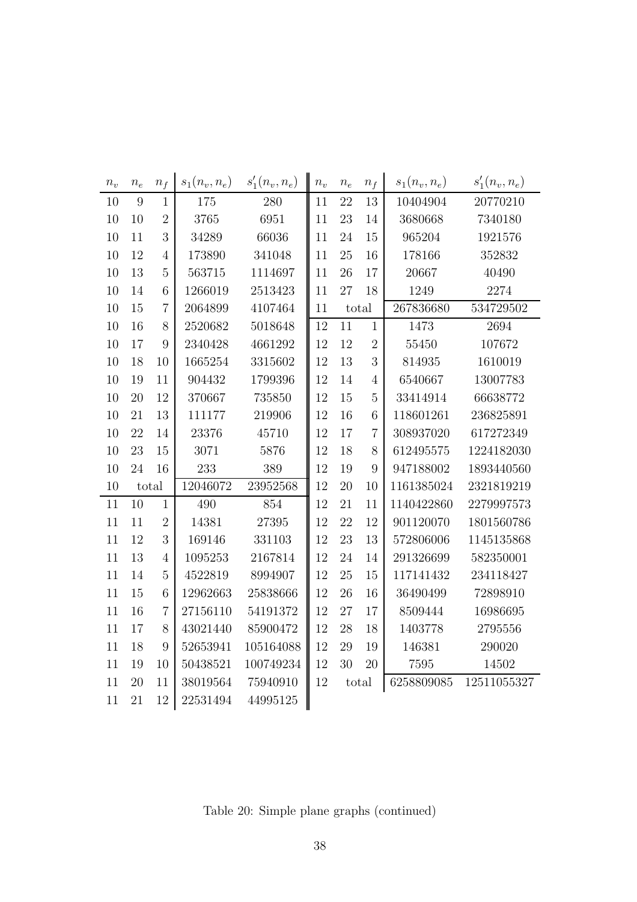| $n_v$ | $n_e$ | $n_f$ | $s_1(n_v,n_e)$ | $s'_1(n_v,n_e)$ | $n_v$ | $n_e$ | $n_f$ | $s_1(n_v,n_e)$ | $s'_1(n_v,n_e)$ |
|---|---|---|---|---|---|---|---|---|---|
| 10 | 9 | 1 | 175 | 280 | 11 | 22 | 13 | 10404904 | 20770210 |
| 10 | 10 | 2 | 3765 | 6951 | 11 | 23 | 14 | 3680668 | 7340180 |
| 10 | 11 | 3 | 34289 | 66036 | 11 | 24 | 15 | 965204 | 1921576 |
| 10 | 12 | 4 | 173890 | 341048 | 11 | 25 | 16 | 178166 | 352832 |
| 10 | 13 | 5 | 563715 | 1114697 | 11 | 26 | 17 | 20667 | 40490 |
| 10 | 14 | 6 | 1266019 | 2513423 | 11 | 27 | 18 | 1249 | 2274 |
| 10 | 15 | 7 | 2064899 | 4107464 | 11 | total | | 267836680 | 534729502 |
| 10 | 16 | 8 | 2520682 | 5018648 | 12 | 11 | 1 | 1473 | 2694 |
| 10 | 17 | 9 | 2340428 | 4661292 | 12 | 12 | 2 | 55450 | 107672 |
| 10 | 18 | 10 | 1665254 | 3315602 | 12 | 13 | 3 | 814935 | 1610019 |
| 10 | 19 | 11 | 904432 | 1799396 | 12 | 14 | 4 | 6540667 | 13007783 |
| 10 | 20 | 12 | 370667 | 735850 | 12 | 15 | 5 | 33414914 | 66638772 |
| 10 | 21 | 13 | 111177 | 219906 | 12 | 16 | 6 | 118601261 | 236825891 |
| 10 | 22 | 14 | 23376 | 45710 | 12 | 17 | 7 | 308937020 | 617272349 |
| 10 | 23 | 15 | 3071 | 5876 | 12 | 18 | 8 | 612495575 | 1224182030 |
| 10 | 24 | 16 | 233 | 389 | 12 | 19 | 9 | 947188002 | 1893440560 |
| 10 | total | | 12046072 | 23952568 | 12 | 20 | 10 | 1161385024 | 2321819219 |
| 11 | 10 | 1 | 490 | 854 | 12 | 21 | 11 | 1140422860 | 2279997573 |
| 11 | 11 | 2 | 14381 | 27395 | 12 | 22 | 12 | 901120070 | 1801560786 |
| 11 | 12 | 3 | 169146 | 331103 | 12 | 23 | 13 | 572806006 | 1145135868 |
| 11 | 13 | 4 | 1095253 | 2167814 | 12 | 24 | 14 | 291326699 | 582350001 |
| 11 | 14 | 5 | 4522819 | 8994907 | 12 | 25 | 15 | 117141432 | 234118427 |
| 11 | 15 | 6 | 12962663 | 25838666 | 12 | 26 | 16 | 36490499 | 72898910 |
| 11 | 16 | 7 | 27156110 | 54191372 | 12 | 27 | 17 | 8509444 | 16986695 |
| 11 | 17 | 8 | 43021440 | 85900472 | 12 | 28 | 18 | 1403778 | 2795556 |
| 11 | 18 | 9 | 52653941 | 105164088 | 12 | 29 | 19 | 146381 | 290020 |
| 11 | 19 | 10 | 50438521 | 100749234 | 12 | 30 | 20 | 7595 | 14502 |
| 11 | 20 | 11 | 38019564 | 75940910 | 12 | total | | 6258809085 | 12511055327 |
| 11 | 21 | 12 | 22531494 | 44995125 | | | | | |

Table 20: Simple plane graphs (continued)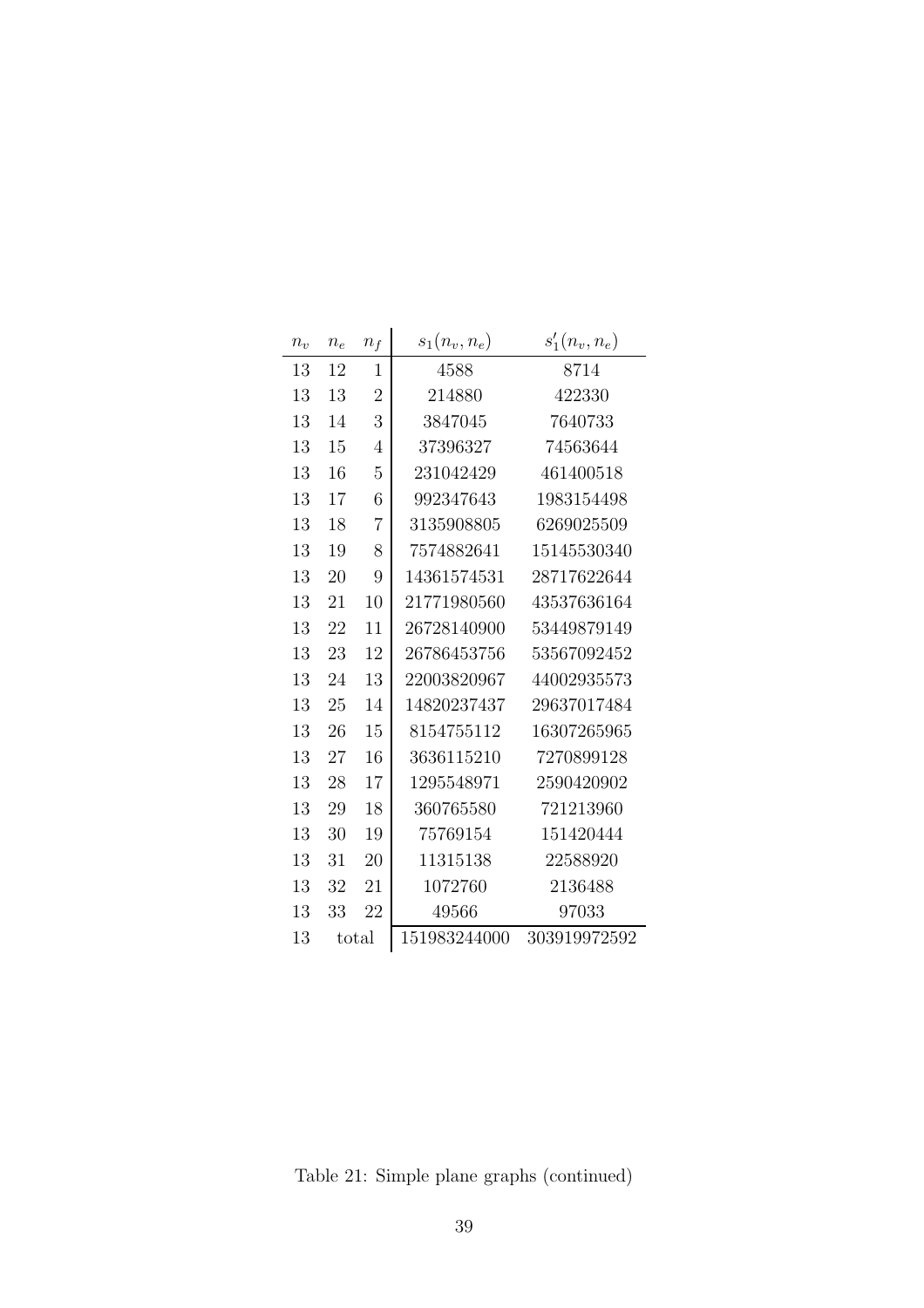| $n_v$ | $n_e$ | $n_f$ | $s_1(n_v, n_e)$ | $s'_1(n_v, n_e)$ |
|---|---|---|---|---|
| 13 | 12 | 1 | 4588 | 8714 |
| 13 | 13 | 2 | 214880 | 422330 |
| 13 | 14 | 3 | 3847045 | 7640733 |
| 13 | 15 | 4 | 37396327 | 74563644 |
| 13 | 16 | 5 | 231042429 | 461400518 |
| 13 | 17 | 6 | 992347643 | 1983154498 |
| 13 | 18 | 7 | 3135908805 | 6269025509 |
| 13 | 19 | 8 | 7574882641 | 15145530340 |
| 13 | 20 | 9 | 14361574531 | 28717622644 |
| 13 | 21 | 10 | 21771980560 | 43537636164 |
| 13 | 22 | 11 | 26728140900 | 53449879149 |
| 13 | 23 | 12 | 26786453756 | 53567092452 |
| 13 | 24 | 13 | 22003820967 | 44002935573 |
| 13 | 25 | 14 | 14820237437 | 29637017484 |
| 13 | 26 | 15 | 8154755112 | 16307265965 |
| 13 | 27 | 16 | 3636115210 | 7270899128 |
| 13 | 28 | 17 | 1295548971 | 2590420902 |
| 13 | 29 | 18 | 360765580 | 721213960 |
| 13 | 30 | 19 | 75769154 | 151420444 |
| 13 | 31 | 20 | 11315138 | 22588920 |
| 13 | 32 | 21 | 1072760 | 2136488 |
| 13 | 33 | 22 | 49566 | 97033 |
| 13 | total | | 151983244000 | 303919972592 |

Table 21: Simple plane graphs (continued)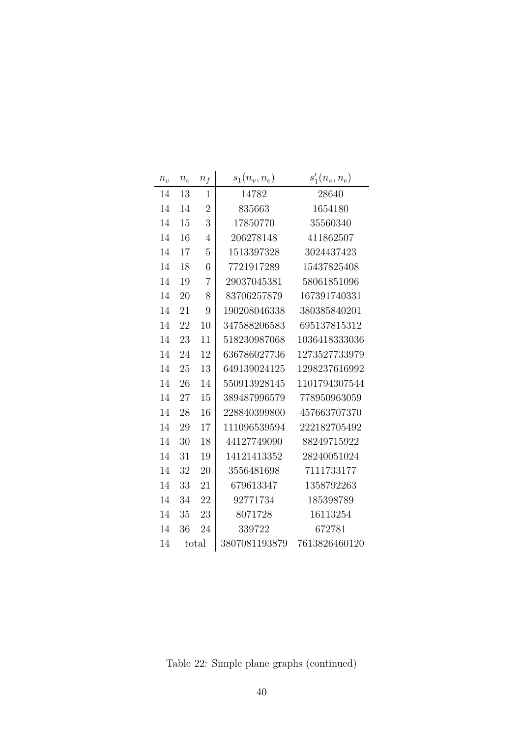| $n_v$ | $n_e$ | $n_f$ | $s_1(n_v, n_e)$ | $s'_1(n_v, n_e)$ |
|---|---|---|---|---|
| 14 | 13 | 1 | 14782 | 28640 |
| 14 | 14 | 2 | 835663 | 1654180 |
| 14 | 15 | 3 | 17850770 | 35560340 |
| 14 | 16 | 4 | 206278148 | 411862507 |
| 14 | 17 | 5 | 1513397328 | 3024437423 |
| 14 | 18 | 6 | 7721917289 | 15437825408 |
| 14 | 19 | 7 | 29037045381 | 58061851096 |
| 14 | 20 | 8 | 83706257879 | 167391740331 |
| 14 | 21 | 9 | 190208046338 | 380385840201 |
| 14 | 22 | 10 | 347588206583 | 695137815312 |
| 14 | 23 | 11 | 518230987068 | 1036418333036 |
| 14 | 24 | 12 | 636786027736 | 1273527733979 |
| 14 | 25 | 13 | 649139024125 | 1298237616992 |
| 14 | 26 | 14 | 550913928145 | 1101794307544 |
| 14 | 27 | 15 | 389487996579 | 778950963059 |
| 14 | 28 | 16 | 228840399800 | 457663707370 |
| 14 | 29 | 17 | 111096539594 | 222182705492 |
| 14 | 30 | 18 | 44127749090 | 88249715922 |
| 14 | 31 | 19 | 14121413352 | 28240051024 |
| 14 | 32 | 20 | 3556481698 | 7111733177 |
| 14 | 33 | 21 | 679613347 | 1358792263 |
| 14 | 34 | 22 | 92771734 | 185398789 |
| 14 | 35 | 23 | 8071728 | 16113254 |
| 14 | 36 | 24 | 339722 | 672781 |
| 14 | total | | 3807081193879 | 7613826460120 |

Table 22: Simple plane graphs (continued)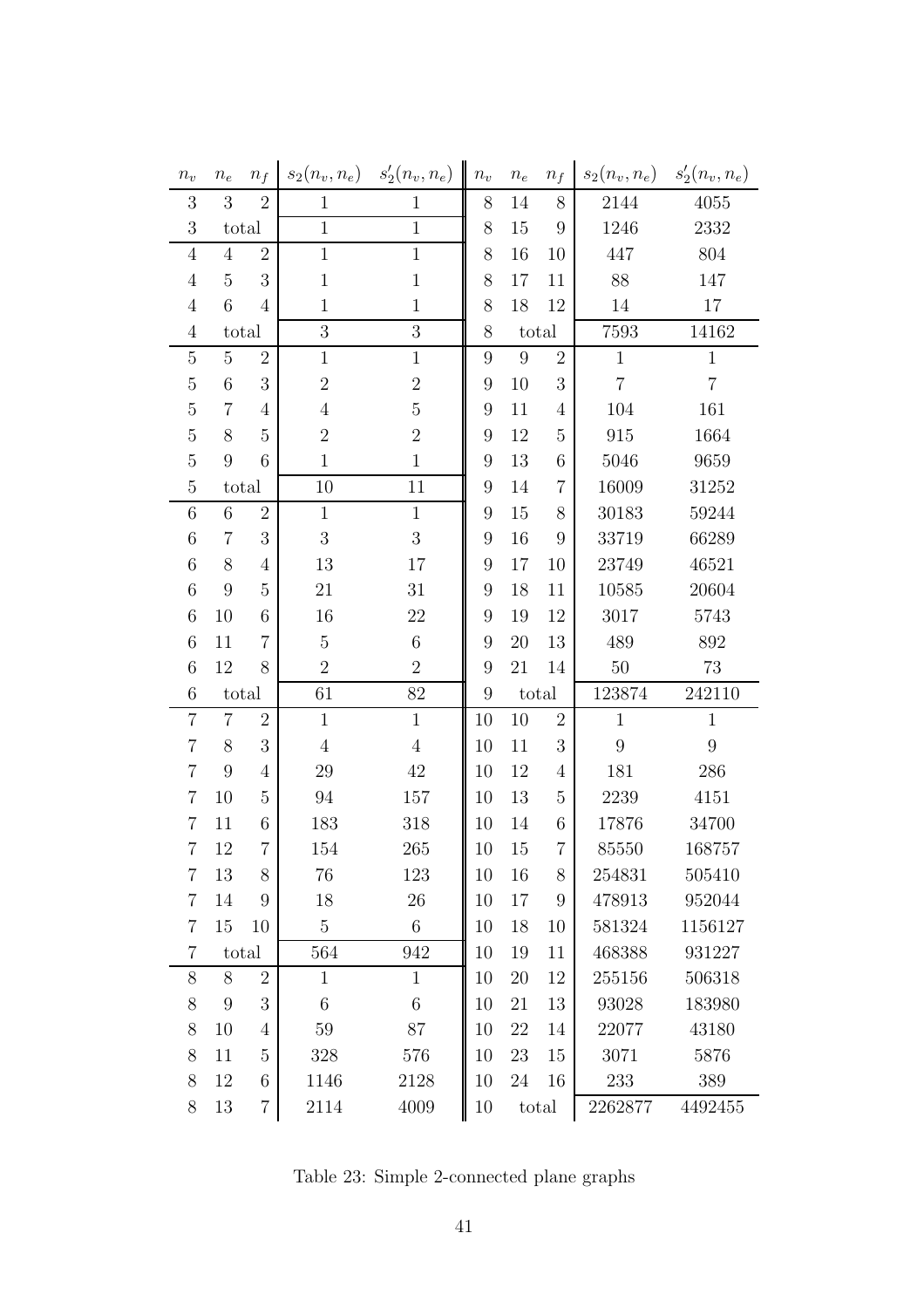| $n_v$ | $n_e$ | $n_f$ | $s_2(n_v, n_e)$ | $s_2'(n_v, n_e)$ | $n_v$ | $n_e$ | $n_f$ | $s_2(n_v, n_e)$ | $s_2'(n_v, n_e)$ |
|---|---|---|---|---|---|---|---|---|---|
| 3 | 3 | 2 | 1 | 1 | 8 | 14 | 8 | 2144 | 4055 |
| 3 | total | | 1 | 1 | 8 | 15 | 9 | 1246 | 2332 |
| 4 | 4 | 2 | 1 | 1 | 8 | 16 | 10 | 447 | 804 |
| 4 | 5 | 3 | 1 | 1 | 8 | 17 | 11 | 88 | 147 |
| 4 | 6 | 4 | 1 | 1 | 8 | 18 | 12 | 14 | 17 |
| 4 | total | | 3 | 3 | 8 | total | | 7593 | 14162 |
| 5 | 5 | 2 | 1 | 1 | 9 | 9 | 2 | 1 | 1 |
| 5 | 6 | 3 | 2 | 2 | 9 | 10 | 3 | 7 | 7 |
| 5 | 7 | 4 | 4 | 5 | 9 | 11 | 4 | 104 | 161 |
| 5 | 8 | 5 | 2 | 2 | 9 | 12 | 5 | 915 | 1664 |
| 5 | 9 | 6 | 1 | 1 | 9 | 13 | 6 | 5046 | 9659 |
| 5 | total | | 10 | 11 | 9 | 14 | 7 | 16009 | 31252 |
| 6 | 6 | 2 | 1 | 1 | 9 | 15 | 8 | 30183 | 59244 |
| 6 | 7 | 3 | 3 | 3 | 9 | 16 | 9 | 33719 | 66289 |
| 6 | 8 | 4 | 13 | 17 | 9 | 17 | 10 | 23749 | 46521 |
| 6 | 9 | 5 | 21 | 31 | 9 | 18 | 11 | 10585 | 20604 |
| 6 | 10 | 6 | 16 | 22 | 9 | 19 | 12 | 3017 | 5743 |
| 6 | 11 | 7 | 5 | 6 | 9 | 20 | 13 | 489 | 892 |
| 6 | 12 | 8 | 2 | 2 | 9 | 21 | 14 | 50 | 73 |
| 6 | total | | 61 | 82 | 9 | total | | 123874 | 242110 |
| 7 | 7 | 2 | 1 | 1 | 10 | 10 | 2 | 1 | 1 |
| 7 | 8 | 3 | 4 | 4 | 10 | 11 | 3 | 9 | 9 |
| 7 | 9 | 4 | 29 | 42 | 10 | 12 | 4 | 181 | 286 |
| 7 | 10 | 5 | 94 | 157 | 10 | 13 | 5 | 2239 | 4151 |
| 7 | 11 | 6 | 183 | 318 | 10 | 14 | 6 | 17876 | 34700 |
| 7 | 12 | 7 | 154 | 265 | 10 | 15 | 7 | 85550 | 168757 |
| 7 | 13 | 8 | 76 | 123 | 10 | 16 | 8 | 254831 | 505410 |
| 7 | 14 | 9 | 18 | 26 | 10 | 17 | 9 | 478913 | 952044 |
| 7 | 15 | 10 | 5 | 6 | 10 | 18 | 10 | 581324 | 1156127 |
| 7 | total | | 564 | 942 | 10 | 19 | 11 | 468388 | 931227 |
| 8 | 8 | 2 | 1 | 1 | 10 | 20 | 12 | 255156 | 506318 |
| 8 | 9 | 3 | 6 | 6 | 10 | 21 | 13 | 93028 | 183980 |
| 8 | 10 | 4 | 59 | 87 | 10 | 22 | 14 | 22077 | 43180 |
| 8 | 11 | 5 | 328 | 576 | 10 | 23 | 15 | 3071 | 5876 |
| 8 | 12 | 6 | 1146 | 2128 | 10 | 24 | 16 | 233 | 389 |
| 8 | 13 | 7 | 2114 | 4009 | 10 | total | | 2262877 | 4492455 |

Table 23: Simple 2-connected plane graphs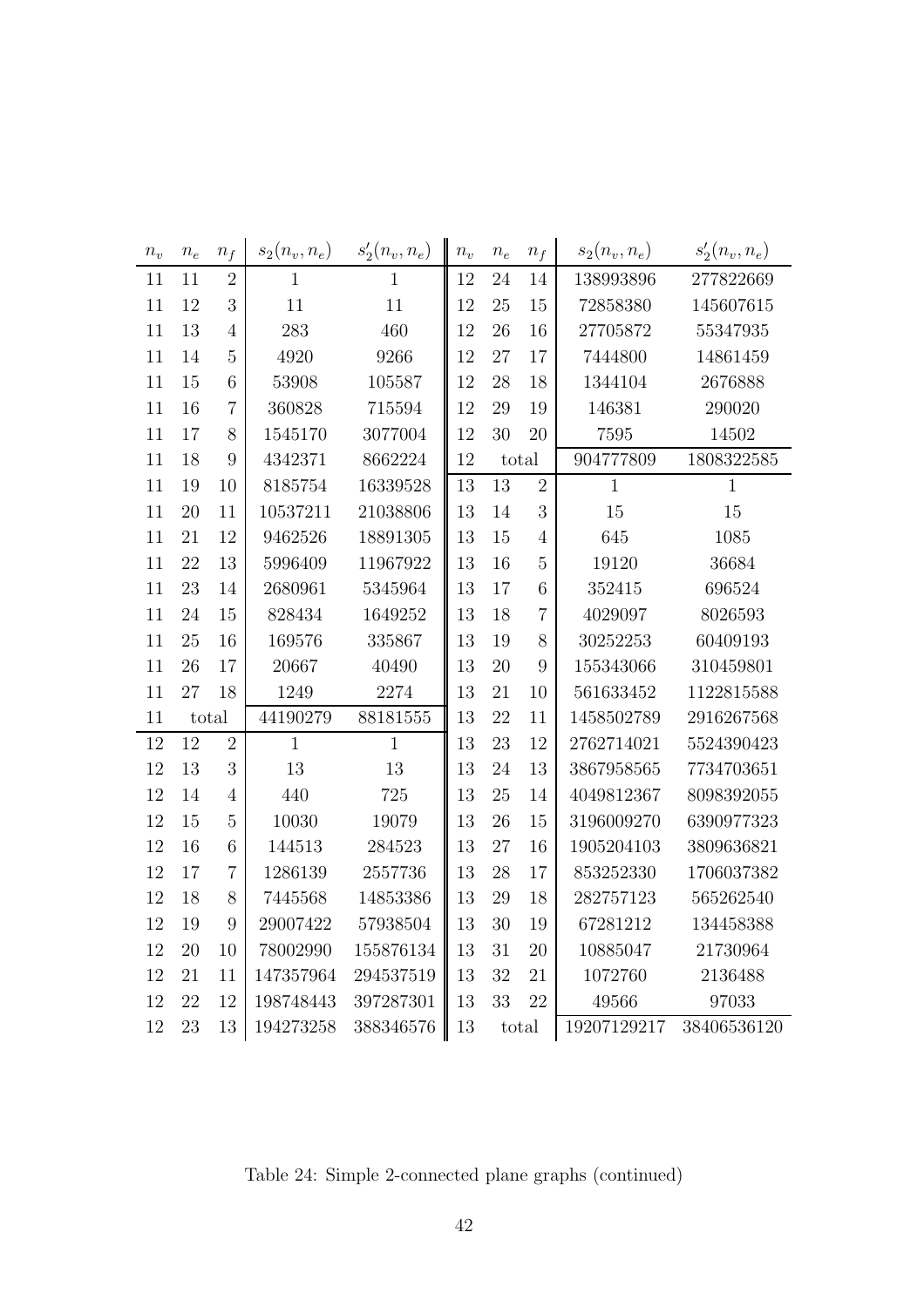| $n_v$ | $n_e$ | $n_f$ | $s_2(n_v,n_e)$ | $s'_2(n_v,n_e)$ | $n_v$ | $n_e$ | $n_f$ | $s_2(n_v,n_e)$ | $s'_2(n_v,n_e)$ |
|---|---|---|---|---|---|---|---|---|---|
| 11 | 11 | 2 | 1 | 1 | 12 | 24 | 14 | 138993896 | 277822669 |
| 11 | 12 | 3 | 11 | 11 | 12 | 25 | 15 | 72858380 | 145607615 |
| 11 | 13 | 4 | 283 | 460 | 12 | 26 | 16 | 27705872 | 55347935 |
| 11 | 14 | 5 | 4920 | 9266 | 12 | 27 | 17 | 7444800 | 14861459 |
| 11 | 15 | 6 | 53908 | 105587 | 12 | 28 | 18 | 1344104 | 2676888 |
| 11 | 16 | 7 | 360828 | 715594 | 12 | 29 | 19 | 146381 | 290020 |
| 11 | 17 | 8 | 1545170 | 3077004 | 12 | 30 | 20 | 7595 | 14502 |
| 11 | 18 | 9 | 4342371 | 8662224 | 12 | total | | 904777809 | 1808322585 |
| 11 | 19 | 10 | 8185754 | 16339528 | 13 | 13 | 2 | 1 | 1 |
| 11 | 20 | 11 | 10537211 | 21038806 | 13 | 14 | 3 | 15 | 15 |
| 11 | 21 | 12 | 9462526 | 18891305 | 13 | 15 | 4 | 645 | 1085 |
| 11 | 22 | 13 | 5996409 | 11967922 | 13 | 16 | 5 | 19120 | 36684 |
| 11 | 23 | 14 | 2680961 | 5345964 | 13 | 17 | 6 | 352415 | 696524 |
| 11 | 24 | 15 | 828434 | 1649252 | 13 | 18 | 7 | 4029097 | 8026593 |
| 11 | 25 | 16 | 169576 | 335867 | 13 | 19 | 8 | 30252253 | 60409193 |
| 11 | 26 | 17 | 20667 | 40490 | 13 | 20 | 9 | 155343066 | 310459801 |
| 11 | 27 | 18 | 1249 | 2274 | 13 | 21 | 10 | 561633452 | 1122815588 |
| 11 | total | | 44190279 | 88181555 | 13 | 22 | 11 | 1458502789 | 2916267568 |
| 12 | 12 | 2 | 1 | 1 | 13 | 23 | 12 | 2762714021 | 5524390423 |
| 12 | 13 | 3 | 13 | 13 | 13 | 24 | 13 | 3867958565 | 7734703651 |
| 12 | 14 | 4 | 440 | 725 | 13 | 25 | 14 | 4049812367 | 8098392055 |
| 12 | 15 | 5 | 10030 | 19079 | 13 | 26 | 15 | 3196009270 | 6390977323 |
| 12 | 16 | 6 | 144513 | 284523 | 13 | 27 | 16 | 1905204103 | 3809636821 |
| 12 | 17 | 7 | 1286139 | 2557736 | 13 | 28 | 17 | 853252330 | 1706037382 |
| 12 | 18 | 8 | 7445568 | 14853386 | 13 | 29 | 18 | 282757123 | 565262540 |
| 12 | 19 | 9 | 29007422 | 57938504 | 13 | 30 | 19 | 67281212 | 134458388 |
| 12 | 20 | 10 | 78002990 | 155876134 | 13 | 31 | 20 | 10885047 | 21730964 |
| 12 | 21 | 11 | 147357964 | 294537519 | 13 | 32 | 21 | 1072760 | 2136488 |
| 12 | 22 | 12 | 198748443 | 397287301 | 13 | 33 | 22 | 49566 | 97033 |
| 12 | 23 | 13 | 194273258 | 388346576 | 13 | total | | 19207129217 | 38406536120 |

Table 24: Simple 2-connected plane graphs (continued)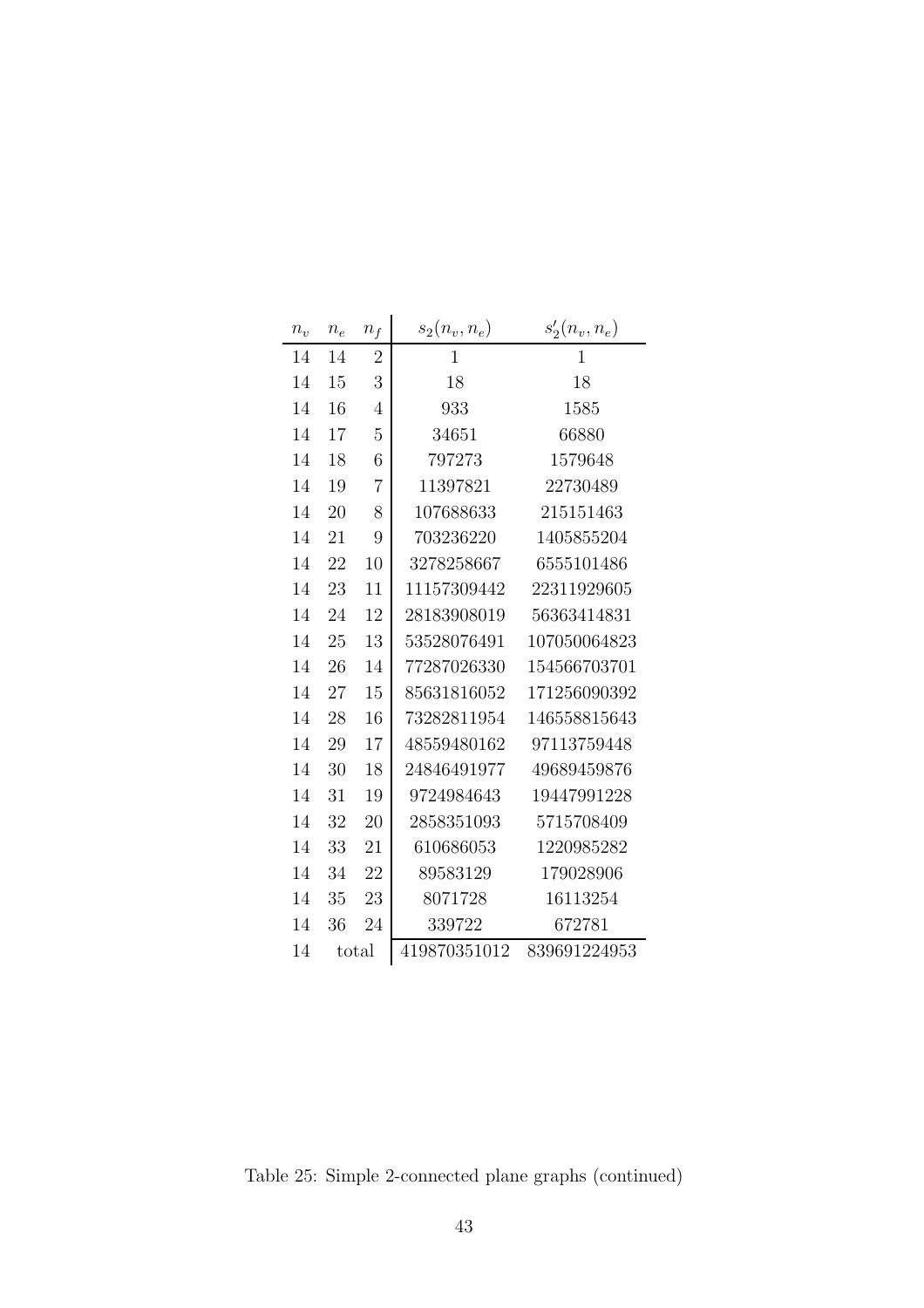| $n_v$ | $n_e$ | $n_f$ | $s_2(n_v, n_e)$ | $s'_2(n_v, n_e)$ |
|---|---|---|---|---|
| 14 | 14 | 2 | 1 | 1 |
| 14 | 15 | 3 | 18 | 18 |
| 14 | 16 | 4 | 933 | 1585 |
| 14 | 17 | 5 | 34651 | 66880 |
| 14 | 18 | 6 | 797273 | 1579648 |
| 14 | 19 | 7 | 11397821 | 22730489 |
| 14 | 20 | 8 | 107688633 | 215151463 |
| 14 | 21 | 9 | 703236220 | 1405855204 |
| 14 | 22 | 10 | 3278258667 | 6555101486 |
| 14 | 23 | 11 | 11157309442 | 22311929605 |
| 14 | 24 | 12 | 28183908019 | 56363414831 |
| 14 | 25 | 13 | 53528076491 | 107050064823 |
| 14 | 26 | 14 | 77287026330 | 154566703701 |
| 14 | 27 | 15 | 85631816052 | 171256090392 |
| 14 | 28 | 16 | 73282811954 | 146558815643 |
| 14 | 29 | 17 | 48559480162 | 97113759448 |
| 14 | 30 | 18 | 24846491977 | 49689459876 |
| 14 | 31 | 19 | 9724984643 | 19447991228 |
| 14 | 32 | 20 | 2858351093 | 5715708409 |
| 14 | 33 | 21 | 610686053 | 1220985282 |
| 14 | 34 | 22 | 89583129 | 179028906 |
| 14 | 35 | 23 | 8071728 | 16113254 |
| 14 | 36 | 24 | 339722 | 672781 |
| 14 | total | | 419870351012 | 839691224953 |

Table 25: Simple 2-connected plane graphs (continued)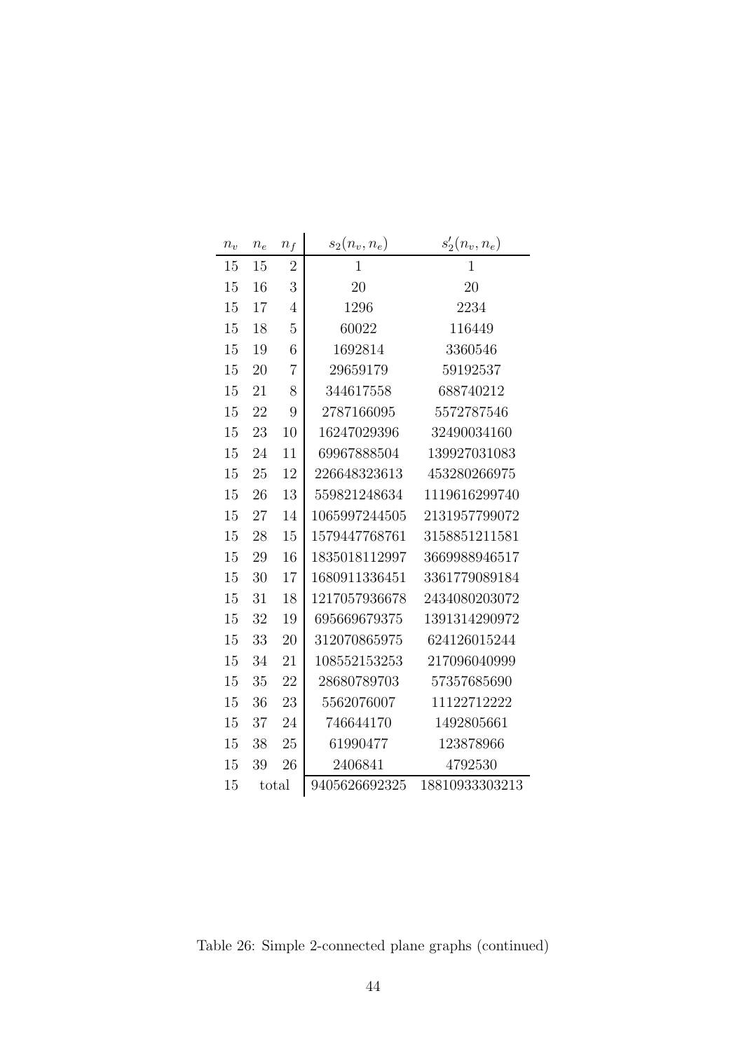| $n_v$ | $n_e$ | $n_f$ | $s_2(n_v, n_e)$ | $s'_2(n_v, n_e)$ |
|---|---|---|---|---|
| 15 | 15 | 2 | 1 | 1 |
| 15 | 16 | 3 | 20 | 20 |
| 15 | 17 | 4 | 1296 | 2234 |
| 15 | 18 | 5 | 60022 | 116449 |
| 15 | 19 | 6 | 1692814 | 3360546 |
| 15 | 20 | 7 | 29659179 | 59192537 |
| 15 | 21 | 8 | 344617558 | 688740212 |
| 15 | 22 | 9 | 2787166095 | 5572787546 |
| 15 | 23 | 10 | 16247029396 | 32490034160 |
| 15 | 24 | 11 | 69967888504 | 139927031083 |
| 15 | 25 | 12 | 226648323613 | 453280266975 |
| 15 | 26 | 13 | 559821248634 | 1119616299740 |
| 15 | 27 | 14 | 1065997244505 | 2131957799072 |
| 15 | 28 | 15 | 1579447768761 | 3158851211581 |
| 15 | 29 | 16 | 1835018112997 | 3669988946517 |
| 15 | 30 | 17 | 1680911336451 | 3361779089184 |
| 15 | 31 | 18 | 1217057936678 | 2434080203072 |
| 15 | 32 | 19 | 695669679375 | 1391314290972 |
| 15 | 33 | 20 | 312070865975 | 624126015244 |
| 15 | 34 | 21 | 108552153253 | 217096040999 |
| 15 | 35 | 22 | 28680789703 | 57357685690 |
| 15 | 36 | 23 | 5562076007 | 11122712222 |
| 15 | 37 | 24 | 746644170 | 1492805661 |
| 15 | 38 | 25 | 61990477 | 123878966 |
| 15 | 39 | 26 | 2406841 | 4792530 |
| 15 | total | | 9405626692325 | 18810933303213 |

Table 26: Simple 2-connected plane graphs (continued)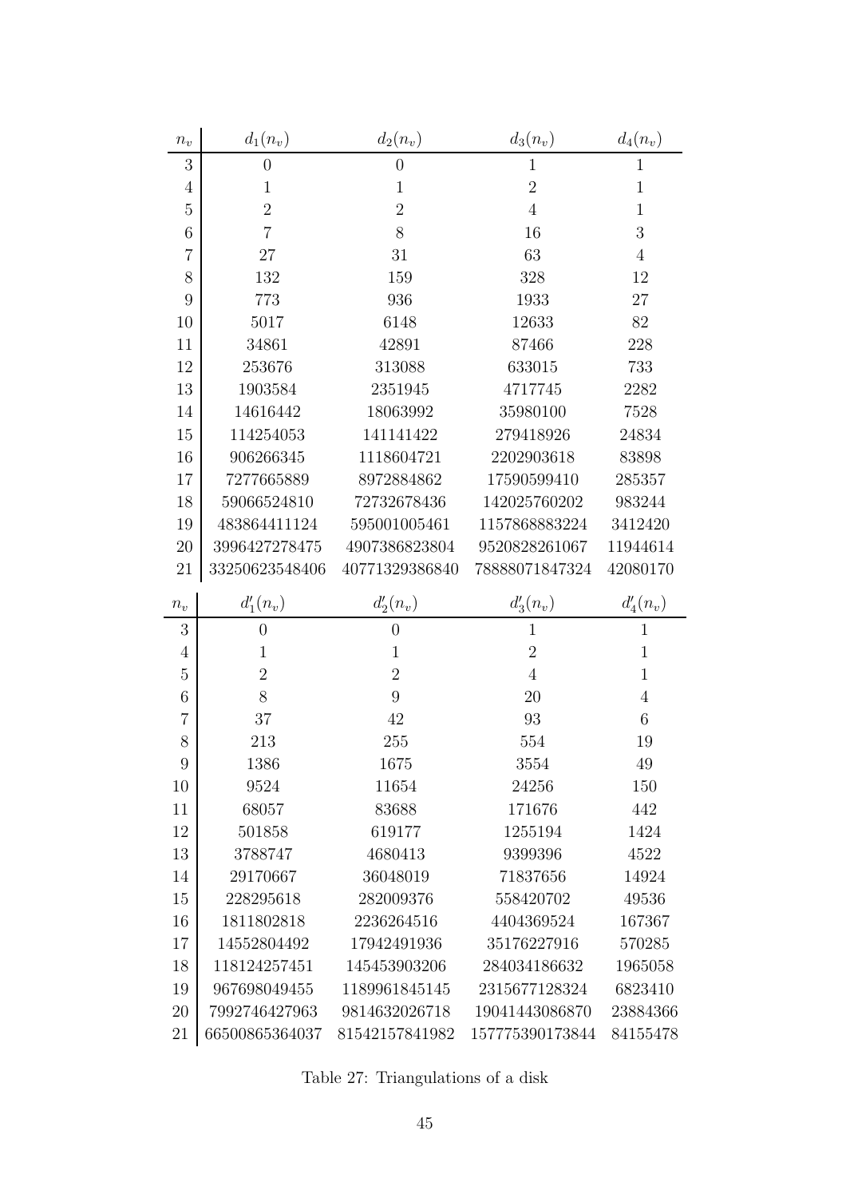| $n_v$ | $d_1(n_v)$ | $d_2(n_v)$ | $d_3(n_v)$ | $d_4(n_v)$ |
|---|---|---|---|---|
| 3 | 0 | 0 | 1 | 1 |
| 4 | 1 | 1 | 2 | 1 |
| 5 | 2 | 2 | 4 | 1 |
| 6 | 7 | 8 | 16 | 3 |
| 7 | 27 | 31 | 63 | 4 |
| 8 | 132 | 159 | 328 | 12 |
| 9 | 773 | 936 | 1933 | 27 |
| 10 | 5017 | 6148 | 12633 | 82 |
| 11 | 34861 | 42891 | 87466 | 228 |
| 12 | 253676 | 313088 | 633015 | 733 |
| 13 | 1903584 | 2351945 | 4717745 | 2282 |
| 14 | 14616442 | 18063992 | 35980100 | 7528 |
| 15 | 114254053 | 141141422 | 279418926 | 24834 |
| 16 | 906266345 | 1118604721 | 2202903618 | 83898 |
| 17 | 7277665889 | 8972884862 | 17590599410 | 285357 |
| 18 | 59066524810 | 72732678436 | 142025760202 | 983244 |
| 19 | 483864411124 | 595001005461 | 1157868883224 | 3412420 |
| 20 | 3996427278475 | 4907386823804 | 9520828261067 | 11944614 |
| 21 | 33250623548406 | 40771329386840 | 78888071847324 | 42080170 |

| $n_v$ | $d'_1(n_v)$ | $d'_2(n_v)$ | $d'_3(n_v)$ | $d'_4(n_v)$ |
|---|---|---|---|---|
| 3 | 0 | 0 | 1 | 1 |
| 4 | 1 | 1 | 2 | 1 |
| 5 | 2 | 2 | 4 | 1 |
| 6 | 8 | 9 | 20 | 4 |
| 7 | 37 | 42 | 93 | 6 |
| 8 | 213 | 255 | 554 | 19 |
| 9 | 1386 | 1675 | 3554 | 49 |
| 10 | 9524 | 11654 | 24256 | 150 |
| 11 | 68057 | 83688 | 171676 | 442 |
| 12 | 501858 | 619177 | 1255194 | 1424 |
| 13 | 3788747 | 4680413 | 9399396 | 4522 |
| 14 | 29170667 | 36048019 | 71837656 | 14924 |
| 15 | 228295618 | 282009376 | 558420702 | 49536 |
| 16 | 1811802818 | 2236264516 | 4404369524 | 167367 |
| 17 | 14552804492 | 17942491936 | 35176227916 | 570285 |
| 18 | 118124257451 | 145453903206 | 284034186632 | 1965058 |
| 19 | 967698049455 | 1189961845145 | 2315677128324 | 6823410 |
| 20 | 7992746427963 | 9814632026718 | 19041443086870 | 23884366 |
| 21 | 66500865364037 | 81542157841982 | 157775390173844 | 84155478 |

Table 27: Triangulations of a disk